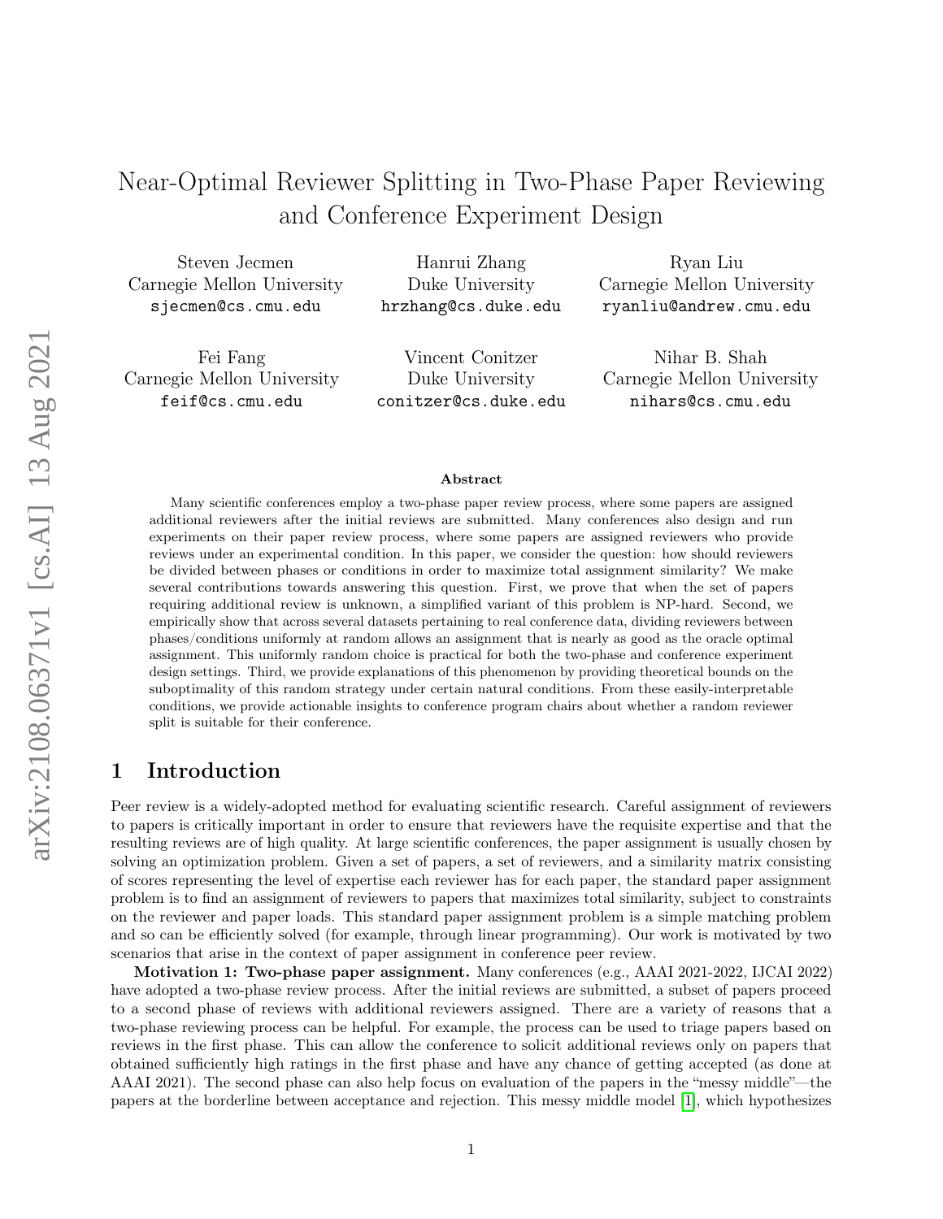# Near-Optimal Reviewer Splitting in Two-Phase Paper Reviewing and Conference Experiment Design

Steven Jecmen
Carnegie Mellon University
sjecmen@cs.cmu.edu

Hanrui Zhang
Duke University
hrzhang@cs.duke.edu

Ryan Liu
Carnegie Mellon University
ryanliu@andrew.cmu.edu

Fei Fang
Carnegie Mellon University
feif@cs.cmu.edu

Vincent Conitzer
Duke University
conitzer@cs.duke.edu

Nihar B. Shah
Carnegie Mellon University
nihars@cs.cmu.edu

### Abstract

Many scientific conferences employ a two-phase paper review process, where some papers are assigned additional reviewers after the initial reviews are submitted. Many conferences also design and run experiments on their paper review process, where some papers are assigned reviewers who provide reviews under an experimental condition. In this paper, we consider the question: how should reviewers be divided between phases or conditions in order to maximize total assignment similarity? We make several contributions towards answering this question. First, we prove that when the set of papers requiring additional review is unknown, a simplified variant of this problem is NP-hard. Second, we empirically show that across several datasets pertaining to real conference data, dividing reviewers between phases/conditions uniformly at random allows an assignment that is nearly as good as the oracle optimal assignment. This uniformly random choice is practical for both the two-phase and conference experiment design settings. Third, we provide explanations of this phenomenon by providing theoretical bounds on the suboptimality of this random strategy under certain natural conditions. From these easily-interpretable conditions, we provide actionable insights to conference program chairs about whether a random reviewer split is suitable for their conference.

## 1 Introduction

Peer review is a widely-adopted method for evaluating scientific research. Careful assignment of reviewers to papers is critically important in order to ensure that reviewers have the requisite expertise and that the resulting reviews are of high quality. At large scientific conferences, the paper assignment is usually chosen by solving an optimization problem. Given a set of papers, a set of reviewers, and a similarity matrix consisting of scores representing the level of expertise each reviewer has for each paper, the standard paper assignment problem is to find an assignment of reviewers to papers that maximizes total similarity, subject to constraints on the reviewer and paper loads. This standard paper assignment problem is a simple matching problem and so can be efficiently solved (for example, through linear programming). Our work is motivated by two scenarios that arise in the context of paper assignment in conference peer review.

**Motivation 1: Two-phase paper assignment.** Many conferences (e.g., AAAI 2021-2022, IJCAI 2022) have adopted a two-phase review process. After the initial reviews are submitted, a subset of papers proceed to a second phase of reviews with additional reviewers assigned. There are a variety of reasons that a two-phase reviewing process can be helpful. For example, the process can be used to triage papers based on reviews in the first phase. This can allow the conference to solicit additional reviews only on papers that obtained sufficiently high ratings in the first phase and have any chance of getting accepted (as done at AAAI 2021). The second phase can also help focus on evaluation of the papers in the "messy middle"—the papers at the borderline between acceptance and rejection. This messy middle model [1], which hypothesizes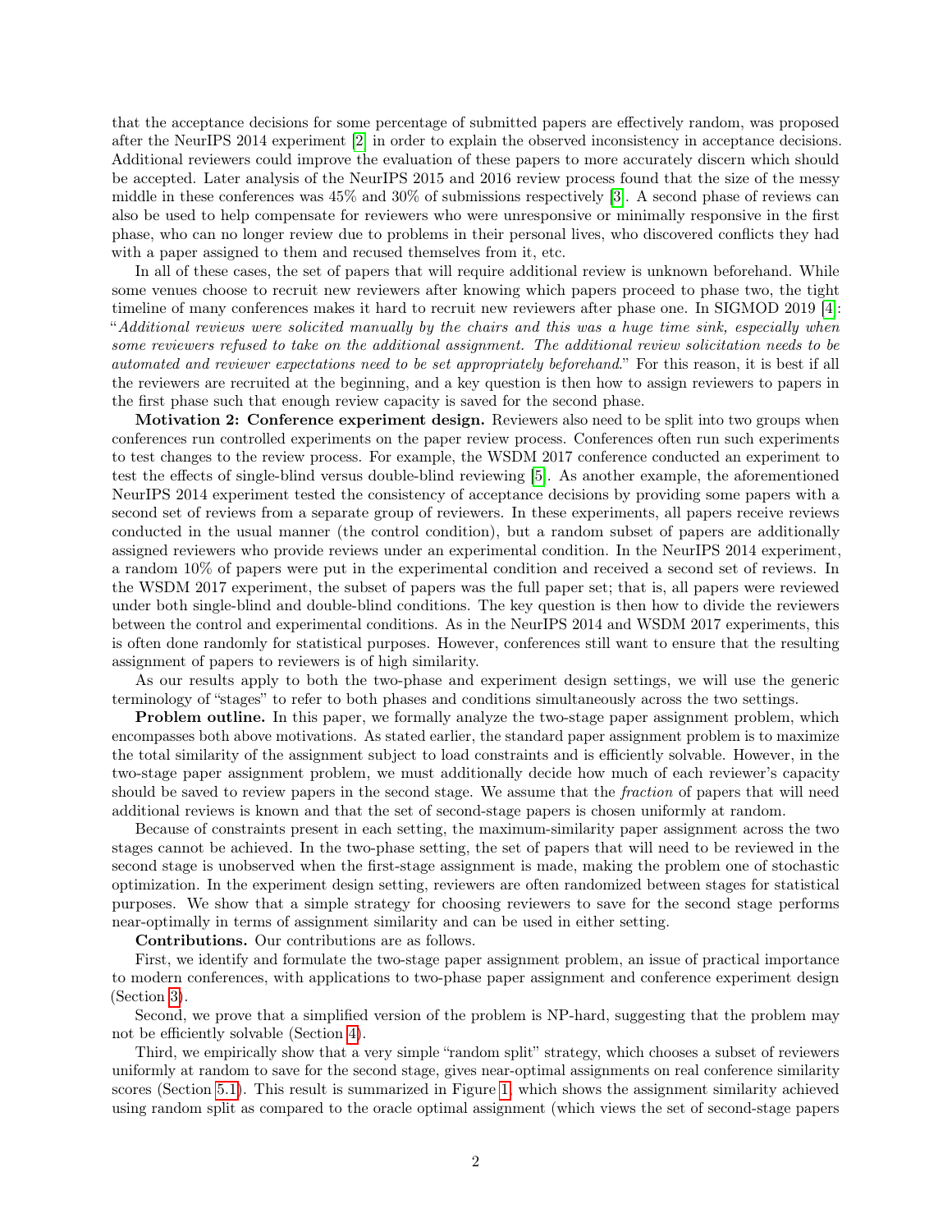that the acceptance decisions for some percentage of submitted papers are effectively random, was proposed after the NeurIPS 2014 experiment [2] in order to explain the observed inconsistency in acceptance decisions. Additional reviewers could improve the evaluation of these papers to more accurately discern which should be accepted. Later analysis of the NeurIPS 2015 and 2016 review process found that the size of the messy middle in these conferences was 45% and 30% of submissions respectively [3]. A second phase of reviews can also be used to help compensate for reviewers who were unresponsive or minimally responsive in the first phase, who can no longer review due to problems in their personal lives, who discovered conflicts they had with a paper assigned to them and recused themselves from it, etc.

In all of these cases, the set of papers that will require additional review is unknown beforehand. While some venues choose to recruit new reviewers after knowing which papers proceed to phase two, the tight timeline of many conferences makes it hard to recruit new reviewers after phase one. In SIGMOD 2019 [4]: "*Additional reviews were solicited manually by the chairs and this was a huge time sink, especially when some reviewers refused to take on the additional assignment. The additional review solicitation needs to be automated and reviewer expectations need to be set appropriately beforehand.*" For this reason, it is best if all the reviewers are recruited at the beginning, and a key question is then how to assign reviewers to papers in the first phase such that enough review capacity is saved for the second phase.

**Motivation 2: Conference experiment design.** Reviewers also need to be split into two groups when conferences run controlled experiments on the paper review process. Conferences often run such experiments to test changes to the review process. For example, the WSDM 2017 conference conducted an experiment to test the effects of single-blind versus double-blind reviewing [5]. As another example, the aforementioned NeurIPS 2014 experiment tested the consistency of acceptance decisions by providing some papers with a second set of reviews from a separate group of reviewers. In these experiments, all papers receive reviews conducted in the usual manner (the control condition), but a random subset of papers are additionally assigned reviewers who provide reviews under an experimental condition. In the NeurIPS 2014 experiment, a random 10% of papers were put in the experimental condition and received a second set of reviews. In the WSDM 2017 experiment, the subset of papers was the full paper set; that is, all papers were reviewed under both single-blind and double-blind conditions. The key question is then how to divide the reviewers between the control and experimental conditions. As in the NeurIPS 2014 and WSDM 2017 experiments, this is often done randomly for statistical purposes. However, conferences still want to ensure that the resulting assignment of papers to reviewers is of high similarity.

As our results apply to both the two-phase and experiment design settings, we will use the generic terminology of "stages" to refer to both phases and conditions simultaneously across the two settings.

**Problem outline.** In this paper, we formally analyze the two-stage paper assignment problem, which encompasses both above motivations. As stated earlier, the standard paper assignment problem is to maximize the total similarity of the assignment subject to load constraints and is efficiently solvable. However, in the two-stage paper assignment problem, we must additionally decide how much of each reviewer's capacity should be saved to review papers in the second stage. We assume that the *fraction* of papers that will need additional reviews is known and that the set of second-stage papers is chosen uniformly at random.

Because of constraints present in each setting, the maximum-similarity paper assignment across the two stages cannot be achieved. In the two-phase setting, the set of papers that will need to be reviewed in the second stage is unobserved when the first-stage assignment is made, making the problem one of stochastic optimization. In the experiment design setting, reviewers are often randomized between stages for statistical purposes. We show that a simple strategy for choosing reviewers to save for the second stage performs near-optimally in terms of assignment similarity and can be used in either setting.

**Contributions.** Our contributions are as follows.

First, we identify and formulate the two-stage paper assignment problem, an issue of practical importance to modern conferences, with applications to two-phase paper assignment and conference experiment design (Section 3).

Second, we prove that a simplified version of the problem is NP-hard, suggesting that the problem may not be efficiently solvable (Section 4).

Third, we empirically show that a very simple "random split" strategy, which chooses a subset of reviewers uniformly at random to save for the second stage, gives near-optimal assignments on real conference similarity scores (Section 5.1). This result is summarized in Figure 1, which shows the assignment similarity achieved using random split as compared to the oracle optimal assignment (which views the set of second-stage papers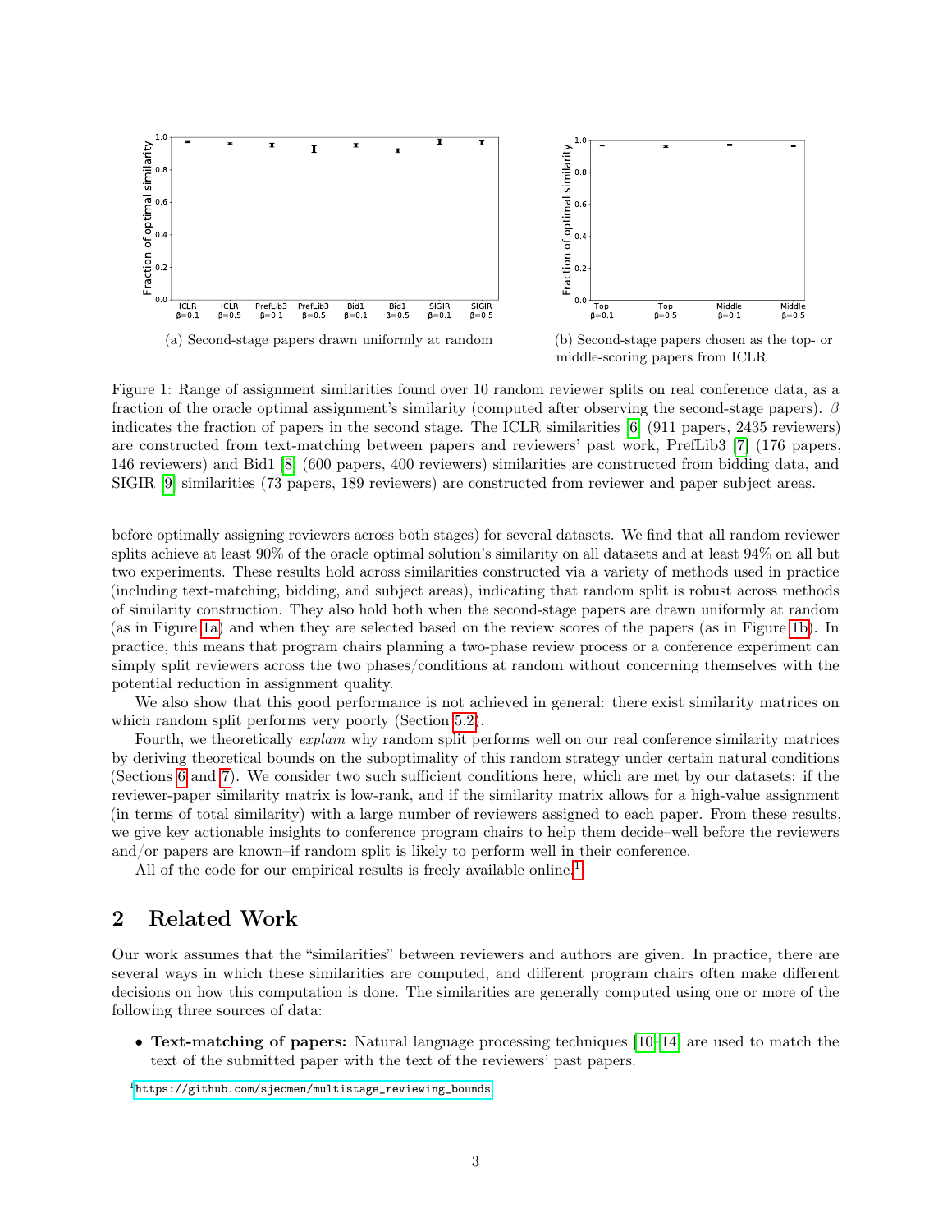(a) Second-stage papers drawn uniformly at random

(b) Second-stage papers chosen as the top- or middle-scoring papers from ICLR

Figure 1: Range of assignment similarities found over 10 random reviewer splits on real conference data, as a fraction of the oracle optimal assignment's similarity (computed after observing the second-stage papers). $\beta$ indicates the fraction of papers in the second stage. The ICLR similarities [6] (911 papers, 2435 reviewers) are constructed from text-matching between papers and reviewers' past work, PrefLib3 [7] (176 papers, 146 reviewers) and Bid1 [8] (600 papers, 400 reviewers) similarities are constructed from bidding data, and SIGIR [9] similarities (73 papers, 189 reviewers) are constructed from reviewer and paper subject areas.

before optimally assigning reviewers across both stages) for several datasets. We find that all random reviewer splits achieve at least 90% of the oracle optimal solution's similarity on all datasets and at least 94% on all but two experiments. These results hold across similarities constructed via a variety of methods used in practice (including text-matching, bidding, and subject areas), indicating that random split is robust across methods of similarity construction. They also hold both when the second-stage papers are drawn uniformly at random (as in Figure 1a) and when they are selected based on the review scores of the papers (as in Figure 1b). In practice, this means that program chairs planning a two-phase review process or a conference experiment can simply split reviewers across the two phases/conditions at random without concerning themselves with the potential reduction in assignment quality.

We also show that this good performance is not achieved in general: there exist similarity matrices on which random split performs very poorly (Section 5.2).

Fourth, we theoretically *explain* why random split performs well on our real conference similarity matrices by deriving theoretical bounds on the suboptimality of this random strategy under certain natural conditions (Sections 6 and 7). We consider two such sufficient conditions here, which are met by our datasets: if the reviewer-paper similarity matrix is low-rank, and if the similarity matrix allows for a high-value assignment (in terms of total similarity) with a large number of reviewers assigned to each paper. From these results, we give key actionable insights to conference program chairs to help them decide–well before the reviewers and/or papers are known–if random split is likely to perform well in their conference.

All of the code for our empirical results is freely available online.[1]

## 2 Related Work

Our work assumes that the "similarities" between reviewers and authors are given. In practice, there are several ways in which these similarities are computed, and different program chairs often make different decisions on how this computation is done. The similarities are generally computed using one or more of the following three sources of data:

- **Text-matching of papers:** Natural language processing techniques [10–14] are used to match the text of the submitted paper with the text of the reviewers' past papers.

[1] https://github.com/sjecmen/multistage_reviewing_bounds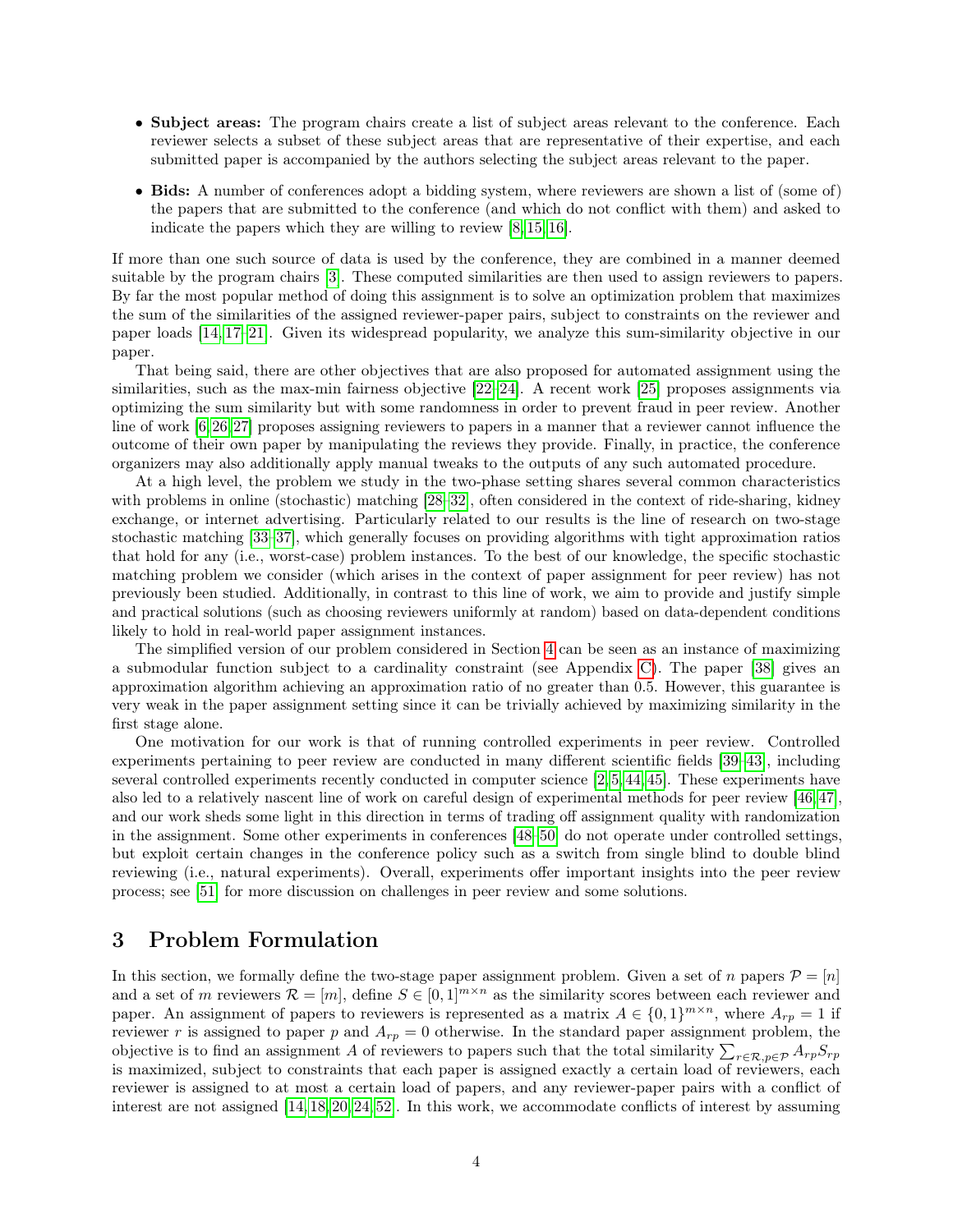- **Subject areas:** The program chairs create a list of subject areas relevant to the conference. Each reviewer selects a subset of these subject areas that are representative of their expertise, and each submitted paper is accompanied by the authors selecting the subject areas relevant to the paper.
- **Bids:** A number of conferences adopt a bidding system, where reviewers are shown a list of (some of) the papers that are submitted to the conference (and which do not conflict with them) and asked to indicate the papers which they are willing to review [8,15,16].

If more than one such source of data is used by the conference, they are combined in a manner deemed suitable by the program chairs [3]. These computed similarities are then used to assign reviewers to papers. By far the most popular method of doing this assignment is to solve an optimization problem that maximizes the sum of the similarities of the assigned reviewer-paper pairs, subject to constraints on the reviewer and paper loads [14,17–21]. Given its widespread popularity, we analyze this sum-similarity objective in our paper.

That being said, there are other objectives that are also proposed for automated assignment using the similarities, such as the max-min fairness objective [22–24]. A recent work [25] proposes assignments via optimizing the sum similarity but with some randomness in order to prevent fraud in peer review. Another line of work [6,26,27] proposes assigning reviewers to papers in a manner that a reviewer cannot influence the outcome of their own paper by manipulating the reviews they provide. Finally, in practice, the conference organizers may also additionally apply manual tweaks to the outputs of any such automated procedure.

At a high level, the problem we study in the two-phase setting shares several common characteristics with problems in online (stochastic) matching [28–32], often considered in the context of ride-sharing, kidney exchange, or internet advertising. Particularly related to our results is the line of research on two-stage stochastic matching [33–37], which generally focuses on providing algorithms with tight approximation ratios that hold for any (i.e., worst-case) problem instances. To the best of our knowledge, the specific stochastic matching problem we consider (which arises in the context of paper assignment for peer review) has not previously been studied. Additionally, in contrast to this line of work, we aim to provide and justify simple and practical solutions (such as choosing reviewers uniformly at random) based on data-dependent conditions likely to hold in real-world paper assignment instances.

The simplified version of our problem considered in Section 4 can be seen as an instance of maximizing a submodular function subject to a cardinality constraint (see Appendix C). The paper [38] gives an approximation algorithm achieving an approximation ratio of no greater than 0.5. However, this guarantee is very weak in the paper assignment setting since it can be trivially achieved by maximizing similarity in the first stage alone.

One motivation for our work is that of running controlled experiments in peer review. Controlled experiments pertaining to peer review are conducted in many different scientific fields [39–43], including several controlled experiments recently conducted in computer science [2,5,44,45]. These experiments have also led to a relatively nascent line of work on careful design of experimental methods for peer review [46,47], and our work sheds some light in this direction in terms of trading off assignment quality with randomization in the assignment. Some other experiments in conferences [48–50] do not operate under controlled settings, but exploit certain changes in the conference policy such as a switch from single blind to double blind reviewing (i.e., natural experiments). Overall, experiments offer important insights into the peer review process; see [51] for more discussion on challenges in peer review and some solutions.

# 3 Problem Formulation

In this section, we formally define the two-stage paper assignment problem. Given a set of $n$ papers $\mathcal{P} = [n]$ and a set of $m$ reviewers $\mathcal{R} = [m]$, define $S \in [0, 1]^{m \times n}$ as the similarity scores between each reviewer and paper. An assignment of papers to reviewers is represented as a matrix $A \in \{0, 1\}^{m \times n}$, where $A_{rp} = 1$ if reviewer $r$ is assigned to paper $p$ and $A_{rp} = 0$ otherwise. In the standard paper assignment problem, the objective is to find an assignment $A$ of reviewers to papers such that the total similarity $\sum_{r \in \mathcal{R}, p \in \mathcal{P}} A_{rp} S_{rp}$ is maximized, subject to constraints that each paper is assigned exactly a certain load of reviewers, each reviewer is assigned to at most a certain load of papers, and any reviewer-paper pairs with a conflict of interest are not assigned [14,18,20,24,52]. In this work, we accommodate conflicts of interest by assuming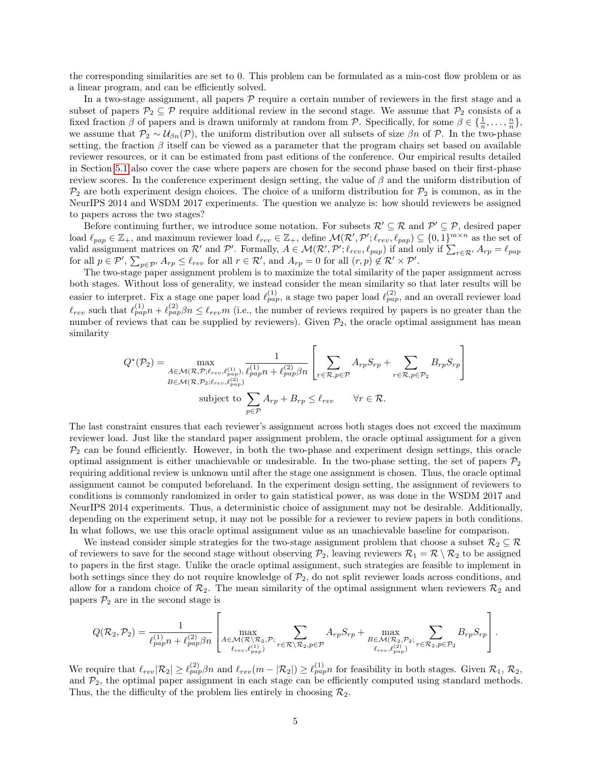the corresponding similarities are set to 0. This problem can be formulated as a min-cost flow problem or as a linear program, and can be efficiently solved.

In a two-stage assignment, all papers $\mathcal{P}$ require a certain number of reviewers in the first stage and a subset of papers $\mathcal{P}_2 \subseteq \mathcal{P}$ require additional review in the second stage. We assume that $\mathcal{P}_2$ consists of a fixed fraction $\beta$ of papers and is drawn uniformly at random from $\mathcal{P}$. Specifically, for some $\beta \in \{\frac{1}{n}, \dots, \frac{n}{n}\}$, we assume that $\mathcal{P}_2 \sim \mathcal{U}_{\beta n}(\mathcal{P})$, the uniform distribution over all subsets of size $\beta n$ of $\mathcal{P}$. In the two-phase setting, the fraction $\beta$ itself can be viewed as a parameter that the program chairs set based on available reviewer resources, or it can be estimated from past editions of the conference. Our empirical results detailed in Section 5.1 also cover the case where papers are chosen for the second phase based on their first-phase review scores. In the conference experiment design setting, the value of $\beta$ and the uniform distribution of $\mathcal{P}_2$ are both experiment design choices. The choice of a uniform distribution for $\mathcal{P}_2$ is common, as in the NeurIPS 2014 and WSDM 2017 experiments. The question we analyze is: how should reviewers be assigned to papers across the two stages?

Before continuing further, we introduce some notation. For subsets $\mathcal{R}' \subseteq \mathcal{R}$ and $\mathcal{P}' \subseteq \mathcal{P}$, desired paper load $\ell_{pap} \in \mathbb{Z}_+$, and maximum reviewer load $\ell_{rev} \in \mathbb{Z}_+$, define $\mathcal{M}(\mathcal{R}', \mathcal{P}'; \ell_{rev}, \ell_{pap}) \subseteq \{0,1\}^{m \times n}$ as the set of valid assignment matrices on $\mathcal{R}'$ and $\mathcal{P}'$. Formally, $A \in \mathcal{M}(\mathcal{R}', \mathcal{P}'; \ell_{rev}, \ell_{pap})$ if and only if $\sum_{r \in \mathcal{R}'} A_{rp} = \ell_{pap}$ for all $p \in \mathcal{P}'$, $\sum_{p \in \mathcal{P}'} A_{rp} \leq \ell_{rev}$ for all $r \in \mathcal{R}'$, and $A_{rp} = 0$ for all $(r,p) \notin \mathcal{R}' \times \mathcal{P}'$.

The two-stage paper assignment problem is to maximize the total similarity of the paper assignment across both stages. Without loss of generality, we instead consider the mean similarity so that later results will be easier to interpret. Fix a stage one paper load $\ell_{pap}^{(1)}$, a stage two paper load $\ell_{pap}^{(2)}$, and an overall reviewer load $\ell_{rev}$ such that $\ell_{pap}^{(1)} n + \ell_{pap}^{(2)} \beta n \leq \ell_{rev} m$ (i.e., the number of reviews required by papers is no greater than the number of reviews that can be supplied by reviewers). Given $\mathcal{P}_2$, the oracle optimal assignment has mean similarity

$$Q^*(\mathcal{P}_2) = \max_{\substack{A \in \mathcal{M}(\mathcal{R}, \mathcal{P}; \ell_{rev}, \ell_{pap}^{(1)}), \\ B \in \mathcal{M}(\mathcal{R}, \mathcal{P}_2; \ell_{rev}, \ell_{pap}^{(2)})}} \frac{1}{\ell_{pap}^{(1)} n + \ell_{pap}^{(2)} \beta n} \left[ \sum_{r \in \mathcal{R}, p \in \mathcal{P}} A_{rp} S_{rp} + \sum_{r \in \mathcal{R}, p \in \mathcal{P}_2} B_{rp} S_{rp} \right]$$

$$\text{subject to } \sum_{p \in \mathcal{P}} A_{rp} + B_{rp} \leq \ell_{rev} \qquad \forall r \in \mathcal{R}.$$

The last constraint ensures that each reviewer's assignment across both stages does not exceed the maximum reviewer load. Just like the standard paper assignment problem, the oracle optimal assignment for a given $\mathcal{P}_2$ can be found efficiently. However, in both the two-phase and experiment design settings, this oracle optimal assignment is either unachievable or undesirable. In the two-phase setting, the set of papers $\mathcal{P}_2$ requiring additional review is unknown until after the stage one assignment is chosen. Thus, the oracle optimal assignment cannot be computed beforehand. In the experiment design setting, the assignment of reviewers to conditions is commonly randomized in order to gain statistical power, as was done in the WSDM 2017 and NeurIPS 2014 experiments. Thus, a deterministic choice of assignment may not be desirable. Additionally, depending on the experiment setup, it may not be possible for a reviewer to review papers in both conditions. In what follows, we use this oracle optimal assignment value as an unachievable baseline for comparison.

We instead consider simple strategies for the two-stage assignment problem that choose a subset $\mathcal{R}_2 \subseteq \mathcal{R}$ of reviewers to save for the second stage without observing $\mathcal{P}_2$, leaving reviewers $\mathcal{R}_1 = \mathcal{R} \setminus \mathcal{R}_2$ to be assigned to papers in the first stage. Unlike the oracle optimal assignment, such strategies are feasible to implement in both settings since they do not require knowledge of $\mathcal{P}_2$, do not split reviewer loads across conditions, and allow for a random choice of $\mathcal{R}_2$. The mean similarity of the optimal assignment when reviewers $\mathcal{R}_2$ and papers $\mathcal{P}_2$ are in the second stage is

$$Q(\mathcal{R}_2, \mathcal{P}_2) = \frac{1}{\ell_{pap}^{(1)} n + \ell_{pap}^{(2)} \beta n} \left[ \max_{\substack{A \in \mathcal{M}(\mathcal{R} \setminus \mathcal{R}_2, \mathcal{P}; \\ \ell_{rev}, \ell_{pap}^{(1)})}} \sum_{r \in \mathcal{R} \setminus \mathcal{R}_2, p \in \mathcal{P}} A_{rp} S_{rp} + \max_{\substack{B \in \mathcal{M}(\mathcal{R}_2, \mathcal{P}_2; \\ \ell_{rev}, \ell_{pap}^{(2)})}} \sum_{r \in \mathcal{R}_2, p \in \mathcal{P}_2} B_{rp} S_{rp} \right].$$

We require that $\ell_{rev} |\mathcal{R}_2| \geq \ell_{pap}^{(2)} \beta n$ and $\ell_{rev}(m - |\mathcal{R}_2|) \geq \ell_{pap}^{(1)} n$ for feasibility in both stages. Given $\mathcal{R}_1$, $\mathcal{R}_2$, and $\mathcal{P}_2$, the optimal paper assignment in each stage can be efficiently computed using standard methods. Thus, the the difficulty of the problem lies entirely in choosing $\mathcal{R}_2$.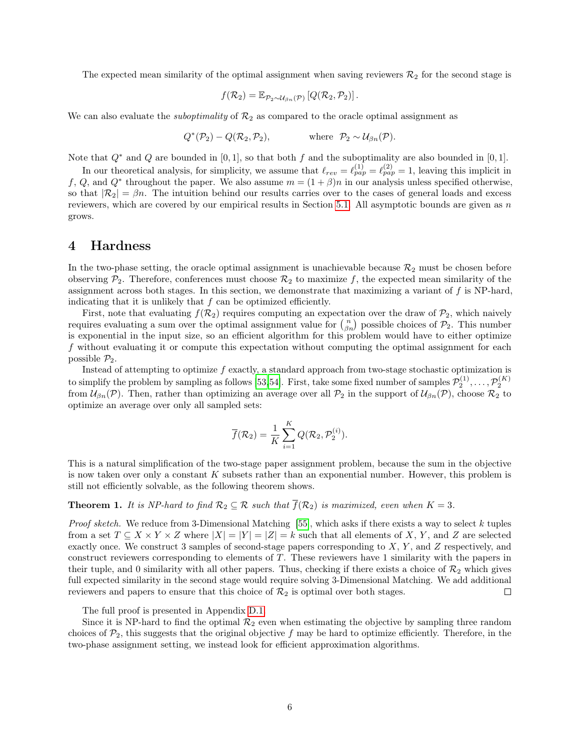The expected mean similarity of the optimal assignment when saving reviewers $\mathcal{R}_2$ for the second stage is

$$f(\mathcal{R}_2) = \mathbb{E}_{\mathcal{P}_2 \sim \mathcal{U}_{\beta n}(\mathcal{P})} \left[ Q(\mathcal{R}_2, \mathcal{P}_2) \right].$$

We can also evaluate the *suboptimality* of $\mathcal{R}_2$ as compared to the oracle optimal assignment as

$$Q^*(\mathcal{P}_2) - Q(\mathcal{R}_2, \mathcal{P}_2), \qquad \text{where } \ \mathcal{P}_2 \sim \mathcal{U}_{\beta n}(\mathcal{P}).$$

Note that $Q^*$ and $Q$ are bounded in $[0, 1]$, so that both $f$ and the suboptimality are also bounded in $[0, 1]$.

In our theoretical analysis, for simplicity, we assume that $\ell_{rev} = \ell_{pap}^{(1)} = \ell_{pap}^{(2)} = 1$, leaving this implicit in $f$, $Q$, and $Q^*$ throughout the paper. We also assume $m = (1 + \beta)n$ in our analysis unless specified otherwise, so that $|\mathcal{R}_2| = \beta n$. The intuition behind our results carries over to the cases of general loads and excess reviewers, which are covered by our empirical results in Section 5.1. All asymptotic bounds are given as $n$ grows.

# 4 Hardness

In the two-phase setting, the oracle optimal assignment is unachievable because $\mathcal{R}_2$ must be chosen before observing $\mathcal{P}_2$. Therefore, conferences must choose $\mathcal{R}_2$ to maximize $f$, the expected mean similarity of the assignment across both stages. In this section, we demonstrate that maximizing a variant of $f$ is NP-hard, indicating that it is unlikely that $f$ can be optimized efficiently.

First, note that evaluating $f(\mathcal{R}_2)$ requires computing an expectation over the draw of $\mathcal{P}_2$, which naively requires evaluating a sum over the optimal assignment value for $\binom{n}{\beta n}$ possible choices of $\mathcal{P}_2$. This number is exponential in the input size, so an efficient algorithm for this problem would have to either optimize $f$ without evaluating it or compute this expectation without computing the optimal assignment for each possible $\mathcal{P}_2$.

Instead of attempting to optimize $f$ exactly, a standard approach from two-stage stochastic optimization is to simplify the problem by sampling as follows [53,54]. First, take some fixed number of samples $\mathcal{P}_2^{(1)}, \dots, \mathcal{P}_2^{(K)}$ from $\mathcal{U}_{\beta n}(\mathcal{P})$. Then, rather than optimizing an average over all $\mathcal{P}_2$ in the support of $\mathcal{U}_{\beta n}(\mathcal{P})$, choose $\mathcal{R}_2$ to optimize an average over only all sampled sets:

$$\overline{f}(\mathcal{R}_2) = \frac{1}{K} \sum_{i=1}^{K} Q(\mathcal{R}_2, \mathcal{P}_2^{(i)}).$$

This is a natural simplification of the two-stage paper assignment problem, because the sum in the objective is now taken over only a constant $K$ subsets rather than an exponential number. However, this problem is still not efficiently solvable, as the following theorem shows.

**Theorem 1.** *It is NP-hard to find $\mathcal{R}_2 \subseteq \mathcal{R}$ such that $\overline{f}(\mathcal{R}_2)$ is maximized, even when $K = 3$.*

*Proof sketch.* We reduce from 3-Dimensional Matching [55], which asks if there exists a way to select $k$ tuples from a set $T \subseteq X \times Y \times Z$ where $|X| = |Y| = |Z| = k$ such that all elements of $X$, $Y$, and $Z$ are selected exactly once. We construct 3 samples of second-stage papers corresponding to $X$, $Y$, and $Z$ respectively, and construct reviewers corresponding to elements of $T$. These reviewers have 1 similarity with the papers in their tuple, and 0 similarity with all other papers. Thus, checking if there exists a choice of $\mathcal{R}_2$ which gives full expected similarity in the second stage would require solving 3-Dimensional Matching. We add additional reviewers and papers to ensure that this choice of $\mathcal{R}_2$ is optimal over both stages. ◻

The full proof is presented in Appendix D.1.

Since it is NP-hard to find the optimal $\mathcal{R}_2$ even when estimating the objective by sampling three random choices of $\mathcal{P}_2$, this suggests that the original objective $f$ may be hard to optimize efficiently. Therefore, in the two-phase assignment setting, we instead look for efficient approximation algorithms.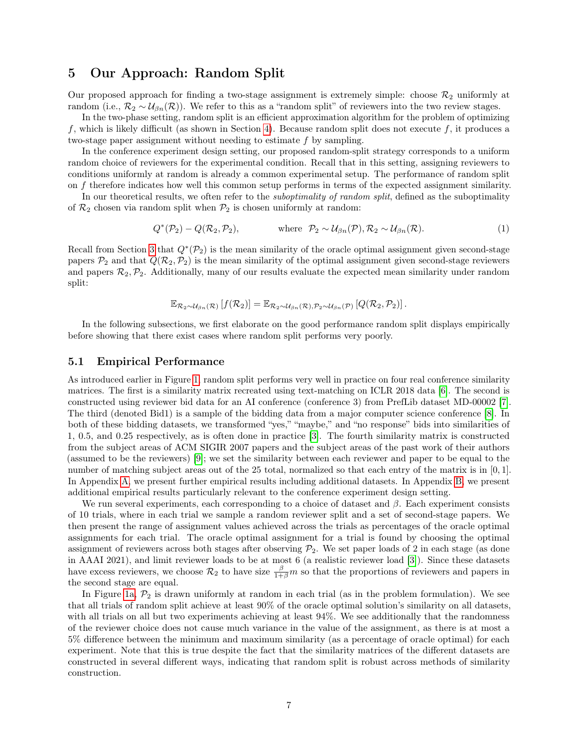## 5 Our Approach: Random Split

Our proposed approach for finding a two-stage assignment is extremely simple: choose $\mathcal{R}_2$ uniformly at random (i.e., $\mathcal{R}_2 \sim \mathcal{U}_{\beta n}(\mathcal{R})$). We refer to this as a "random split" of reviewers into the two review stages.

In the two-phase setting, random split is an efficient approximation algorithm for the problem of optimizing $f$, which is likely difficult (as shown in Section 4). Because random split does not execute $f$, it produces a two-stage paper assignment without needing to estimate $f$ by sampling.

In the conference experiment design setting, our proposed random-split strategy corresponds to a uniform random choice of reviewers for the experimental condition. Recall that in this setting, assigning reviewers to conditions uniformly at random is already a common experimental setup. The performance of random split on $f$ therefore indicates how well this common setup performs in terms of the expected assignment similarity.

In our theoretical results, we often refer to the *suboptimality of random split*, defined as the suboptimality of $\mathcal{R}_2$ chosen via random split when $\mathcal{P}_2$ is chosen uniformly at random:

$$Q^*(\mathcal{P}_2) - Q(\mathcal{R}_2, \mathcal{P}_2), \qquad \text{where } \ \mathcal{P}_2 \sim \mathcal{U}_{\beta n}(\mathcal{P}), \mathcal{R}_2 \sim \mathcal{U}_{\beta n}(\mathcal{R}). \tag{1}$$

Recall from Section 3 that $Q^*(\mathcal{P}_2)$ is the mean similarity of the oracle optimal assignment given second-stage papers $\mathcal{P}_2$ and that $Q(\mathcal{R}_2, \mathcal{P}_2)$ is the mean similarity of the optimal assignment given second-stage reviewers and papers $\mathcal{R}_2, \mathcal{P}_2$. Additionally, many of our results evaluate the expected mean similarity under random split:

$$\mathbb{E}_{\mathcal{R}_2 \sim \mathcal{U}_{\beta n}(\mathcal{R})} \left[ f(\mathcal{R}_2) \right] = \mathbb{E}_{\mathcal{R}_2 \sim \mathcal{U}_{\beta n}(\mathcal{R}), \mathcal{P}_2 \sim \mathcal{U}_{\beta n}(\mathcal{P})} \left[ Q(\mathcal{R}_2, \mathcal{P}_2) \right].$$

In the following subsections, we first elaborate on the good performance random split displays empirically before showing that there exist cases where random split performs very poorly.

### 5.1 Empirical Performance

As introduced earlier in Figure 1, random split performs very well in practice on four real conference similarity matrices. The first is a similarity matrix recreated using text-matching on ICLR 2018 data [6]. The second is constructed using reviewer bid data for an AI conference (conference 3) from PrefLib dataset MD-00002 [7]. The third (denoted Bid1) is a sample of the bidding data from a major computer science conference [8]. In both of these bidding datasets, we transformed "yes," "maybe," and "no response" bids into similarities of 1, 0.5, and 0.25 respectively, as is often done in practice [3]. The fourth similarity matrix is constructed from the subject areas of ACM SIGIR 2007 papers and the subject areas of the past work of their authors (assumed to be the reviewers) [9]; we set the similarity between each reviewer and paper to be equal to the number of matching subject areas out of the 25 total, normalized so that each entry of the matrix is in $[0, 1]$. In Appendix A, we present further empirical results including additional datasets. In Appendix B, we present additional empirical results particularly relevant to the conference experiment design setting.

We run several experiments, each corresponding to a choice of dataset and $\beta$. Each experiment consists of 10 trials, where in each trial we sample a random reviewer split and a set of second-stage papers. We then present the range of assignment values achieved across the trials as percentages of the oracle optimal assignments for each trial. The oracle optimal assignment for a trial is found by choosing the optimal assignment of reviewers across both stages after observing $\mathcal{P}_2$. We set paper loads of 2 in each stage (as done in AAAI 2021), and limit reviewer loads to be at most 6 (a realistic reviewer load [3]). Since these datasets have excess reviewers, we choose $\mathcal{R}_2$ to have size $\frac{\beta}{1+\beta} m$ so that the proportions of reviewers and papers in the second stage are equal.

In Figure 1a, $\mathcal{P}_2$ is drawn uniformly at random in each trial (as in the problem formulation). We see that all trials of random split achieve at least 90% of the oracle optimal solution's similarity on all datasets, with all trials on all but two experiments achieving at least 94%. We see additionally that the randomness of the reviewer choice does not cause much variance in the value of the assignment, as there is at most a 5% difference between the minimum and maximum similarity (as a percentage of oracle optimal) for each experiment. Note that this is true despite the fact that the similarity matrices of the different datasets are constructed in several different ways, indicating that random split is robust across methods of similarity construction.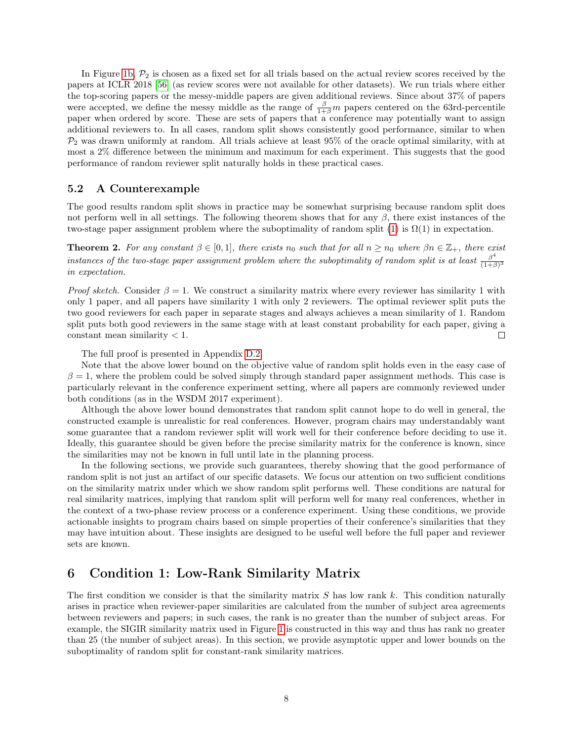In Figure 1b, $\mathcal{P}_2$ is chosen as a fixed set for all trials based on the actual review scores received by the papers at ICLR 2018 [56] (as review scores were not available for other datasets). We run trials where either the top-scoring papers or the messy-middle papers are given additional reviews. Since about 37% of papers were accepted, we define the messy middle as the range of $\frac{\beta}{1+\beta}m$ papers centered on the 63rd-percentile paper when ordered by score. These are sets of papers that a conference may potentially want to assign additional reviewers to. In all cases, random split shows consistently good performance, similar to when $\mathcal{P}_2$ was drawn uniformly at random. All trials achieve at least 95% of the oracle optimal similarity, with at most a 2% difference between the minimum and maximum for each experiment. This suggests that the good performance of random reviewer split naturally holds in these practical cases.

### 5.2 A Counterexample

The good results random split shows in practice may be somewhat surprising because random split does not perform well in all settings. The following theorem shows that for any $\beta$, there exist instances of the two-stage paper assignment problem where the suboptimality of random split (1) is $\Omega(1)$ in expectation.

**Theorem 2.** *For any constant $\beta \in [0, 1]$, there exists $n_0$ such that for all $n \geq n_0$ where $\beta n \in \mathbb{Z}_+$, there exist instances of the two-stage paper assignment problem where the suboptimality of random split is at least $\frac{\beta^4}{(1+\beta)^3}$ in expectation.*

*Proof sketch.* Consider $\beta = 1$. We construct a similarity matrix where every reviewer has similarity 1 with only 1 paper, and all papers have similarity 1 with only 2 reviewers. The optimal reviewer split puts the two good reviewers for each paper in separate stages and always achieves a mean similarity of 1. Random split puts both good reviewers in the same stage with at least constant probability for each paper, giving a constant mean similarity $< 1$. □

The full proof is presented in Appendix D.2.

Note that the above lower bound on the objective value of random split holds even in the easy case of $\beta = 1$, where the problem could be solved simply through standard paper assignment methods. This case is particularly relevant in the conference experiment setting, where all papers are commonly reviewed under both conditions (as in the WSDM 2017 experiment).

Although the above lower bound demonstrates that random split cannot hope to do well in general, the constructed example is unrealistic for real conferences. However, program chairs may understandably want some guarantee that a random reviewer split will work well for their conference before deciding to use it. Ideally, this guarantee should be given before the precise similarity matrix for the conference is known, since the similarities may not be known in full until late in the planning process.

In the following sections, we provide such guarantees, thereby showing that the good performance of random split is not just an artifact of our specific datasets. We focus our attention on two sufficient conditions on the similarity matrix under which we show random split performs well. These conditions are natural for real similarity matrices, implying that random split will perform well for many real conferences, whether in the context of a two-phase review process or a conference experiment. Using these conditions, we provide actionable insights to program chairs based on simple properties of their conference's similarities that they may have intuition about. These insights are designed to be useful well before the full paper and reviewer sets are known.

## 6 Condition 1: Low-Rank Similarity Matrix

The first condition we consider is that the similarity matrix $S$ has low rank $k$. This condition naturally arises in practice when reviewer-paper similarities are calculated from the number of subject area agreements between reviewers and papers; in such cases, the rank is no greater than the number of subject areas. For example, the SIGIR similarity matrix used in Figure 1 is constructed in this way and thus has rank no greater than 25 (the number of subject areas). In this section, we provide asymptotic upper and lower bounds on the suboptimality of random split for constant-rank similarity matrices.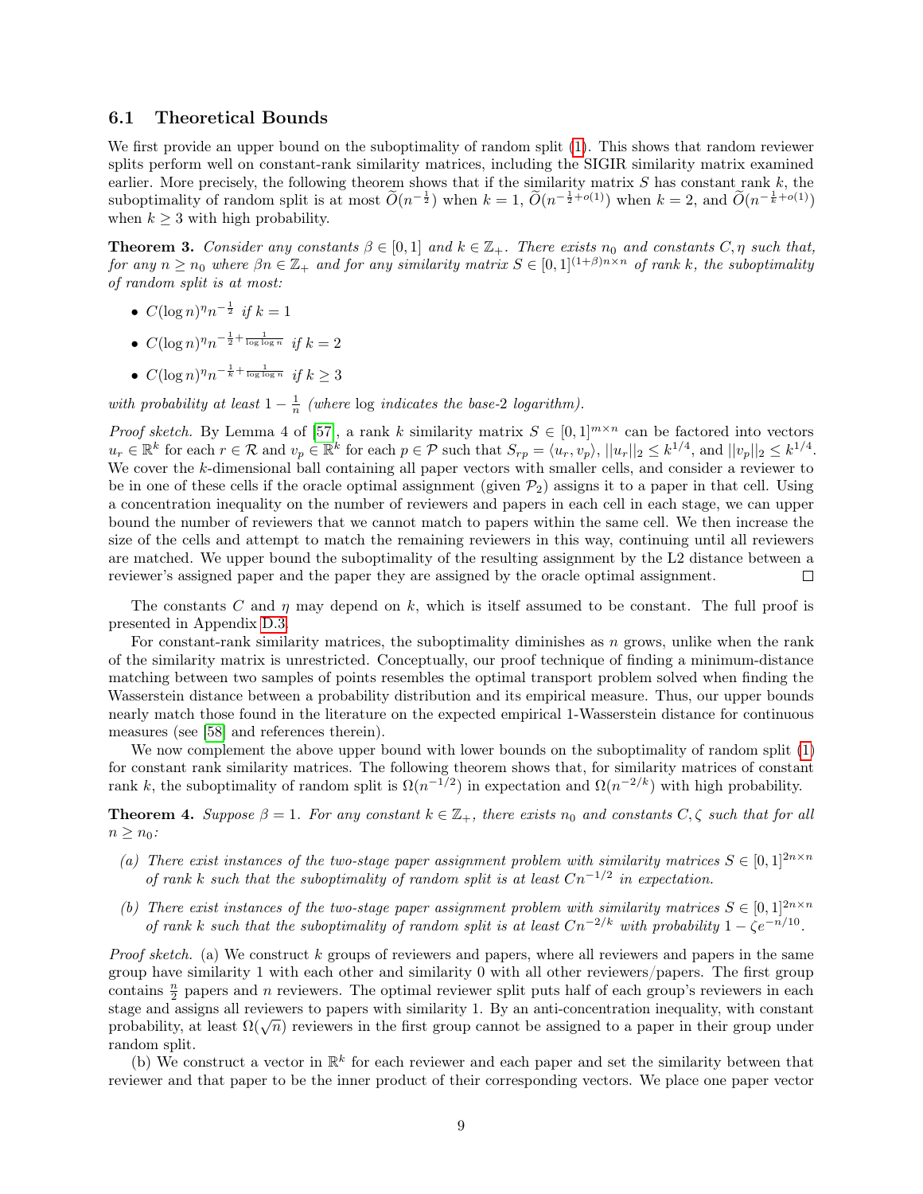### 6.1 Theoretical Bounds

We first provide an upper bound on the suboptimality of random split (1). This shows that random reviewer splits perform well on constant-rank similarity matrices, including the SIGIR similarity matrix examined earlier. More precisely, the following theorem shows that if the similarity matrix $S$ has constant rank $k$, the suboptimality of random split is at most $\widetilde{O}(n^{-\frac{1}{2}})$ when $k = 1$, $\widetilde{O}(n^{-\frac{1}{2}+o(1)})$ when $k = 2$, and $\widetilde{O}(n^{-\frac{1}{k}+o(1)})$ when $k \geq 3$ with high probability.

**Theorem 3.** *Consider any constants $\beta \in [0, 1]$ and $k \in \mathbb{Z}_+$. There exists $n_0$ and constants $C, \eta$ such that, for any $n \geq n_0$ where $\beta n \in \mathbb{Z}_+$ and for any similarity matrix $S \in [0, 1]^{(1+\beta)n \times n}$ of rank $k$, the suboptimality of random split is at most:*

- $C(\log n)^\eta n^{-\frac{1}{2}}$ *if* $k = 1$
- $C(\log n)^\eta n^{-\frac{1}{2}+\frac{1}{\log \log n}}$ *if* $k = 2$
- $C(\log n)^\eta n^{-\frac{1}{k}+\frac{1}{\log \log n}}$ *if* $k \geq 3$

*with probability at least $1 - \frac{1}{n}$ (where* log *indicates the base-2 logarithm).*

*Proof sketch.* By Lemma 4 of [57], a rank $k$ similarity matrix $S \in [0, 1]^{m \times n}$ can be factored into vectors $u_r \in \mathbb{R}^k$ for each $r \in \mathcal{R}$ and $v_p \in \mathbb{R}^k$ for each $p \in \mathcal{P}$ such that $S_{rp} = \langle u_r, v_p \rangle$, $||u_r||_2 \leq k^{1/4}$, and $||v_p||_2 \leq k^{1/4}$. We cover the $k$-dimensional ball containing all paper vectors with smaller cells, and consider a reviewer to be in one of these cells if the oracle optimal assignment (given $\mathcal{P}_2$) assigns it to a paper in that cell. Using a concentration inequality on the number of reviewers and papers in each cell in each stage, we can upper bound the number of reviewers that we cannot match to papers within the same cell. We then increase the size of the cells and attempt to match the remaining reviewers in this way, continuing until all reviewers are matched. We upper bound the suboptimality of the resulting assignment by the L2 distance between a reviewer's assigned paper and the paper they are assigned by the oracle optimal assignment. □

The constants $C$ and $\eta$ may depend on $k$, which is itself assumed to be constant. The full proof is presented in Appendix D.3.

For constant-rank similarity matrices, the suboptimality diminishes as $n$ grows, unlike when the rank of the similarity matrix is unrestricted. Conceptually, our proof technique of finding a minimum-distance matching between two samples of points resembles the optimal transport problem solved when finding the Wasserstein distance between a probability distribution and its empirical measure. Thus, our upper bounds nearly match those found in the literature on the expected empirical 1-Wasserstein distance for continuous measures (see [58] and references therein).

We now complement the above upper bound with lower bounds on the suboptimality of random split (1) for constant rank similarity matrices. The following theorem shows that, for similarity matrices of constant rank $k$, the suboptimality of random split is $\Omega(n^{-1/2})$ in expectation and $\Omega(n^{-2/k})$ with high probability.

**Theorem 4.** *Suppose $\beta = 1$. For any constant $k \in \mathbb{Z}_+$, there exists $n_0$ and constants $C, \zeta$ such that for all $n \geq n_0$:*

*(a) There exist instances of the two-stage paper assignment problem with similarity matrices $S \in [0, 1]^{2n \times n}$ of rank $k$ such that the suboptimality of random split is at least $Cn^{-1/2}$ in expectation.*

*(b) There exist instances of the two-stage paper assignment problem with similarity matrices $S \in [0, 1]^{2n \times n}$ of rank $k$ such that the suboptimality of random split is at least $Cn^{-2/k}$ with probability $1 - \zeta e^{-n/10}$.*

*Proof sketch.* (a) We construct $k$ groups of reviewers and papers, where all reviewers and papers in the same group have similarity 1 with each other and similarity 0 with all other reviewers/papers. The first group contains $\frac{n}{2}$ papers and $n$ reviewers. The optimal reviewer split puts half of each group's reviewers in each stage and assigns all reviewers to papers with similarity 1. By an anti-concentration inequality, with constant probability, at least $\Omega(\sqrt{n})$ reviewers in the first group cannot be assigned to a paper in their group under random split.

(b) We construct a vector in $\mathbb{R}^k$ for each reviewer and each paper and set the similarity between that reviewer and that paper to be the inner product of their corresponding vectors. We place one paper vector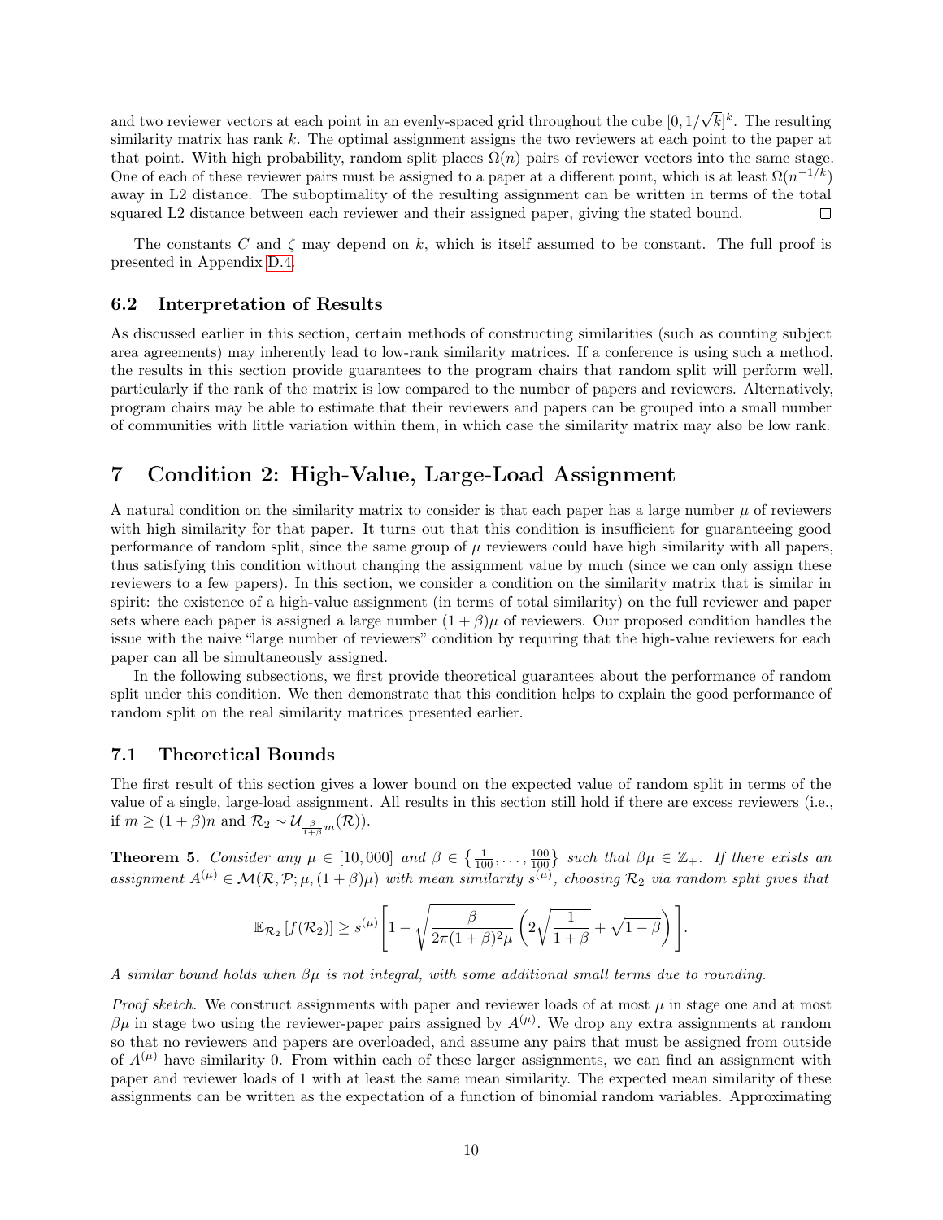and two reviewer vectors at each point in an evenly-spaced grid throughout the cube $[0, 1/\sqrt{k}]^k$. The resulting similarity matrix has rank $k$. The optimal assignment assigns the two reviewers at each point to the paper at that point. With high probability, random split places $\Omega(n)$ pairs of reviewer vectors into the same stage. One of each of these reviewer pairs must be assigned to a paper at a different point, which is at least $\Omega(n^{-1/k})$ away in L2 distance. The suboptimality of the resulting assignment can be written in terms of the total squared L2 distance between each reviewer and their assigned paper, giving the stated bound. □

The constants $C$ and $\zeta$ may depend on $k$, which is itself assumed to be constant. The full proof is presented in Appendix D.4.

### 6.2 Interpretation of Results

As discussed earlier in this section, certain methods of constructing similarities (such as counting subject area agreements) may inherently lead to low-rank similarity matrices. If a conference is using such a method, the results in this section provide guarantees to the program chairs that random split will perform well, particularly if the rank of the matrix is low compared to the number of papers and reviewers. Alternatively, program chairs may be able to estimate that their reviewers and papers can be grouped into a small number of communities with little variation within them, in which case the similarity matrix may also be low rank.

## 7 Condition 2: High-Value, Large-Load Assignment

A natural condition on the similarity matrix to consider is that each paper has a large number $\mu$ of reviewers with high similarity for that paper. It turns out that this condition is insufficient for guaranteeing good performance of random split, since the same group of $\mu$ reviewers could have high similarity with all papers, thus satisfying this condition without changing the assignment value by much (since we can only assign these reviewers to a few papers). In this section, we consider a condition on the similarity matrix that is similar in spirit: the existence of a high-value assignment (in terms of total similarity) on the full reviewer and paper sets where each paper is assigned a large number $(1+\beta)\mu$ of reviewers. Our proposed condition handles the issue with the naive "large number of reviewers" condition by requiring that the high-value reviewers for each paper can all be simultaneously assigned.

In the following subsections, we first provide theoretical guarantees about the performance of random split under this condition. We then demonstrate that this condition helps to explain the good performance of random split on the real similarity matrices presented earlier.

### 7.1 Theoretical Bounds

The first result of this section gives a lower bound on the expected value of random split in terms of the value of a single, large-load assignment. All results in this section still hold if there are excess reviewers (i.e., if $m \geq (1+\beta)n$ and $\mathcal{R}_2 \sim \mathcal{U}_{\frac{\beta}{1+\beta}m}(\mathcal{R})$).

**Theorem 5.** *Consider any $\mu \in [10, 000]$ and $\beta \in \left\{\frac{1}{100}, \dots, \frac{100}{100}\right\}$ such that $\beta\mu \in \mathbb{Z}_+$. If there exists an assignment $A^{(\mu)} \in \mathcal{M}(\mathcal{R}, \mathcal{P}; \mu, (1+\beta)\mu)$ with mean similarity $s^{(\mu)}$, choosing $\mathcal{R}_2$ via random split gives that*

$$\mathbb{E}_{\mathcal{R}_2}\left[f(\mathcal{R}_2)\right] \geq s^{(\mu)}\left[1 - \sqrt{\frac{\beta}{2\pi(1+\beta)^2\mu}}\left(2\sqrt{\frac{1}{1+\beta}} + \sqrt{1-\beta}\right)\right].$$

*A similar bound holds when $\beta\mu$ is not integral, with some additional small terms due to rounding.*

*Proof sketch.* We construct assignments with paper and reviewer loads of at most $\mu$ in stage one and at most $\beta\mu$ in stage two using the reviewer-paper pairs assigned by $A^{(\mu)}$. We drop any extra assignments at random so that no reviewers and papers are overloaded, and assume any pairs that must be assigned from outside of $A^{(\mu)}$ have similarity 0. From within each of these larger assignments, we can find an assignment with paper and reviewer loads of 1 with at least the same mean similarity. The expected mean similarity of these assignments can be written as the expectation of a function of binomial random variables. Approximating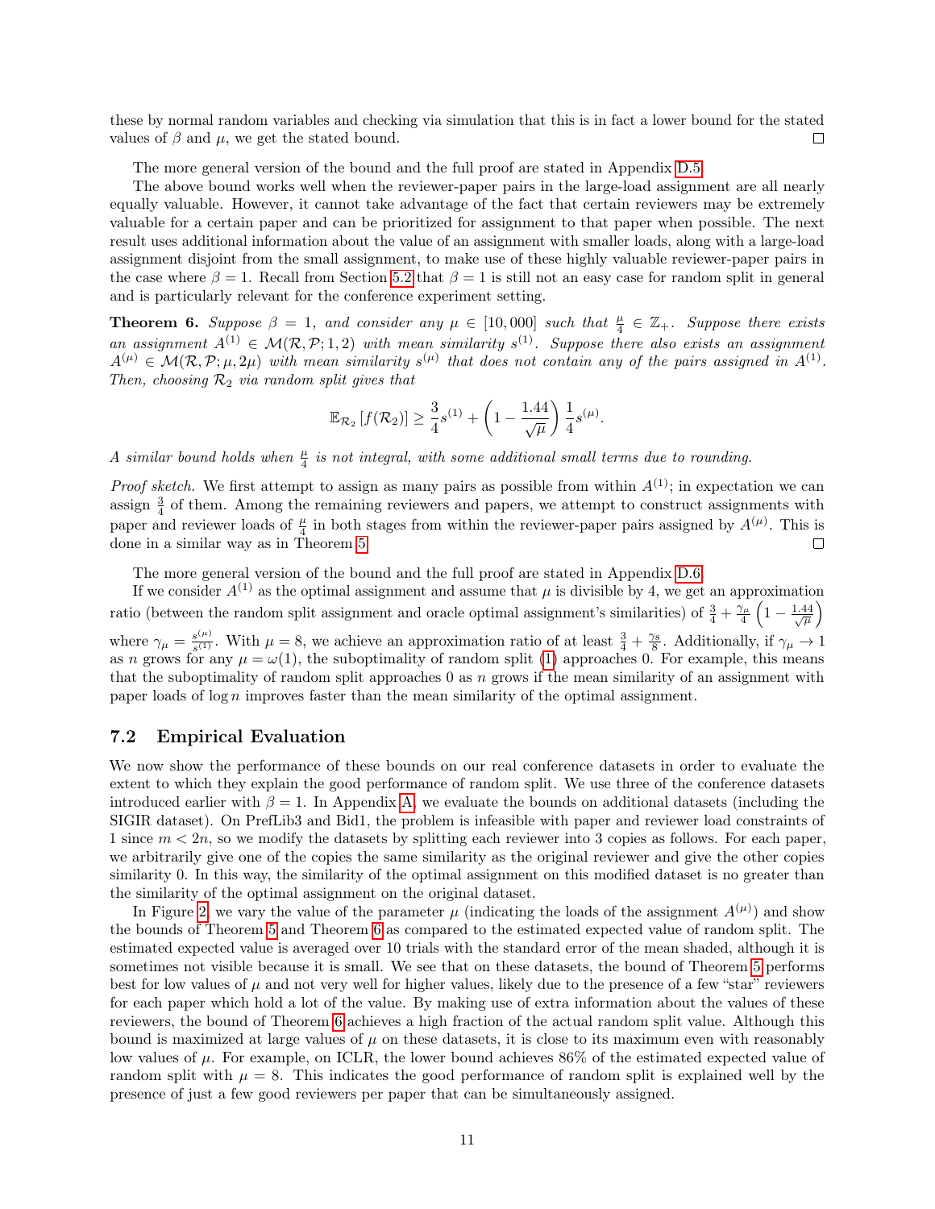these by normal random variables and checking via simulation that this is in fact a lower bound for the stated values of $\beta$ and $\mu$, we get the stated bound. $\square$

The more general version of the bound and the full proof are stated in Appendix D.5.

The above bound works well when the reviewer-paper pairs in the large-load assignment are all nearly equally valuable. However, it cannot take advantage of the fact that certain reviewers may be extremely valuable for a certain paper and can be prioritized for assignment to that paper when possible. The next result uses additional information about the value of an assignment with smaller loads, along with a large-load assignment disjoint from the small assignment, to make use of these highly valuable reviewer-paper pairs in the case where $\beta = 1$. Recall from Section 5.2 that $\beta = 1$ is still not an easy case for random split in general and is particularly relevant for the conference experiment setting.

**Theorem 6.** *Suppose $\beta = 1$, and consider any $\mu \in [10,000]$ such that $\frac{\mu}{4} \in \mathbb{Z}_+$. Suppose there exists an assignment $A^{(1)} \in \mathcal{M}(\mathcal{R}, \mathcal{P}; 1, 2)$ with mean similarity $s^{(1)}$. Suppose there also exists an assignment $A^{(\mu)} \in \mathcal{M}(\mathcal{R}, \mathcal{P}; \mu, 2\mu)$ with mean similarity $s^{(\mu)}$ that does not contain any of the pairs assigned in $A^{(1)}$. Then, choosing $\mathcal{R}_2$ via random split gives that*

$$\mathbb{E}_{\mathcal{R}_2}\left[f(\mathcal{R}_2)\right] \geq \frac{3}{4}s^{(1)} + \left(1 - \frac{1.44}{\sqrt{\mu}}\right)\frac{1}{4}s^{(\mu)}.$$

*A similar bound holds when $\frac{\mu}{4}$ is not integral, with some additional small terms due to rounding.*

*Proof sketch.* We first attempt to assign as many pairs as possible from within $A^{(1)}$; in expectation we can assign $\frac{3}{4}$ of them. Among the remaining reviewers and papers, we attempt to construct assignments with paper and reviewer loads of $\frac{\mu}{4}$ in both stages from within the reviewer-paper pairs assigned by $A^{(\mu)}$. This is done in a similar way as in Theorem 5. $\square$

The more general version of the bound and the full proof are stated in Appendix D.6.

If we consider $A^{(1)}$ as the optimal assignment and assume that $\mu$ is divisible by 4, we get an approximation ratio (between the random split assignment and oracle optimal assignment's similarities) of $\frac{3}{4} + \frac{\gamma_\mu}{4}\left(1 - \frac{1.44}{\sqrt{\mu}}\right)$ where $\gamma_\mu = \frac{s^{(\mu)}}{s^{(1)}}$. With $\mu = 8$, we achieve an approximation ratio of at least $\frac{3}{4} + \frac{\gamma_8}{8}$. Additionally, if $\gamma_\mu \to 1$ as $n$ grows for any $\mu = \omega(1)$, the suboptimality of random split (1) approaches 0. For example, this means that the suboptimality of random split approaches 0 as $n$ grows if the mean similarity of an assignment with paper loads of $\log n$ improves faster than the mean similarity of the optimal assignment.

## 7.2 Empirical Evaluation

We now show the performance of these bounds on our real conference datasets in order to evaluate the extent to which they explain the good performance of random split. We use three of the conference datasets introduced earlier with $\beta = 1$. In Appendix A, we evaluate the bounds on additional datasets (including the SIGIR dataset). On PrefLib3 and Bid1, the problem is infeasible with paper and reviewer load constraints of 1 since $m < 2n$, so we modify the datasets by splitting each reviewer into 3 copies as follows. For each paper, we arbitrarily give one of the copies the same similarity as the original reviewer and give the other copies similarity 0. In this way, the similarity of the optimal assignment on this modified dataset is no greater than the similarity of the optimal assignment on the original dataset.

In Figure 2, we vary the value of the parameter $\mu$ (indicating the loads of the assignment $A^{(\mu)}$) and show the bounds of Theorem 5 and Theorem 6 as compared to the estimated expected value of random split. The estimated expected value is averaged over 10 trials with the standard error of the mean shaded, although it is sometimes not visible because it is small. We see that on these datasets, the bound of Theorem 5 performs best for low values of $\mu$ and not very well for higher values, likely due to the presence of a few "star" reviewers for each paper which hold a lot of the value. By making use of extra information about the values of these reviewers, the bound of Theorem 6 achieves a high fraction of the actual random split value. Although this bound is maximized at large values of $\mu$ on these datasets, it is close to its maximum even with reasonably low values of $\mu$. For example, on ICLR, the lower bound achieves 86% of the estimated expected value of random split with $\mu = 8$. This indicates the good performance of random split is explained well by the presence of just a few good reviewers per paper that can be simultaneously assigned.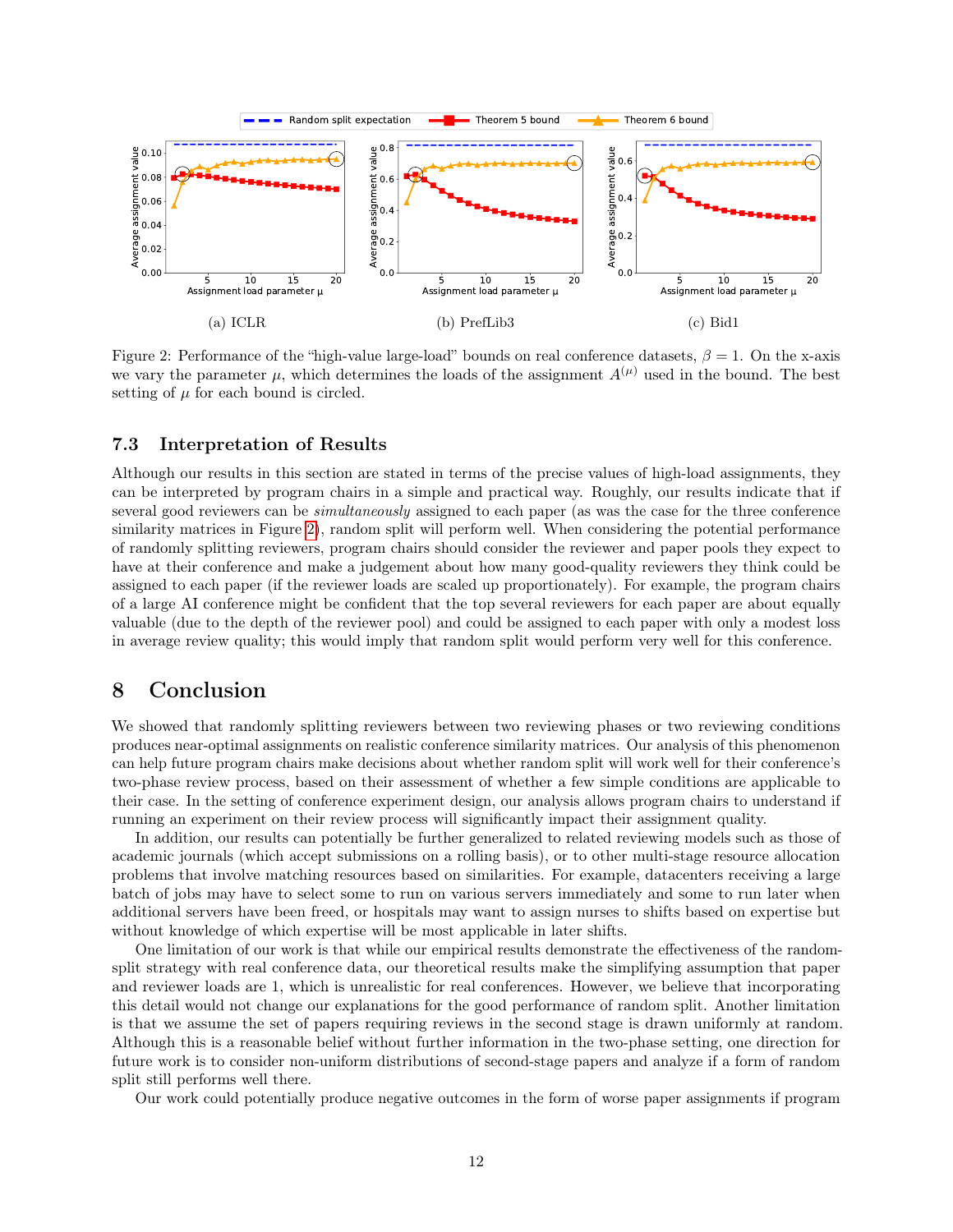Figure 2: Performance of the "high-value large-load" bounds on real conference datasets, $\beta = 1$. On the x-axis we vary the parameter $\mu$, which determines the loads of the assignment $A^{(\mu)}$ used in the bound. The best setting of $\mu$ for each bound is circled.

### 7.3 Interpretation of Results

Although our results in this section are stated in terms of the precise values of high-load assignments, they can be interpreted by program chairs in a simple and practical way. Roughly, our results indicate that if several good reviewers can be *simultaneously* assigned to each paper (as was the case for the three conference similarity matrices in Figure 2), random split will perform well. When considering the potential performance of randomly splitting reviewers, program chairs should consider the reviewer and paper pools they expect to have at their conference and make a judgement about how many good-quality reviewers they think could be assigned to each paper (if the reviewer loads are scaled up proportionately). For example, the program chairs of a large AI conference might be confident that the top several reviewers for each paper are about equally valuable (due to the depth of the reviewer pool) and could be assigned to each paper with only a modest loss in average review quality; this would imply that random split would perform very well for this conference.

## 8 Conclusion

We showed that randomly splitting reviewers between two reviewing phases or two reviewing conditions produces near-optimal assignments on realistic conference similarity matrices. Our analysis of this phenomenon can help future program chairs make decisions about whether random split will work well for their conference's two-phase review process, based on their assessment of whether a few simple conditions are applicable to their case. In the setting of conference experiment design, our analysis allows program chairs to understand if running an experiment on their review process will significantly impact their assignment quality.

In addition, our results can potentially be further generalized to related reviewing models such as those of academic journals (which accept submissions on a rolling basis), or to other multi-stage resource allocation problems that involve matching resources based on similarities. For example, datacenters receiving a large batch of jobs may have to select some to run on various servers immediately and some to run later when additional servers have been freed, or hospitals may want to assign nurses to shifts based on expertise but without knowledge of which expertise will be most applicable in later shifts.

One limitation of our work is that while our empirical results demonstrate the effectiveness of the random-split strategy with real conference data, our theoretical results make the simplifying assumption that paper and reviewer loads are 1, which is unrealistic for real conferences. However, we believe that incorporating this detail would not change our explanations for the good performance of random split. Another limitation is that we assume the set of papers requiring reviews in the second stage is drawn uniformly at random. Although this is a reasonable belief without further information in the two-phase setting, one direction for future work is to consider non-uniform distributions of second-stage papers and analyze if a form of random split still performs well there.

Our work could potentially produce negative outcomes in the form of worse paper assignments if program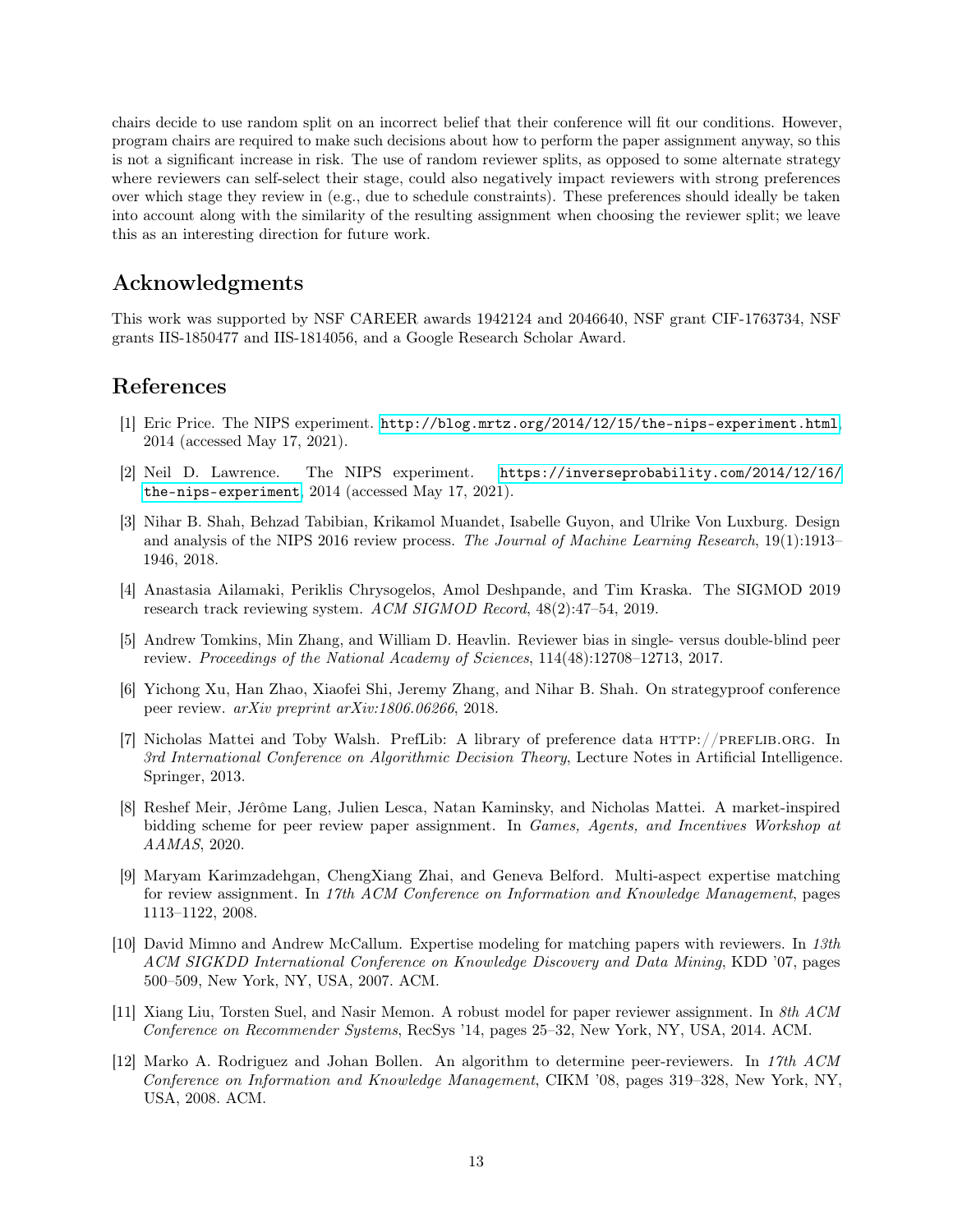chairs decide to use random split on an incorrect belief that their conference will fit our conditions. However, program chairs are required to make such decisions about how to perform the paper assignment anyway, so this is not a significant increase in risk. The use of random reviewer splits, as opposed to some alternate strategy where reviewers can self-select their stage, could also negatively impact reviewers with strong preferences over which stage they review in (e.g., due to schedule constraints). These preferences should ideally be taken into account along with the similarity of the resulting assignment when choosing the reviewer split; we leave this as an interesting direction for future work.

## Acknowledgments

This work was supported by NSF CAREER awards 1942124 and 2046640, NSF grant CIF-1763734, NSF grants IIS-1850477 and IIS-1814056, and a Google Research Scholar Award.

## References

[1] Eric Price. The NIPS experiment. http://blog.mrtz.org/2014/12/15/the-nips-experiment.html, 2014 (accessed May 17, 2021).

[2] Neil D. Lawrence. The NIPS experiment. https://inverseprobability.com/2014/12/16/the-nips-experiment, 2014 (accessed May 17, 2021).

[3] Nihar B. Shah, Behzad Tabibian, Krikamol Muandet, Isabelle Guyon, and Ulrike Von Luxburg. Design and analysis of the NIPS 2016 review process. *The Journal of Machine Learning Research*, 19(1):1913–1946, 2018.

[4] Anastasia Ailamaki, Periklis Chrysogelos, Amol Deshpande, and Tim Kraska. The SIGMOD 2019 research track reviewing system. *ACM SIGMOD Record*, 48(2):47–54, 2019.

[5] Andrew Tomkins, Min Zhang, and William D. Heavlin. Reviewer bias in single- versus double-blind peer review. *Proceedings of the National Academy of Sciences*, 114(48):12708–12713, 2017.

[6] Yichong Xu, Han Zhao, Xiaofei Shi, Jeremy Zhang, and Nihar B. Shah. On strategyproof conference peer review. *arXiv preprint arXiv:1806.06266*, 2018.

[7] Nicholas Mattei and Toby Walsh. PrefLib: A library of preference data HTTP://PREFLIB.ORG. In *3rd International Conference on Algorithmic Decision Theory*, Lecture Notes in Artificial Intelligence. Springer, 2013.

[8] Reshef Meir, Jérôme Lang, Julien Lesca, Natan Kaminsky, and Nicholas Mattei. A market-inspired bidding scheme for peer review paper assignment. In *Games, Agents, and Incentives Workshop at AAMAS*, 2020.

[9] Maryam Karimzadehgan, ChengXiang Zhai, and Geneva Belford. Multi-aspect expertise matching for review assignment. In *17th ACM Conference on Information and Knowledge Management*, pages 1113–1122, 2008.

[10] David Mimno and Andrew McCallum. Expertise modeling for matching papers with reviewers. In *13th ACM SIGKDD International Conference on Knowledge Discovery and Data Mining*, KDD '07, pages 500–509, New York, NY, USA, 2007. ACM.

[11] Xiang Liu, Torsten Suel, and Nasir Memon. A robust model for paper reviewer assignment. In *8th ACM Conference on Recommender Systems*, RecSys '14, pages 25–32, New York, NY, USA, 2014. ACM.

[12] Marko A. Rodriguez and Johan Bollen. An algorithm to determine peer-reviewers. In *17th ACM Conference on Information and Knowledge Management*, CIKM '08, pages 319–328, New York, NY, USA, 2008. ACM.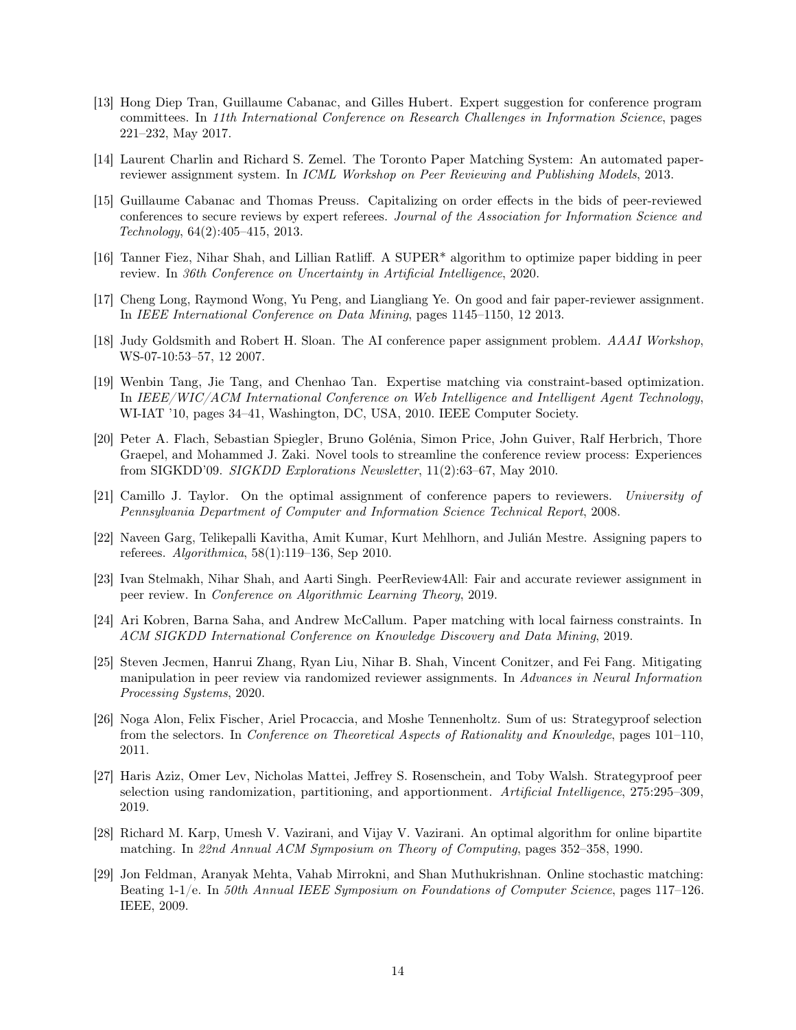[13] Hong Diep Tran, Guillaume Cabanac, and Gilles Hubert. Expert suggestion for conference program committees. In *11th International Conference on Research Challenges in Information Science*, pages 221–232, May 2017.

[14] Laurent Charlin and Richard S. Zemel. The Toronto Paper Matching System: An automated paper-reviewer assignment system. In *ICML Workshop on Peer Reviewing and Publishing Models*, 2013.

[15] Guillaume Cabanac and Thomas Preuss. Capitalizing on order effects in the bids of peer-reviewed conferences to secure reviews by expert referees. *Journal of the Association for Information Science and Technology*, 64(2):405–415, 2013.

[16] Tanner Fiez, Nihar Shah, and Lillian Ratliff. A SUPER* algorithm to optimize paper bidding in peer review. In *36th Conference on Uncertainty in Artificial Intelligence*, 2020.

[17] Cheng Long, Raymond Wong, Yu Peng, and Liangliang Ye. On good and fair paper-reviewer assignment. In *IEEE International Conference on Data Mining*, pages 1145–1150, 12 2013.

[18] Judy Goldsmith and Robert H. Sloan. The AI conference paper assignment problem. *AAAI Workshop*, WS-07-10:53–57, 12 2007.

[19] Wenbin Tang, Jie Tang, and Chenhao Tan. Expertise matching via constraint-based optimization. In *IEEE/WIC/ACM International Conference on Web Intelligence and Intelligent Agent Technology*, WI-IAT '10, pages 34–41, Washington, DC, USA, 2010. IEEE Computer Society.

[20] Peter A. Flach, Sebastian Spiegler, Bruno Golénia, Simon Price, John Guiver, Ralf Herbrich, Thore Graepel, and Mohammed J. Zaki. Novel tools to streamline the conference review process: Experiences from SIGKDD'09. *SIGKDD Explorations Newsletter*, 11(2):63–67, May 2010.

[21] Camillo J. Taylor. On the optimal assignment of conference papers to reviewers. *University of Pennsylvania Department of Computer and Information Science Technical Report*, 2008.

[22] Naveen Garg, Telikepalli Kavitha, Amit Kumar, Kurt Mehlhorn, and Julián Mestre. Assigning papers to referees. *Algorithmica*, 58(1):119–136, Sep 2010.

[23] Ivan Stelmakh, Nihar Shah, and Aarti Singh. PeerReview4All: Fair and accurate reviewer assignment in peer review. In *Conference on Algorithmic Learning Theory*, 2019.

[24] Ari Kobren, Barna Saha, and Andrew McCallum. Paper matching with local fairness constraints. In *ACM SIGKDD International Conference on Knowledge Discovery and Data Mining*, 2019.

[25] Steven Jecmen, Hanrui Zhang, Ryan Liu, Nihar B. Shah, Vincent Conitzer, and Fei Fang. Mitigating manipulation in peer review via randomized reviewer assignments. In *Advances in Neural Information Processing Systems*, 2020.

[26] Noga Alon, Felix Fischer, Ariel Procaccia, and Moshe Tennenholtz. Sum of us: Strategyproof selection from the selectors. In *Conference on Theoretical Aspects of Rationality and Knowledge*, pages 101–110, 2011.

[27] Haris Aziz, Omer Lev, Nicholas Mattei, Jeffrey S. Rosenschein, and Toby Walsh. Strategyproof peer selection using randomization, partitioning, and apportionment. *Artificial Intelligence*, 275:295–309, 2019.

[28] Richard M. Karp, Umesh V. Vazirani, and Vijay V. Vazirani. An optimal algorithm for online bipartite matching. In *22nd Annual ACM Symposium on Theory of Computing*, pages 352–358, 1990.

[29] Jon Feldman, Aranyak Mehta, Vahab Mirrokni, and Shan Muthukrishnan. Online stochastic matching: Beating 1-1/e. In *50th Annual IEEE Symposium on Foundations of Computer Science*, pages 117–126. IEEE, 2009.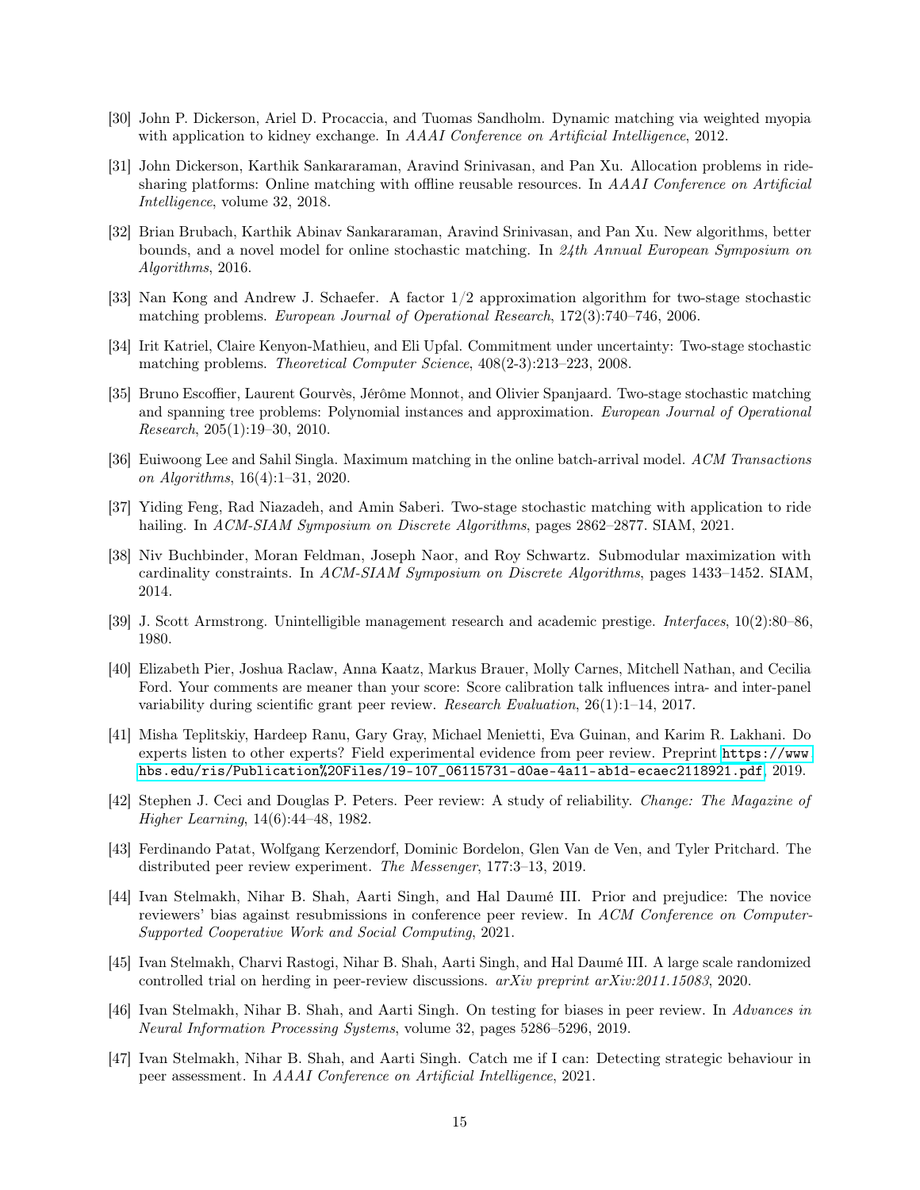[30] John P. Dickerson, Ariel D. Procaccia, and Tuomas Sandholm. Dynamic matching via weighted myopia with application to kidney exchange. In *AAAI Conference on Artificial Intelligence*, 2012.

[31] John Dickerson, Karthik Sankararaman, Aravind Srinivasan, and Pan Xu. Allocation problems in ride-sharing platforms: Online matching with offline reusable resources. In *AAAI Conference on Artificial Intelligence*, volume 32, 2018.

[32] Brian Brubach, Karthik Abinav Sankararaman, Aravind Srinivasan, and Pan Xu. New algorithms, better bounds, and a novel model for online stochastic matching. In *24th Annual European Symposium on Algorithms*, 2016.

[33] Nan Kong and Andrew J. Schaefer. A factor 1/2 approximation algorithm for two-stage stochastic matching problems. *European Journal of Operational Research*, 172(3):740–746, 2006.

[34] Irit Katriel, Claire Kenyon-Mathieu, and Eli Upfal. Commitment under uncertainty: Two-stage stochastic matching problems. *Theoretical Computer Science*, 408(2-3):213–223, 2008.

[35] Bruno Escoffier, Laurent Gourvès, Jérôme Monnot, and Olivier Spanjaard. Two-stage stochastic matching and spanning tree problems: Polynomial instances and approximation. *European Journal of Operational Research*, 205(1):19–30, 2010.

[36] Euiwoong Lee and Sahil Singla. Maximum matching in the online batch-arrival model. *ACM Transactions on Algorithms*, 16(4):1–31, 2020.

[37] Yiding Feng, Rad Niazadeh, and Amin Saberi. Two-stage stochastic matching with application to ride hailing. In *ACM-SIAM Symposium on Discrete Algorithms*, pages 2862–2877. SIAM, 2021.

[38] Niv Buchbinder, Moran Feldman, Joseph Naor, and Roy Schwartz. Submodular maximization with cardinality constraints. In *ACM-SIAM Symposium on Discrete Algorithms*, pages 1433–1452. SIAM, 2014.

[39] J. Scott Armstrong. Unintelligible management research and academic prestige. *Interfaces*, 10(2):80–86, 1980.

[40] Elizabeth Pier, Joshua Raclaw, Anna Kaatz, Markus Brauer, Molly Carnes, Mitchell Nathan, and Cecilia Ford. Your comments are meaner than your score: Score calibration talk influences intra- and inter-panel variability during scientific grant peer review. *Research Evaluation*, 26(1):1–14, 2017.

[41] Misha Teplitskiy, Hardeep Ranu, Gary Gray, Michael Menietti, Eva Guinan, and Karim R. Lakhani. Do experts listen to other experts? Field experimental evidence from peer review. Preprint https://www.hbs.edu/ris/Publication%20Files/19-107_06115731-d0ae-4a11-ab1d-ecaec2118921.pdf, 2019.

[42] Stephen J. Ceci and Douglas P. Peters. Peer review: A study of reliability. *Change: The Magazine of Higher Learning*, 14(6):44–48, 1982.

[43] Ferdinando Patat, Wolfgang Kerzendorf, Dominic Bordelon, Glen Van de Ven, and Tyler Pritchard. The distributed peer review experiment. *The Messenger*, 177:3–13, 2019.

[44] Ivan Stelmakh, Nihar B. Shah, Aarti Singh, and Hal Daumé III. Prior and prejudice: The novice reviewers' bias against resubmissions in conference peer review. In *ACM Conference on Computer-Supported Cooperative Work and Social Computing*, 2021.

[45] Ivan Stelmakh, Charvi Rastogi, Nihar B. Shah, Aarti Singh, and Hal Daumé III. A large scale randomized controlled trial on herding in peer-review discussions. *arXiv preprint arXiv:2011.15083*, 2020.

[46] Ivan Stelmakh, Nihar B. Shah, and Aarti Singh. On testing for biases in peer review. In *Advances in Neural Information Processing Systems*, volume 32, pages 5286–5296, 2019.

[47] Ivan Stelmakh, Nihar B. Shah, and Aarti Singh. Catch me if I can: Detecting strategic behaviour in peer assessment. In *AAAI Conference on Artificial Intelligence*, 2021.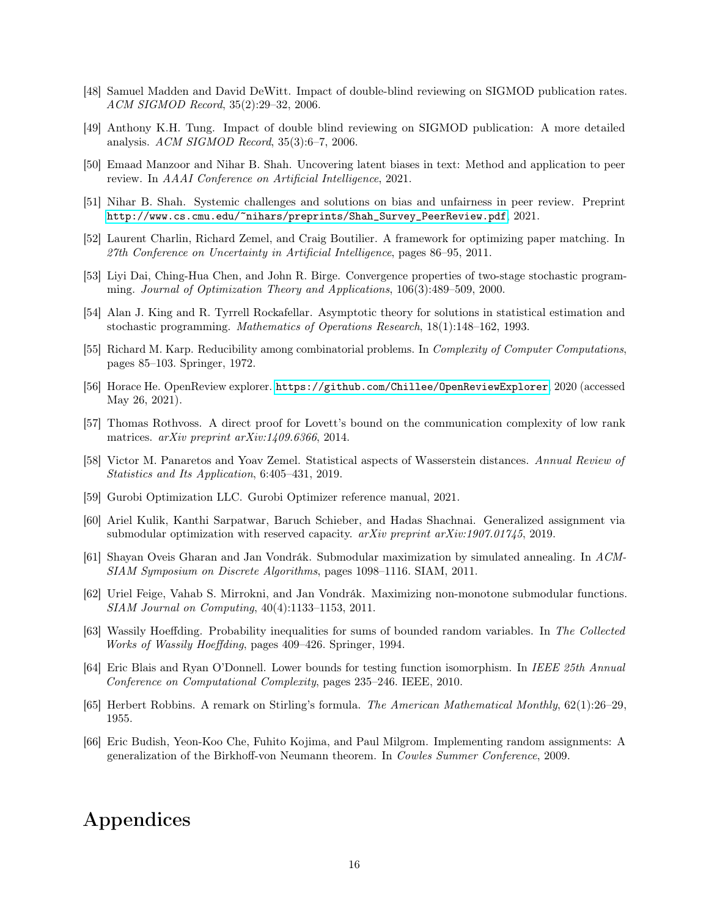[48] Samuel Madden and David DeWitt. Impact of double-blind reviewing on SIGMOD publication rates. *ACM SIGMOD Record*, 35(2):29–32, 2006.

[49] Anthony K.H. Tung. Impact of double blind reviewing on SIGMOD publication: A more detailed analysis. *ACM SIGMOD Record*, 35(3):6–7, 2006.

[50] Emaad Manzoor and Nihar B. Shah. Uncovering latent biases in text: Method and application to peer review. In *AAAI Conference on Artificial Intelligence*, 2021.

[51] Nihar B. Shah. Systemic challenges and solutions on bias and unfairness in peer review. Preprint http://www.cs.cmu.edu/~nihars/preprints/Shah_Survey_PeerReview.pdf, 2021.

[52] Laurent Charlin, Richard Zemel, and Craig Boutilier. A framework for optimizing paper matching. In *27th Conference on Uncertainty in Artificial Intelligence*, pages 86–95, 2011.

[53] Liyi Dai, Ching-Hua Chen, and John R. Birge. Convergence properties of two-stage stochastic programming. *Journal of Optimization Theory and Applications*, 106(3):489–509, 2000.

[54] Alan J. King and R. Tyrrell Rockafellar. Asymptotic theory for solutions in statistical estimation and stochastic programming. *Mathematics of Operations Research*, 18(1):148–162, 1993.

[55] Richard M. Karp. Reducibility among combinatorial problems. In *Complexity of Computer Computations*, pages 85–103. Springer, 1972.

[56] Horace He. OpenReview explorer. https://github.com/Chillee/OpenReviewExplorer, 2020 (accessed May 26, 2021).

[57] Thomas Rothvoss. A direct proof for Lovett's bound on the communication complexity of low rank matrices. *arXiv preprint arXiv:1409.6366*, 2014.

[58] Victor M. Panaretos and Yoav Zemel. Statistical aspects of Wasserstein distances. *Annual Review of Statistics and Its Application*, 6:405–431, 2019.

[59] Gurobi Optimization LLC. Gurobi Optimizer reference manual, 2021.

[60] Ariel Kulik, Kanthi Sarpatwar, Baruch Schieber, and Hadas Shachnai. Generalized assignment via submodular optimization with reserved capacity. *arXiv preprint arXiv:1907.01745*, 2019.

[61] Shayan Oveis Gharan and Jan Vondrák. Submodular maximization by simulated annealing. In *ACM-SIAM Symposium on Discrete Algorithms*, pages 1098–1116. SIAM, 2011.

[62] Uriel Feige, Vahab S. Mirrokni, and Jan Vondrák. Maximizing non-monotone submodular functions. *SIAM Journal on Computing*, 40(4):1133–1153, 2011.

[63] Wassily Hoeffding. Probability inequalities for sums of bounded random variables. In *The Collected Works of Wassily Hoeffding*, pages 409–426. Springer, 1994.

[64] Eric Blais and Ryan O'Donnell. Lower bounds for testing function isomorphism. In *IEEE 25th Annual Conference on Computational Complexity*, pages 235–246. IEEE, 2010.

[65] Herbert Robbins. A remark on Stirling's formula. *The American Mathematical Monthly*, 62(1):26–29, 1955.

[66] Eric Budish, Yeon-Koo Che, Fuhito Kojima, and Paul Milgrom. Implementing random assignments: A generalization of the Birkhoff-von Neumann theorem. In *Cowles Summer Conference*, 2009.

# Appendices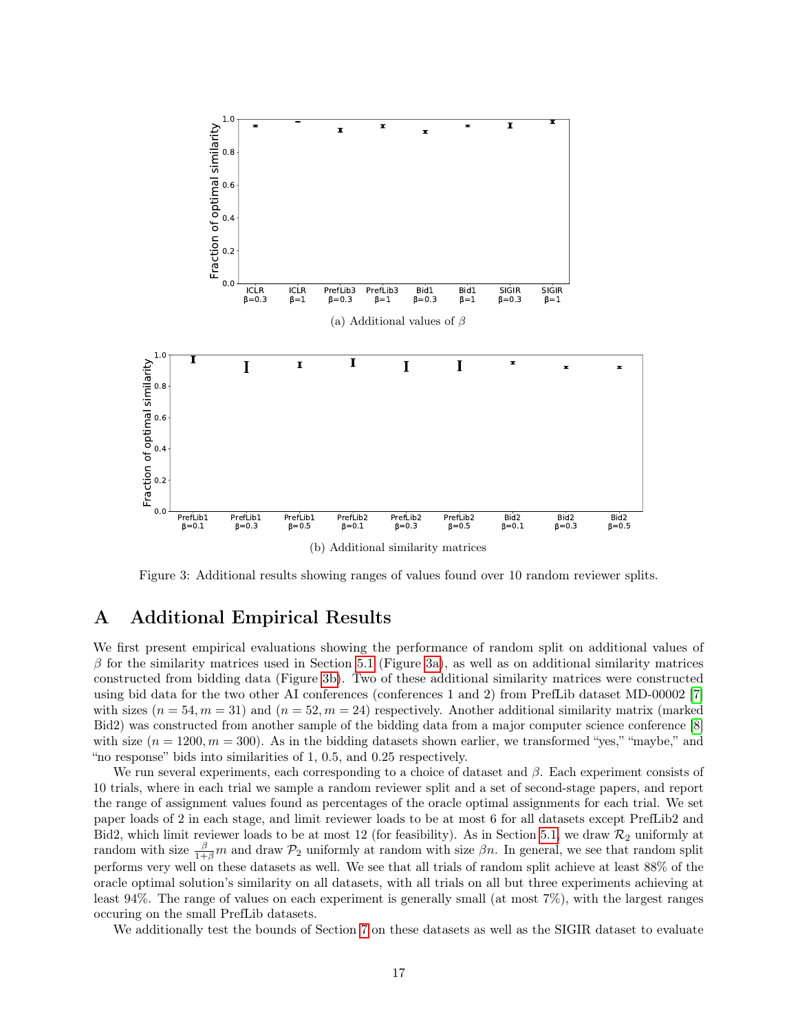(a) Additional values of $\beta$

(b) Additional similarity matrices

Figure 3: Additional results showing ranges of values found over 10 random reviewer splits.

# A Additional Empirical Results

We first present empirical evaluations showing the performance of random split on additional values of $\beta$ for the similarity matrices used in Section 5.1 (Figure 3a), as well as on additional similarity matrices constructed from bidding data (Figure 3b). Two of these additional similarity matrices were constructed using bid data for the two other AI conferences (conferences 1 and 2) from PrefLib dataset MD-00002 [7] with sizes $(n = 54, m = 31)$ and $(n = 52, m = 24)$ respectively. Another additional similarity matrix (marked Bid2) was constructed from another sample of the bidding data from a major computer science conference [8] with size $(n = 1200, m = 300)$. As in the bidding datasets shown earlier, we transformed "yes," "maybe," and "no response" bids into similarities of 1, 0.5, and 0.25 respectively.

We run several experiments, each corresponding to a choice of dataset and $\beta$. Each experiment consists of 10 trials, where in each trial we sample a random reviewer split and a set of second-stage papers, and report the range of assignment values found as percentages of the oracle optimal assignments for each trial. We set paper loads of 2 in each stage, and limit reviewer loads to be at most 6 for all datasets except PrefLib2 and Bid2, which limit reviewer loads to be at most 12 (for feasibility). As in Section 5.1, we draw $\mathcal{R}_2$ uniformly at random with size $\frac{\beta}{1+\beta}m$ and draw $\mathcal{P}_2$ uniformly at random with size $\beta n$. In general, we see that random split performs very well on these datasets as well. We see that all trials of random split achieve at least 88% of the oracle optimal solution's similarity on all datasets, with all trials on all but three experiments achieving at least 94%. The range of values on each experiment is generally small (at most 7%), with the largest ranges occuring on the small PrefLib datasets.

We additionally test the bounds of Section 7 on these datasets as well as the SIGIR dataset to evaluate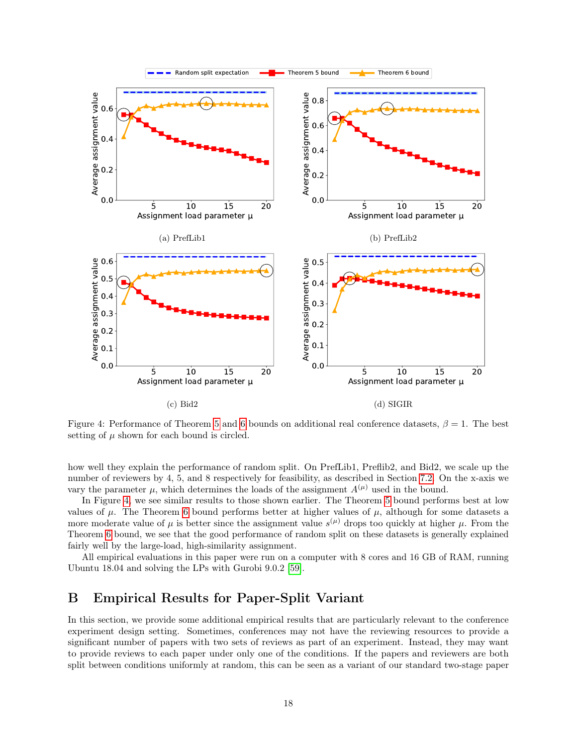(a) PrefLib1

(b) PrefLib2

(c) Bid2

(d) SIGIR

Figure 4: Performance of Theorem 5 and 6 bounds on additional real conference datasets, $\beta = 1$. The best setting of $\mu$ shown for each bound is circled.

how well they explain the performance of random split. On PrefLib1, Preflib2, and Bid2, we scale up the number of reviewers by 4, 5, and 8 respectively for feasibility, as described in Section 7.2. On the x-axis we vary the parameter $\mu$, which determines the loads of the assignment $A^{(\mu)}$ used in the bound.

In Figure 4, we see similar results to those shown earlier. The Theorem 5 bound performs best at low values of $\mu$. The Theorem 6 bound performs better at higher values of $\mu$, although for some datasets a more moderate value of $\mu$ is better since the assignment value $s^{(\mu)}$ drops too quickly at higher $\mu$. From the Theorem 6 bound, we see that the good performance of random split on these datasets is generally explained fairly well by the large-load, high-similarity assignment.

All empirical evaluations in this paper were run on a computer with 8 cores and 16 GB of RAM, running Ubuntu 18.04 and solving the LPs with Gurobi 9.0.2 [59].

# B Empirical Results for Paper-Split Variant

In this section, we provide some additional empirical results that are particularly relevant to the conference experiment design setting. Sometimes, conferences may not have the reviewing resources to provide a significant number of papers with two sets of reviews as part of an experiment. Instead, they may want to provide reviews to each paper under only one of the conditions. If the papers and reviewers are both split between conditions uniformly at random, this can be seen as a variant of our standard two-stage paper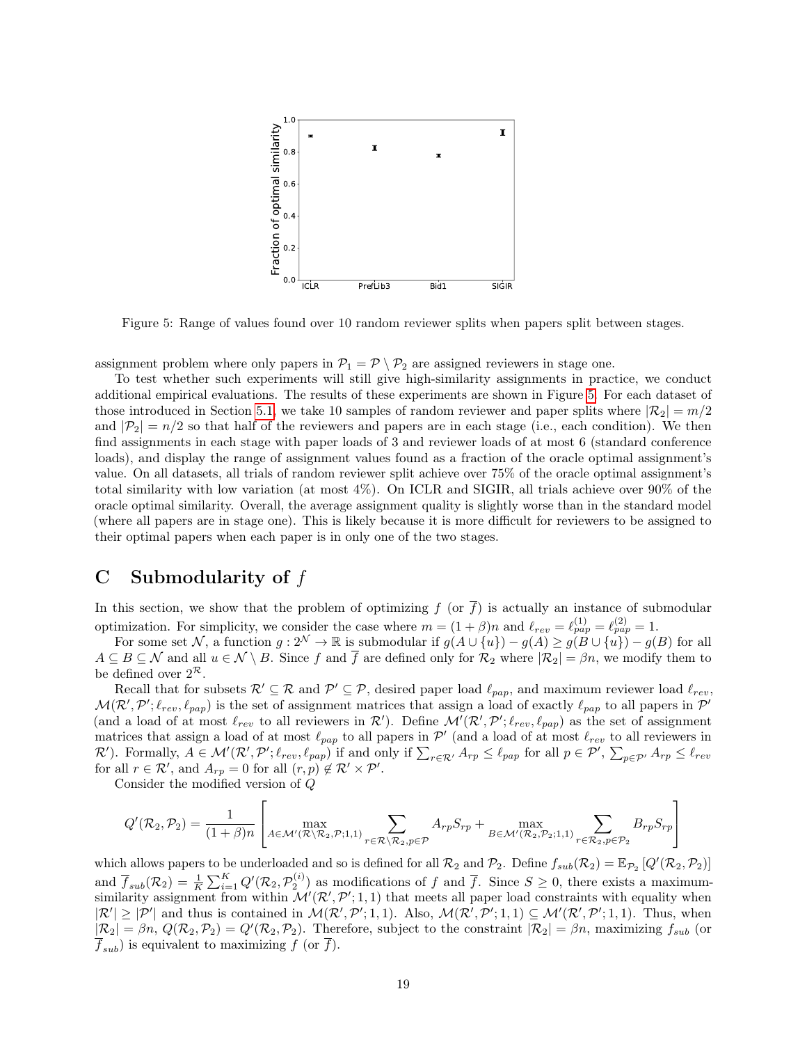Figure 5: Range of values found over 10 random reviewer splits when papers split between stages.

assignment problem where only papers in $\mathcal{P}_1 = \mathcal{P} \setminus \mathcal{P}_2$ are assigned reviewers in stage one.

To test whether such experiments will still give high-similarity assignments in practice, we conduct additional empirical evaluations. The results of these experiments are shown in Figure 5. For each dataset of those introduced in Section 5.1, we take 10 samples of random reviewer and paper splits where $|\mathcal{R}_2| = m/2$ and $|\mathcal{P}_2| = n/2$ so that half of the reviewers and papers are in each stage (i.e., each condition). We then find assignments in each stage with paper loads of 3 and reviewer loads of at most 6 (standard conference loads), and display the range of assignment values found as a fraction of the oracle optimal assignment's value. On all datasets, all trials of random reviewer split achieve over 75% of the oracle optimal assignment's total similarity with low variation (at most 4%). On ICLR and SIGIR, all trials achieve over 90% of the oracle optimal similarity. Overall, the average assignment quality is slightly worse than in the standard model (where all papers are in stage one). This is likely because it is more difficult for reviewers to be assigned to their optimal papers when each paper is in only one of the two stages.

# C Submodularity of $f$

In this section, we show that the problem of optimizing $f$ (or $\overline{f}$) is actually an instance of submodular optimization. For simplicity, we consider the case where $m = (1+\beta)n$ and $\ell_{rev} = \ell_{pap}^{(1)} = \ell_{pap}^{(2)} = 1$.

For some set $\mathcal{N}$, a function $g : 2^{\mathcal{N}} \to \mathbb{R}$ is submodular if $g(A \cup \{u\}) - g(A) \geq g(B \cup \{u\}) - g(B)$ for all $A \subseteq B \subseteq \mathcal{N}$ and all $u \in \mathcal{N} \setminus B$. Since $f$ and $\overline{f}$ are defined only for $\mathcal{R}_2$ where $|\mathcal{R}_2| = \beta n$, we modify them to be defined over $2^{\mathcal{R}}$.

Recall that for subsets $\mathcal{R}' \subseteq \mathcal{R}$ and $\mathcal{P}' \subseteq \mathcal{P}$, desired paper load $\ell_{pap}$, and maximum reviewer load $\ell_{rev}$, $\mathcal{M}(\mathcal{R}', \mathcal{P}'; \ell_{rev}, \ell_{pap})$ is the set of assignment matrices that assign a load of exactly $\ell_{pap}$ to all papers in $\mathcal{P}'$ (and a load of at most $\ell_{rev}$ to all reviewers in $\mathcal{R}'$). Define $\mathcal{M}'(\mathcal{R}', \mathcal{P}'; \ell_{rev}, \ell_{pap})$ as the set of assignment matrices that assign a load of at most $\ell_{pap}$ to all papers in $\mathcal{P}'$ (and a load of at most $\ell_{rev}$ to all reviewers in $\mathcal{R}'$). Formally, $A \in \mathcal{M}'(\mathcal{R}', \mathcal{P}'; \ell_{rev}, \ell_{pap})$ if and only if $\sum_{r \in \mathcal{R}'} A_{rp} \leq \ell_{pap}$ for all $p \in \mathcal{P}'$, $\sum_{p \in \mathcal{P}'} A_{rp} \leq \ell_{rev}$ for all $r \in \mathcal{R}'$, and $A_{rp} = 0$ for all $(r, p) \notin \mathcal{R}' \times \mathcal{P}'$.

Consider the modified version of $Q$

$$Q'(\mathcal{R}_2, \mathcal{P}_2) = \frac{1}{(1+\beta)n} \left[ \max_{A \in \mathcal{M}'(\mathcal{R} \setminus \mathcal{R}_2, \mathcal{P}; 1, 1)} \sum_{r \in \mathcal{R} \setminus \mathcal{R}_2, p \in \mathcal{P}} A_{rp} S_{rp} + \max_{B \in \mathcal{M}'(\mathcal{R}_2, \mathcal{P}_2; 1, 1)} \sum_{r \in \mathcal{R}_2, p \in \mathcal{P}_2} B_{rp} S_{rp} \right]$$

which allows papers to be underloaded and so is defined for all $\mathcal{R}_2$ and $\mathcal{P}_2$. Define $f_{sub}(\mathcal{R}_2) = \mathbb{E}_{\mathcal{P}_2}\left[Q'(\mathcal{R}_2, \mathcal{P}_2)\right]$ and $\overline{f}_{sub}(\mathcal{R}_2) = \frac{1}{K}\sum_{i=1}^{K} Q'(\mathcal{R}_2, \mathcal{P}_2^{(i)})$ as modifications of $f$ and $\overline{f}$. Since $S \geq 0$, there exists a maximum-similarity assignment from within $\mathcal{M}'(\mathcal{R}', \mathcal{P}'; 1, 1)$ that meets all paper load constraints with equality when $|\mathcal{R}'| \geq |\mathcal{P}'|$ and thus is contained in $\mathcal{M}(\mathcal{R}', \mathcal{P}'; 1, 1)$. Also, $\mathcal{M}(\mathcal{R}', \mathcal{P}'; 1, 1) \subseteq \mathcal{M}'(\mathcal{R}', \mathcal{P}'; 1, 1)$. Thus, when $|\mathcal{R}_2| = \beta n$, $Q(\mathcal{R}_2, \mathcal{P}_2) = Q'(\mathcal{R}_2, \mathcal{P}_2)$. Therefore, subject to the constraint $|\mathcal{R}_2| = \beta n$, maximizing $f_{sub}$ (or $\overline{f}_{sub}$) is equivalent to maximizing $f$ (or $\overline{f}$).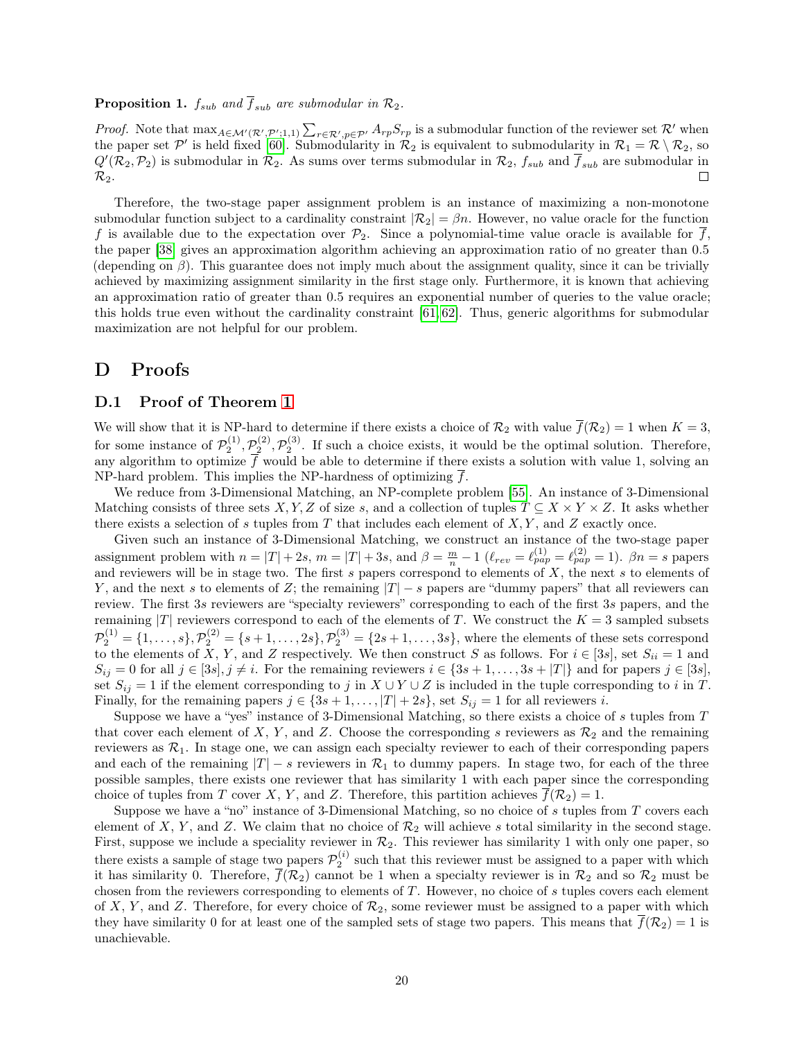**Proposition 1.** *$f_{sub}$ and $\overline{f}_{sub}$ are submodular in $\mathcal{R}_2$.*

*Proof.* Note that $\max_{A \in \mathcal{M}'(\mathcal{R}', \mathcal{P}'; 1,1)} \sum_{r \in \mathcal{R}', p \in \mathcal{P}'} A_{rp} S_{rp}$ is a submodular function of the reviewer set $\mathcal{R}'$ when the paper set $\mathcal{P}'$ is held fixed [60]. Submodularity in $\mathcal{R}_2$ is equivalent to submodularity in $\mathcal{R}_1 = \mathcal{R} \setminus \mathcal{R}_2$, so $Q'(\mathcal{R}_2, \mathcal{P}_2)$ is submodular in $\mathcal{R}_2$. As sums over terms submodular in $\mathcal{R}_2$, $f_{sub}$ and $\overline{f}_{sub}$ are submodular in $\mathcal{R}_2$. □

Therefore, the two-stage paper assignment problem is an instance of maximizing a non-monotone submodular function subject to a cardinality constraint $|\mathcal{R}_2| = \beta n$. However, no value oracle for the function $f$ is available due to the expectation over $\mathcal{P}_2$. Since a polynomial-time value oracle is available for $\overline{f}$, the paper [38] gives an approximation algorithm achieving an approximation ratio of no greater than 0.5 (depending on $\beta$). This guarantee does not imply much about the assignment quality, since it can be trivially achieved by maximizing assignment similarity in the first stage only. Furthermore, it is known that achieving an approximation ratio of greater than 0.5 requires an exponential number of queries to the value oracle; this holds true even without the cardinality constraint [61, 62]. Thus, generic algorithms for submodular maximization are not helpful for our problem.

# D Proofs

## D.1 Proof of Theorem 1

We will show that it is NP-hard to determine if there exists a choice of $\mathcal{R}_2$ with value $\overline{f}(\mathcal{R}_2) = 1$ when $K = 3$, for some instance of $\mathcal{P}_2^{(1)}, \mathcal{P}_2^{(2)}, \mathcal{P}_2^{(3)}$. If such a choice exists, it would be the optimal solution. Therefore, any algorithm to optimize $\overline{f}$ would be able to determine if there exists a solution with value 1, solving an NP-hard problem. This implies the NP-hardness of optimizing $\overline{f}$.

We reduce from 3-Dimensional Matching, an NP-complete problem [55]. An instance of 3-Dimensional Matching consists of three sets $X, Y, Z$ of size $s$, and a collection of tuples $T \subseteq X \times Y \times Z$. It asks whether there exists a selection of $s$ tuples from $T$ that includes each element of $X, Y$, and $Z$ exactly once.

Given such an instance of 3-Dimensional Matching, we construct an instance of the two-stage paper assignment problem with $n = |T| + 2s$, $m = |T| + 3s$, and $\beta = \frac{m}{n} - 1$ ($\ell_{rev} = \ell_{pap}^{(1)} = \ell_{pap}^{(2)} = 1$). $\beta n = s$ papers and reviewers will be in stage two. The first $s$ papers correspond to elements of $X$, the next $s$ to elements of $Y$, and the next $s$ to elements of $Z$; the remaining $|T| - s$ papers are "dummy papers" that all reviewers can review. The first $3s$ reviewers are "specialty reviewers" corresponding to each of the first $3s$ papers, and the remaining $|T|$ reviewers correspond to each of the elements of $T$. We construct the $K = 3$ sampled subsets $\mathcal{P}_2^{(1)} = \{1, \dots, s\}, \mathcal{P}_2^{(2)} = \{s+1, \dots, 2s\}, \mathcal{P}_2^{(3)} = \{2s+1, \dots, 3s\}$, where the elements of these sets correspond to the elements of $X$, $Y$, and $Z$ respectively. We then construct $S$ as follows. For $i \in [3s]$, set $S_{ii} = 1$ and $S_{ij} = 0$ for all $j \in [3s], j \neq i$. For the remaining reviewers $i \in \{3s+1, \dots, 3s+|T|\}$ and for papers $j \in [3s]$, set $S_{ij} = 1$ if the element corresponding to $j$ in $X \cup Y \cup Z$ is included in the tuple corresponding to $i$ in $T$. Finally, for the remaining papers $j \in \{3s+1, \dots, |T|+2s\}$, set $S_{ij} = 1$ for all reviewers $i$.

Suppose we have a "yes" instance of 3-Dimensional Matching, so there exists a choice of $s$ tuples from $T$ that cover each element of $X$, $Y$, and $Z$. Choose the corresponding $s$ reviewers as $\mathcal{R}_2$ and the remaining reviewers as $\mathcal{R}_1$. In stage one, we can assign each specialty reviewer to each of their corresponding papers and each of the remaining $|T| - s$ reviewers in $\mathcal{R}_1$ to dummy papers. In stage two, for each of the three possible samples, there exists one reviewer that has similarity 1 with each paper since the corresponding choice of tuples from $T$ cover $X$, $Y$, and $Z$. Therefore, this partition achieves $\overline{f}(\mathcal{R}_2) = 1$.

Suppose we have a "no" instance of 3-Dimensional Matching, so no choice of $s$ tuples from $T$ covers each element of $X$, $Y$, and $Z$. We claim that no choice of $\mathcal{R}_2$ will achieve $s$ total similarity in the second stage. First, suppose we include a speciality reviewer in $\mathcal{R}_2$. This reviewer has similarity 1 with only one paper, so there exists a sample of stage two papers $\mathcal{P}_2^{(i)}$ such that this reviewer must be assigned to a paper with which it has similarity 0. Therefore, $\overline{f}(\mathcal{R}_2)$ cannot be 1 when a specialty reviewer is in $\mathcal{R}_2$ and so $\mathcal{R}_2$ must be chosen from the reviewers corresponding to elements of $T$. However, no choice of $s$ tuples covers each element of $X$, $Y$, and $Z$. Therefore, for every choice of $\mathcal{R}_2$, some reviewer must be assigned to a paper with which they have similarity 0 for at least one of the sampled sets of stage two papers. This means that $\overline{f}(\mathcal{R}_2) = 1$ is unachievable.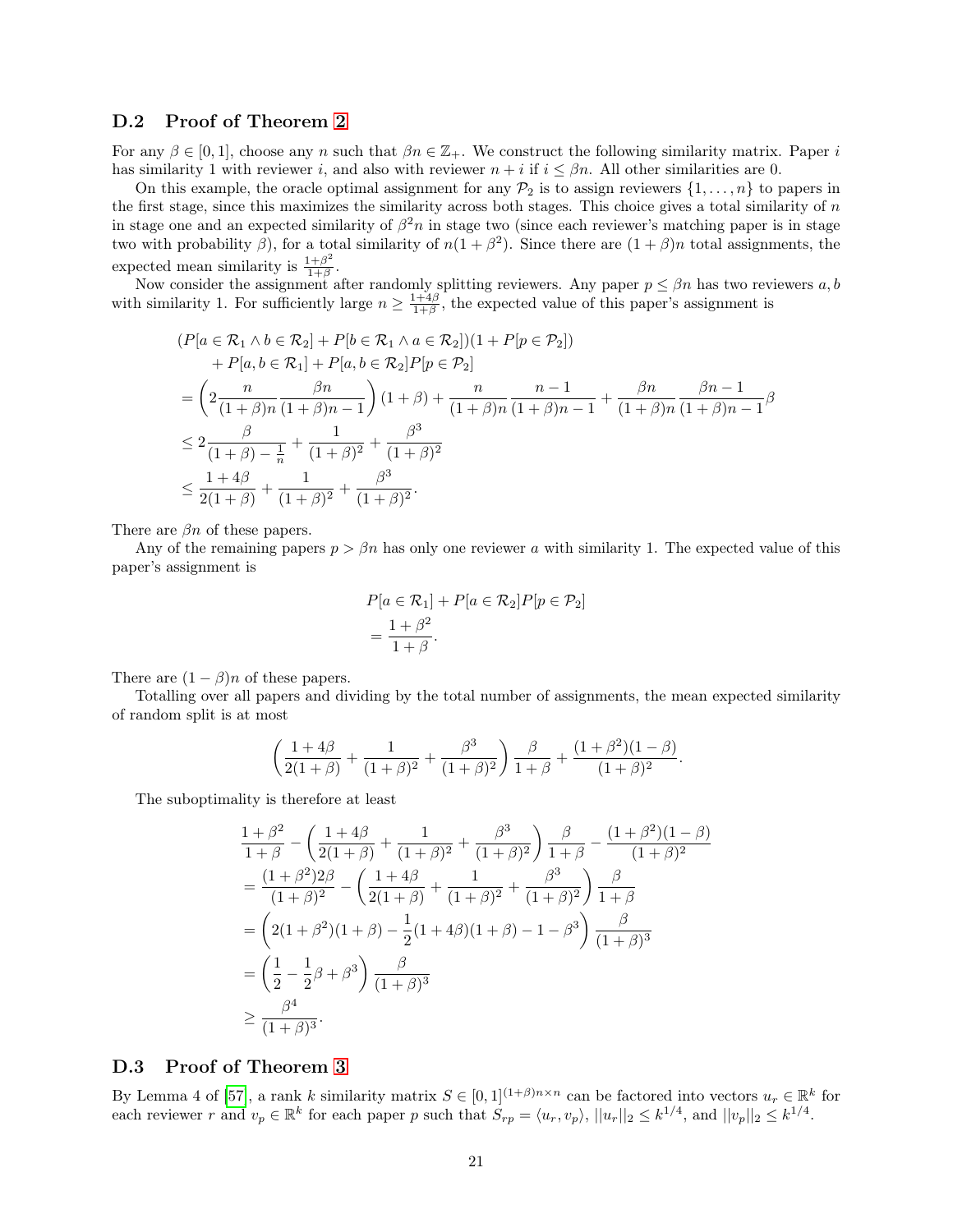### D.2 Proof of Theorem 2

For any $\beta \in [0, 1]$, choose any $n$ such that $\beta n \in \mathbb{Z}_+$. We construct the following similarity matrix. Paper $i$ has similarity 1 with reviewer $i$, and also with reviewer $n + i$ if $i \leq \beta n$. All other similarities are 0.

On this example, the oracle optimal assignment for any $\mathcal{P}_2$ is to assign reviewers $\{1, \dots, n\}$ to papers in the first stage, since this maximizes the similarity across both stages. This choice gives a total similarity of $n$ in stage one and an expected similarity of $\beta^2 n$ in stage two (since each reviewer's matching paper is in stage two with probability $\beta$), for a total similarity of $n(1 + \beta^2)$. Since there are $(1 + \beta)n$ total assignments, the expected mean similarity is $\frac{1+\beta^2}{1+\beta}$.

Now consider the assignment after randomly splitting reviewers. Any paper $p \leq \beta n$ has two reviewers $a, b$ with similarity 1. For sufficiently large $n \geq \frac{1+4\beta}{1+\beta}$, the expected value of this paper's assignment is

$$
\begin{aligned}
&(P[a \in \mathcal{R}_1 \wedge b \in \mathcal{R}_2] + P[b \in \mathcal{R}_1 \wedge a \in \mathcal{R}_2])(1 + P[p \in \mathcal{P}_2]) \\
&\quad + P[a, b \in \mathcal{R}_1] + P[a, b \in \mathcal{R}_2] P[p \in \mathcal{P}_2] \\
&= \left( 2 \frac{n}{(1+\beta)n} \frac{\beta n}{(1+\beta)n - 1} \right)(1+\beta) + \frac{n}{(1+\beta)n} \frac{n-1}{(1+\beta)n - 1} + \frac{\beta n}{(1+\beta)n} \frac{\beta n - 1}{(1+\beta)n - 1} \beta \\
&\leq 2 \frac{\beta}{(1+\beta) - \frac{1}{n}} + \frac{1}{(1+\beta)^2} + \frac{\beta^3}{(1+\beta)^2} \\
&\leq \frac{1+4\beta}{2(1+\beta)} + \frac{1}{(1+\beta)^2} + \frac{\beta^3}{(1+\beta)^2}.
\end{aligned}
$$

There are $\beta n$ of these papers.

Any of the remaining papers $p > \beta n$ has only one reviewer $a$ with similarity 1. The expected value of this paper's assignment is

$$
\begin{aligned}
&P[a \in \mathcal{R}_1] + P[a \in \mathcal{R}_2] P[p \in \mathcal{P}_2] \\
&= \frac{1+\beta^2}{1+\beta}.
\end{aligned}
$$

There are $(1 - \beta)n$ of these papers.

Totalling over all papers and dividing by the total number of assignments, the mean expected similarity of random split is at most

$$
\left( \frac{1+4\beta}{2(1+\beta)} + \frac{1}{(1+\beta)^2} + \frac{\beta^3}{(1+\beta)^2} \right) \frac{\beta}{1+\beta} + \frac{(1+\beta^2)(1-\beta)}{(1+\beta)^2}.
$$

The suboptimality is therefore at least

$$
\begin{aligned}
&\frac{1+\beta^2}{1+\beta} - \left( \frac{1+4\beta}{2(1+\beta)} + \frac{1}{(1+\beta)^2} + \frac{\beta^3}{(1+\beta)^2} \right) \frac{\beta}{1+\beta} - \frac{(1+\beta^2)(1-\beta)}{(1+\beta)^2} \\
&= \frac{(1+\beta^2)2\beta}{(1+\beta)^2} - \left( \frac{1+4\beta}{2(1+\beta)} + \frac{1}{(1+\beta)^2} + \frac{\beta^3}{(1+\beta)^2} \right) \frac{\beta}{1+\beta} \\
&= \left( 2(1+\beta^2)(1+\beta) - \frac{1}{2}(1+4\beta)(1+\beta) - 1 - \beta^3 \right) \frac{\beta}{(1+\beta)^3} \\
&= \left( \frac{1}{2} - \frac{1}{2}\beta + \beta^3 \right) \frac{\beta}{(1+\beta)^3} \\
&\geq \frac{\beta^4}{(1+\beta)^3}.
\end{aligned}
$$

### D.3 Proof of Theorem 3

By Lemma 4 of [57], a rank $k$ similarity matrix $S \in [0, 1]^{(1+\beta)n \times n}$ can be factored into vectors $u_r \in \mathbb{R}^k$ for each reviewer $r$ and $v_p \in \mathbb{R}^k$ for each paper $p$ such that $S_{rp} = \langle u_r, v_p \rangle$, $||u_r||_2 \leq k^{1/4}$, and $||v_p||_2 \leq k^{1/4}$.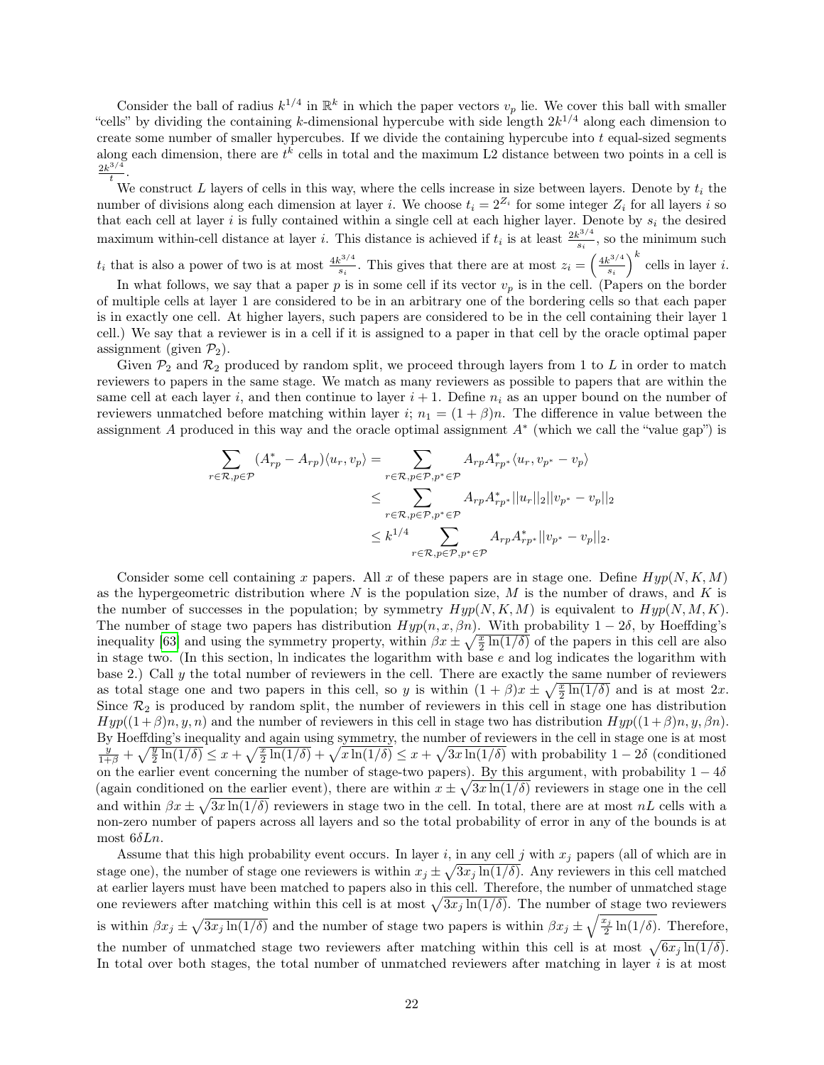Consider the ball of radius $k^{1/4}$ in $\mathbb{R}^k$ in which the paper vectors $v_p$ lie. We cover this ball with smaller "cells" by dividing the containing $k$-dimensional hypercube with side length $2k^{1/4}$ along each dimension to create some number of smaller hypercubes. If we divide the containing hypercube into $t$ equal-sized segments along each dimension, there are $t^k$ cells in total and the maximum L2 distance between two points in a cell is $\frac{2k^{3/4}}{t}$.

We construct $L$ layers of cells in this way, where the cells increase in size between layers. Denote by $t_i$ the number of divisions along each dimension at layer $i$. We choose $t_i = 2^{Z_i}$ for some integer $Z_i$ for all layers $i$ so that each cell at layer $i$ is fully contained within a single cell at each higher layer. Denote by $s_i$ the desired maximum within-cell distance at layer $i$. This distance is achieved if $t_i$ is at least $\frac{2k^{3/4}}{s_i}$, so the minimum such $t_i$ that is also a power of two is at most $\frac{4k^{3/4}}{s_i}$. This gives that there are at most $z_i = \left(\frac{4k^{3/4}}{s_i}\right)^k$ cells in layer $i$.

In what follows, we say that a paper $p$ is in some cell if its vector $v_p$ is in the cell. (Papers on the border of multiple cells at layer 1 are considered to be in an arbitrary one of the bordering cells so that each paper is in exactly one cell. At higher layers, such papers are considered to be in the cell containing their layer 1 cell.) We say that a reviewer is in a cell if it is assigned to a paper in that cell by the oracle optimal paper assignment (given $\mathcal{P}_2$).

Given $\mathcal{P}_2$ and $\mathcal{R}_2$ produced by random split, we proceed through layers from 1 to $L$ in order to match reviewers to papers in the same stage. We match as many reviewers as possible to papers that are within the same cell at each layer $i$, and then continue to layer $i+1$. Define $n_i$ as an upper bound on the number of reviewers unmatched before matching within layer $i$; $n_1 = (1+\beta)n$. The difference in value between the assignment $A$ produced in this way and the oracle optimal assignment $A^*$ (which we call the "value gap") is

$$\begin{aligned}
\sum_{r\in\mathcal{R},p\in\mathcal{P}} (A^*_{rp} - A_{rp})\langle u_r, v_p\rangle &= \sum_{r\in\mathcal{R},p\in\mathcal{P},p^*\in\mathcal{P}} A_{rp}A^*_{rp^*}\langle u_r, v_{p^*} - v_p\rangle \\
&\leq \sum_{r\in\mathcal{R},p\in\mathcal{P},p^*\in\mathcal{P}} A_{rp}A^*_{rp^*}||u_r||_2||v_{p^*} - v_p||_2 \\
&\leq k^{1/4} \sum_{r\in\mathcal{R},p\in\mathcal{P},p^*\in\mathcal{P}} A_{rp}A^*_{rp^*}||v_{p^*} - v_p||_2.
\end{aligned}$$

Consider some cell containing $x$ papers. All $x$ of these papers are in stage one. Define $Hyp(N, K, M)$ as the hypergeometric distribution where $N$ is the population size, $M$ is the number of draws, and $K$ is the number of successes in the population; by symmetry $Hyp(N, K, M)$ is equivalent to $Hyp(N, M, K)$. The number of stage two papers has distribution $Hyp(n, x, \beta n)$. With probability $1-2\delta$, by Hoeffding's inequality [63] and using the symmetry property, within $\beta x \pm \sqrt{\frac{x}{2}\ln(1/\delta)}$ of the papers in this cell are also in stage two. (In this section, ln indicates the logarithm with base $e$ and log indicates the logarithm with base 2.) Call $y$ the total number of reviewers in the cell. There are exactly the same number of reviewers as total stage one and two papers in this cell, so $y$ is within $(1+\beta)x \pm \sqrt{\frac{x}{2}\ln(1/\delta)}$ and is at most $2x$. Since $\mathcal{R}_2$ is produced by random split, the number of reviewers in this cell in stage one has distribution $Hyp((1+\beta)n, y, n)$ and the number of reviewers in this cell in stage two has distribution $Hyp((1+\beta)n, y, \beta n)$. By Hoeffding's inequality and again using symmetry, the number of reviewers in the cell in stage one is at most $\frac{y}{1+\beta} + \sqrt{\frac{y}{2}\ln(1/\delta)} \leq x + \sqrt{\frac{x}{2}\ln(1/\delta)} + \sqrt{x\ln(1/\delta)} \leq x + \sqrt{3x\ln(1/\delta)}$ with probability $1-2\delta$ (conditioned on the earlier event concerning the number of stage-two papers). By this argument, with probability $1-4\delta$ (again conditioned on the earlier event), there are within $x \pm \sqrt{3x\ln(1/\delta)}$ reviewers in stage one in the cell and within $\beta x \pm \sqrt{3x\ln(1/\delta)}$ reviewers in stage two in the cell. In total, there are at most $nL$ cells with a non-zero number of papers across all layers and so the total probability of error in any of the bounds is at most $6\delta Ln$.

Assume that this high probability event occurs. In layer $i$, in any cell $j$ with $x_j$ papers (all of which are in stage one), the number of stage one reviewers is within $x_j \pm \sqrt{3x_j\ln(1/\delta)}$. Any reviewers in this cell matched at earlier layers must have been matched to papers also in this cell. Therefore, the number of unmatched stage one reviewers after matching within this cell is at most $\sqrt{3x_j\ln(1/\delta)}$. The number of stage two reviewers is within $\beta x_j \pm \sqrt{3x_j\ln(1/\delta)}$ and the number of stage two papers is within $\beta x_j \pm \sqrt{\frac{x_j}{2}\ln(1/\delta)}$. Therefore, the number of unmatched stage two reviewers after matching within this cell is at most $\sqrt{6x_j\ln(1/\delta)}$. In total over both stages, the total number of unmatched reviewers after matching in layer $i$ is at most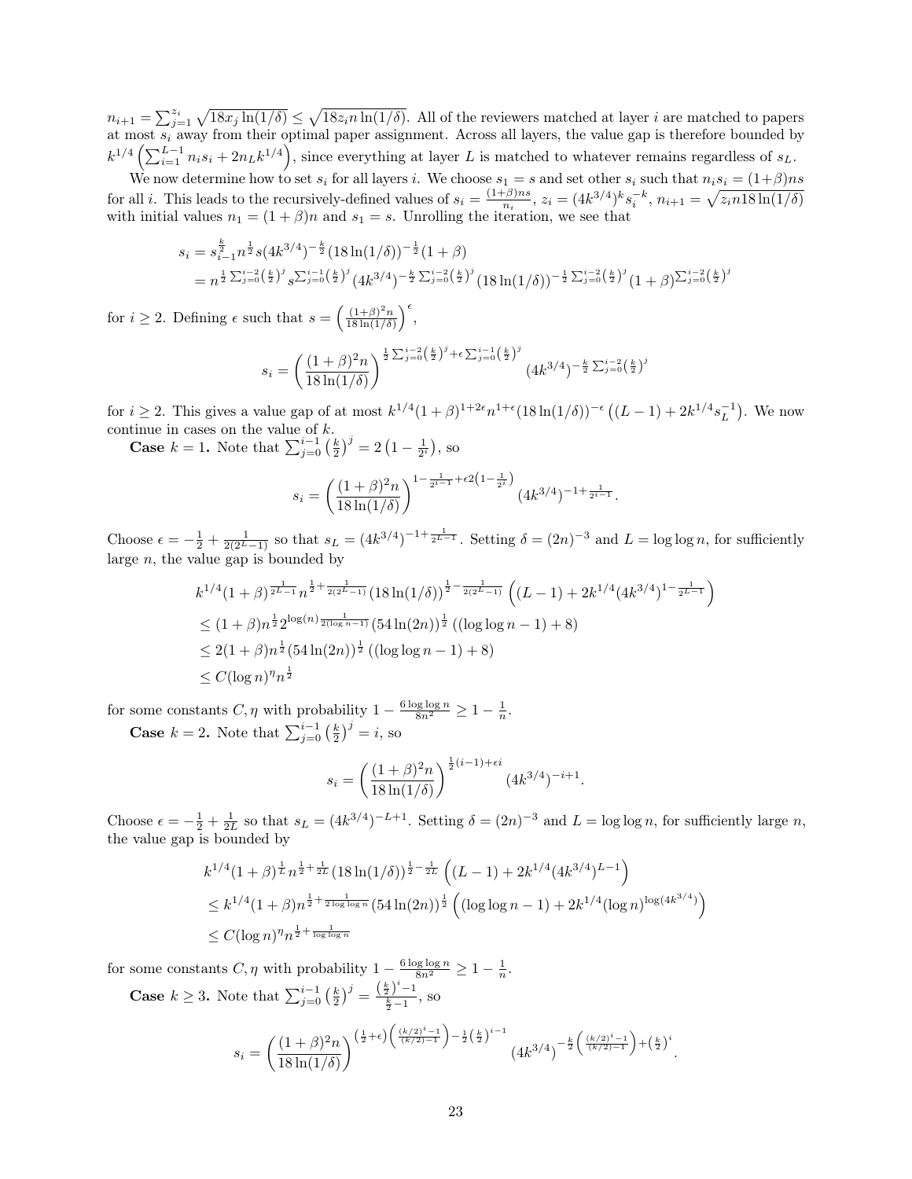$n_{i+1} = \sum_{j=1}^{z_i} \sqrt{18 x_j \ln(1/\delta)} \leq \sqrt{18 z_i n \ln(1/\delta)}$. All of the reviewers matched at layer $i$ are matched to papers at most $s_i$ away from their optimal paper assignment. Across all layers, the value gap is therefore bounded by $k^{1/4}\left(\sum_{i=1}^{L-1} n_i s_i + 2n_L k^{1/4}\right)$, since everything at layer $L$ is matched to whatever remains regardless of $s_L$.

We now determine how to set $s_i$ for all layers $i$. We choose $s_1 = s$ and set other $s_i$ such that $n_i s_i = (1+\beta)ns$ for all $i$. This leads to the recursively-defined values of $s_i = \frac{(1+\beta)ns}{n_i}$, $z_i = (4k^{3/4})^k s_i^{-k}$, $n_{i+1} = \sqrt{z_i n 18 \ln(1/\delta)}$ with initial values $n_1 = (1+\beta)n$ and $s_1 = s$. Unrolling the iteration, we see that

$$
\begin{aligned}
s_i &= s_{i-1}^{\frac{k}{2}} n^{\frac{1}{2}} s (4k^{3/4})^{-\frac{k}{2}} (18\ln(1/\delta))^{-\frac{1}{2}}(1+\beta) \\
&= n^{\frac{1}{2}\sum_{j=0}^{i-2}\left(\frac{k}{2}\right)^j} s^{\sum_{j=0}^{i-1}\left(\frac{k}{2}\right)^j} (4k^{3/4})^{-\frac{k}{2}\sum_{j=0}^{i-2}\left(\frac{k}{2}\right)^j} (18\ln(1/\delta))^{-\frac{1}{2}\sum_{j=0}^{i-2}\left(\frac{k}{2}\right)^j} (1+\beta)^{\sum_{j=0}^{i-2}\left(\frac{k}{2}\right)^j}
\end{aligned}
$$

for $i \geq 2$. Defining $\epsilon$ such that $s = \left(\frac{(1+\beta)^2 n}{18\ln(1/\delta)}\right)^{\epsilon}$,

$$
s_i = \left(\frac{(1+\beta)^2 n}{18\ln(1/\delta)}\right)^{\frac{1}{2}\sum_{j=0}^{i-2}\left(\frac{k}{2}\right)^j + \epsilon\sum_{j=0}^{i-1}\left(\frac{k}{2}\right)^j} (4k^{3/4})^{-\frac{k}{2}\sum_{j=0}^{i-2}\left(\frac{k}{2}\right)^j}
$$

for $i \geq 2$. This gives a value gap of at most $k^{1/4}(1+\beta)^{1+2\epsilon} n^{1+\epsilon} (18\ln(1/\delta))^{-\epsilon}\left((L-1) + 2k^{1/4}s_L^{-1}\right)$. We now continue in cases on the value of $k$.

**Case** $k=1$**.** Note that $\sum_{j=0}^{i-1}\left(\frac{k}{2}\right)^j = 2\left(1 - \frac{1}{2^i}\right)$, so

$$
s_i = \left(\frac{(1+\beta)^2 n}{18\ln(1/\delta)}\right)^{1 - \frac{1}{2^{i-1}} + \epsilon 2\left(1 - \frac{1}{2^i}\right)} (4k^{3/4})^{-1 + \frac{1}{2^{i-1}}}.
$$

Choose $\epsilon = -\frac{1}{2} + \frac{1}{2(2^L - 1)}$ so that $s_L = (4k^{3/4})^{-1+\frac{1}{2^{L-1}}}$. Setting $\delta = (2n)^{-3}$ and $L = \log\log n$, for sufficiently large $n$, the value gap is bounded by

$$
\begin{aligned}
&k^{1/4}(1+\beta)^{\frac{1}{2^L - 1}} n^{\frac{1}{2} + \frac{1}{2(2^L-1)}} (18\ln(1/\delta))^{\frac{1}{2} - \frac{1}{2(2^L-1)}} \left((L-1) + 2k^{1/4}(4k^{3/4})^{1 - \frac{1}{2^{L-1}}}\right) \\
&\leq (1+\beta) n^{\frac{1}{2}} 2^{\log(n)\frac{1}{2(\log n - 1)}} (54\ln(2n))^{\frac{1}{2}} ((\log\log n - 1) + 8) \\
&\leq 2(1+\beta) n^{\frac{1}{2}} (54\ln(2n))^{\frac{1}{2}} ((\log\log n - 1) + 8) \\
&\leq C(\log n)^{\eta} n^{\frac{1}{2}}
\end{aligned}
$$

for some constants $C, \eta$ with probability $1 - \frac{6\log\log n}{8n^2} \geq 1 - \frac{1}{n}$.

**Case** $k=2$**.** Note that $\sum_{j=0}^{i-1}\left(\frac{k}{2}\right)^j = i$, so

$$
s_i = \left(\frac{(1+\beta)^2 n}{18\ln(1/\delta)}\right)^{\frac{1}{2}(i-1) + \epsilon i} (4k^{3/4})^{-i+1}.
$$

Choose $\epsilon = -\frac{1}{2} + \frac{1}{2L}$ so that $s_L = (4k^{3/4})^{-L+1}$. Setting $\delta = (2n)^{-3}$ and $L = \log\log n$, for sufficiently large $n$, the value gap is bounded by

$$
\begin{aligned}
&k^{1/4}(1+\beta)^{\frac{1}{L}} n^{\frac{1}{2} + \frac{1}{2L}} (18\ln(1/\delta))^{\frac{1}{2} - \frac{1}{2L}} \left((L-1) + 2k^{1/4}(4k^{3/4})^{L-1}\right) \\
&\leq k^{1/4}(1+\beta) n^{\frac{1}{2} + \frac{1}{2\log\log n}} (54\ln(2n))^{\frac{1}{2}} \left((\log\log n - 1) + 2k^{1/4}(\log n)^{\log(4k^{3/4})}\right) \\
&\leq C(\log n)^{\eta} n^{\frac{1}{2} + \frac{1}{\log\log n}}
\end{aligned}
$$

for some constants $C, \eta$ with probability $1 - \frac{6\log\log n}{8n^2} \geq 1 - \frac{1}{n}$.

**Case** $k \geq 3$**.** Note that $\sum_{j=0}^{i-1}\left(\frac{k}{2}\right)^j = \frac{\left(\frac{k}{2}\right)^i - 1}{\frac{k}{2} - 1}$, so

$$
s_i = \left(\frac{(1+\beta)^2 n}{18\ln(1/\delta)}\right)^{\left(\frac{1}{2}+\epsilon\right)\left(\frac{(k/2)^i - 1}{(k/2)-1}\right) - \frac{1}{2}\left(\frac{k}{2}\right)^{i-1}} (4k^{3/4})^{-\frac{k}{2}\left(\frac{(k/2)^i - 1}{(k/2)-1}\right) + \left(\frac{k}{2}\right)^i}.
$$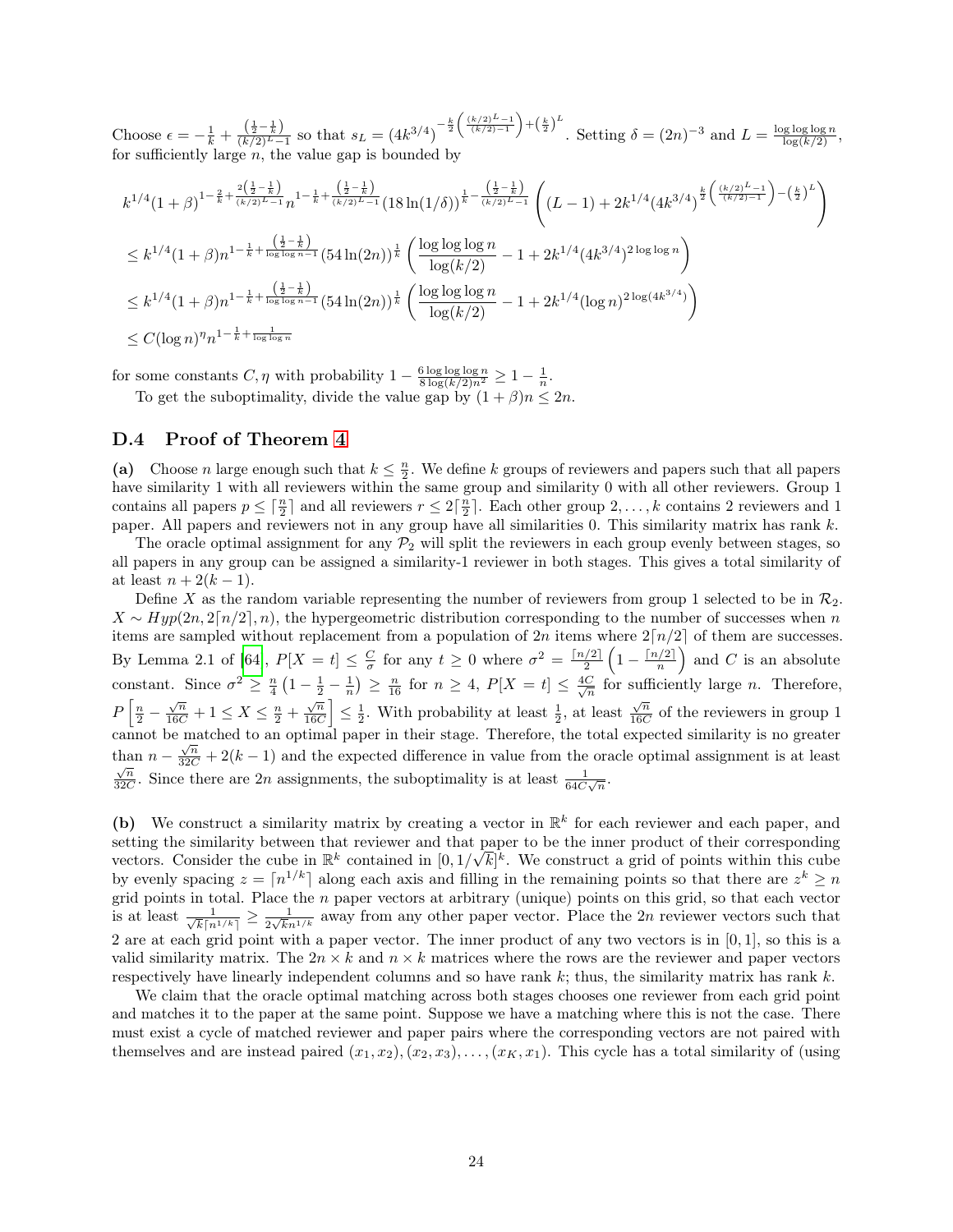Choose $\epsilon = -\frac{1}{k} + \frac{\left(\frac{1}{2}-\frac{1}{k}\right)}{(k/2)^L - 1}$ so that $s_L = (4k^{3/4})^{-\frac{k}{2}\left(\frac{(k/2)^L-1}{(k/2)-1}\right)+\left(\frac{k}{2}\right)^L}$. Setting $\delta = (2n)^{-3}$ and $L = \frac{\log\log\log n}{\log(k/2)}$, for sufficiently large $n$, the value gap is bounded by

$$
\begin{aligned}
&k^{1/4}(1+\beta)^{1-\frac{2}{k}+\frac{2\left(\frac{1}{2}-\frac{1}{k}\right)}{(k/2)^L-1}} n^{1-\frac{1}{k}+\frac{\left(\frac{1}{2}-\frac{1}{k}\right)}{(k/2)^L-1}} (18\ln(1/\delta))^{\frac{1}{k}-\frac{\left(\frac{1}{2}-\frac{1}{k}\right)}{(k/2)^L-1}} \left((L-1) + 2k^{1/4}(4k^{3/4})^{\frac{k}{2}\left(\frac{(k/2)^L-1}{(k/2)-1}\right)-\left(\frac{k}{2}\right)^L}\right) \\
&\leq k^{1/4}(1+\beta)n^{1-\frac{1}{k}+\frac{\left(\frac{1}{2}-\frac{1}{k}\right)}{\log\log n - 1}} (54\ln(2n))^{\frac{1}{k}} \left(\frac{\log\log\log n}{\log(k/2)} - 1 + 2k^{1/4}(4k^{3/4})^{2\log\log n}\right) \\
&\leq k^{1/4}(1+\beta)n^{1-\frac{1}{k}+\frac{\left(\frac{1}{2}-\frac{1}{k}\right)}{\log\log n - 1}} (54\ln(2n))^{\frac{1}{k}} \left(\frac{\log\log\log n}{\log(k/2)} - 1 + 2k^{1/4}(\log n)^{2\log(4k^{3/4})}\right) \\
&\leq C(\log n)^{\eta} n^{1-\frac{1}{k}+\frac{1}{\log\log n}}
\end{aligned}
$$

for some constants $C, \eta$ with probability $1 - \frac{6\log\log\log n}{8\log(k/2)n^2} \geq 1 - \frac{1}{n}$.

To get the suboptimality, divide the value gap by $(1+\beta)n \leq 2n$.

## D.4 Proof of Theorem 4

**(a)** Choose $n$ large enough such that $k \leq \frac{n}{2}$. We define $k$ groups of reviewers and papers such that all papers have similarity 1 with all reviewers within the same group and similarity 0 with all other reviewers. Group 1 contains all papers $p \leq \lceil \frac{n}{2} \rceil$ and all reviewers $r \leq 2\lceil \frac{n}{2} \rceil$. Each other group $2, \ldots, k$ contains 2 reviewers and 1 paper. All papers and reviewers not in any group have all similarities 0. This similarity matrix has rank $k$.

The oracle optimal assignment for any $\mathcal{P}_2$ will split the reviewers in each group evenly between stages, so all papers in any group can be assigned a similarity-1 reviewer in both stages. This gives a total similarity of at least $n + 2(k-1)$.

Define $X$ as the random variable representing the number of reviewers from group 1 selected to be in $\mathcal{R}_2$. $X \sim Hyp(2n, 2\lceil n/2 \rceil, n)$, the hypergeometric distribution corresponding to the number of successes when $n$ items are sampled without replacement from a population of $2n$ items where $2\lceil n/2 \rceil$ of them are successes. By Lemma 2.1 of [64], $P[X = t] \leq \frac{C}{\sigma}$ for any $t \geq 0$ where $\sigma^2 = \frac{\lceil n/2 \rceil}{2}\left(1 - \frac{\lceil n/2 \rceil}{n}\right)$ and $C$ is an absolute constant. Since $\sigma^2 \geq \frac{n}{4}\left(1 - \frac{1}{2} - \frac{1}{n}\right) \geq \frac{n}{16}$ for $n \geq 4$, $P[X = t] \leq \frac{4C}{\sqrt{n}}$ for sufficiently large $n$. Therefore, $P\left[\frac{n}{2} - \frac{\sqrt{n}}{16C} + 1 \leq X \leq \frac{n}{2} + \frac{\sqrt{n}}{16C}\right] \leq \frac{1}{2}$. With probability at least $\frac{1}{2}$, at least $\frac{\sqrt{n}}{16C}$ of the reviewers in group 1 cannot be matched to an optimal paper in their stage. Therefore, the total expected similarity is no greater than $n - \frac{\sqrt{n}}{32C} + 2(k-1)$ and the expected difference in value from the oracle optimal assignment is at least $\frac{\sqrt{n}}{32C}$. Since there are $2n$ assignments, the suboptimality is at least $\frac{1}{64C\sqrt{n}}$.

**(b)** We construct a similarity matrix by creating a vector in $\mathbb{R}^k$ for each reviewer and each paper, and setting the similarity between that reviewer and that paper to be the inner product of their corresponding vectors. Consider the cube in $\mathbb{R}^k$ contained in $[0, 1/\sqrt{k}]^k$. We construct a grid of points within this cube by evenly spacing $z = \lceil n^{1/k} \rceil$ along each axis and filling in the remaining points so that there are $z^k \geq n$ grid points in total. Place the $n$ paper vectors at arbitrary (unique) points on this grid, so that each vector is at least $\frac{1}{\sqrt{k}\lceil n^{1/k} \rceil} \geq \frac{1}{2\sqrt{k}n^{1/k}}$ away from any other paper vector. Place the $2n$ reviewer vectors such that 2 are at each grid point with a paper vector. The inner product of any two vectors is in $[0, 1]$, so this is a valid similarity matrix. The $2n \times k$ and $n \times k$ matrices where the rows are the reviewer and paper vectors respectively have linearly independent columns and so have rank $k$; thus, the similarity matrix has rank $k$.

We claim that the oracle optimal matching across both stages chooses one reviewer from each grid point and matches it to the paper at the same point. Suppose we have a matching where this is not the case. There must exist a cycle of matched reviewer and paper pairs where the corresponding vectors are not paired with themselves and are instead paired $(x_1, x_2), (x_2, x_3), \ldots, (x_K, x_1)$. This cycle has a total similarity of (using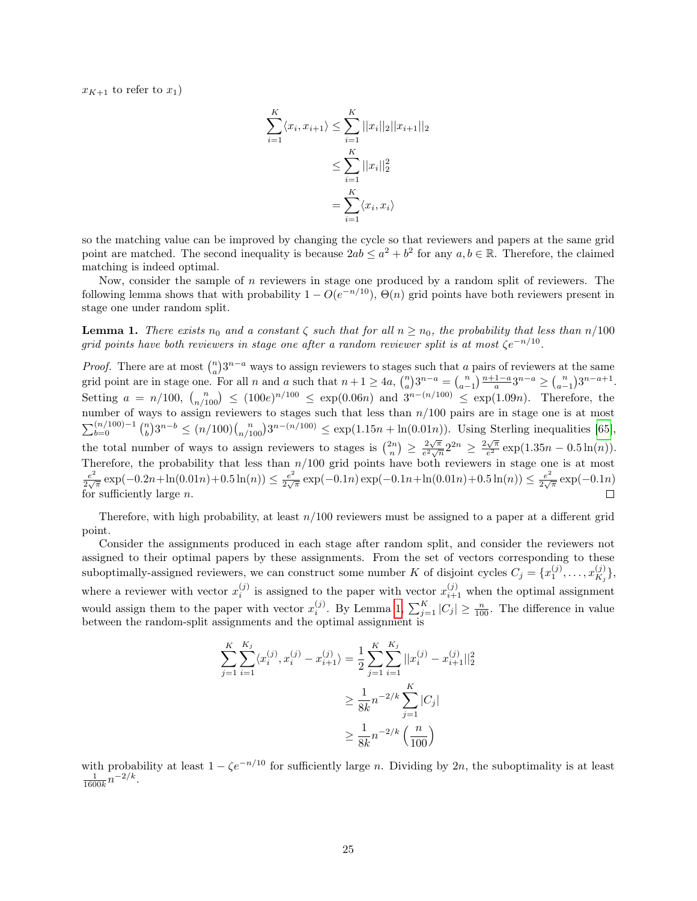$x_{K+1}$ to refer to $x_1$)

$$\sum_{i=1}^{K} \langle x_i, x_{i+1} \rangle \leq \sum_{i=1}^{K} ||x_i||_2 ||x_{i+1}||_2$$
$$\leq \sum_{i=1}^{K} ||x_i||_2^2$$
$$= \sum_{i=1}^{K} \langle x_i, x_i \rangle$$

so the matching value can be improved by changing the cycle so that reviewers and papers at the same grid point are matched. The second inequality is because $2ab \leq a^2 + b^2$ for any $a, b \in \mathbb{R}$. Therefore, the claimed matching is indeed optimal.

Now, consider the sample of $n$ reviewers in stage one produced by a random split of reviewers. The following lemma shows that with probability $1 - O(e^{-n/10})$, $\Theta(n)$ grid points have both reviewers present in stage one under random split.

**Lemma 1.** *There exists $n_0$ and a constant $\zeta$ such that for all $n \geq n_0$, the probability that less than $n/100$ grid points have both reviewers in stage one after a random reviewer split is at most $\zeta e^{-n/10}$.*

*Proof.* There are at most $\binom{n}{a} 3^{n-a}$ ways to assign reviewers to stages such that $a$ pairs of reviewers at the same grid point are in stage one. For all $n$ and $a$ such that $n + 1 \geq 4a$, $\binom{n}{a} 3^{n-a} = \binom{n}{a-1} \frac{n+1-a}{a} 3^{n-a} \geq \binom{n}{a-1} 3^{n-a+1}$. Setting $a = n/100$, $\binom{n}{n/100} \leq (100e)^{n/100} \leq \exp(0.06n)$ and $3^{n-(n/100)} \leq \exp(1.09n)$. Therefore, the number of ways to assign reviewers to stages such that less than $n/100$ pairs are in stage one is at most $\sum_{b=0}^{(n/100)-1} \binom{n}{b} 3^{n-b} \leq (n/100) \binom{n}{n/100} 3^{n-(n/100)} \leq \exp(1.15n + \ln(0.01n))$. Using Sterling inequalities [65], the total number of ways to assign reviewers to stages is $\binom{2n}{n} \geq \frac{2\sqrt{\pi}}{e^2 \sqrt{n}} 2^{2n} \geq \frac{2\sqrt{\pi}}{e^2} \exp(1.35n - 0.5\ln(n))$. Therefore, the probability that less than $n/100$ grid points have both reviewers in stage one is at most $\frac{e^2}{2\sqrt{\pi}} \exp(-0.2n + \ln(0.01n) + 0.5\ln(n)) \leq \frac{e^2}{2\sqrt{\pi}} \exp(-0.1n) \exp(-0.1n + \ln(0.01n) + 0.5\ln(n)) \leq \frac{e^2}{2\sqrt{\pi}} \exp(-0.1n)$ for sufficiently large $n$. ∎

Therefore, with high probability, at least $n/100$ reviewers must be assigned to a paper at a different grid point.

Consider the assignments produced in each stage after random split, and consider the reviewers not assigned to their optimal papers by these assignments. From the set of vectors corresponding to these suboptimally-assigned reviewers, we can construct some number $K$ of disjoint cycles $C_j = \{x_1^{(j)}, \dots, x_{K_j}^{(j)}\}$, where a reviewer with vector $x_i^{(j)}$ is assigned to the paper with vector $x_{i+1}^{(j)}$ when the optimal assignment would assign them to the paper with vector $x_i^{(j)}$. By Lemma 1, $\sum_{j=1}^{K} |C_j| \geq \frac{n}{100}$. The difference in value between the random-split assignments and the optimal assignment is

$$\sum_{j=1}^{K} \sum_{i=1}^{K_j} \langle x_i^{(j)}, x_i^{(j)} - x_{i+1}^{(j)} \rangle = \frac{1}{2} \sum_{j=1}^{K} \sum_{i=1}^{K_j} ||x_i^{(j)} - x_{i+1}^{(j)}||_2^2$$
$$\geq \frac{1}{8k} n^{-2/k} \sum_{j=1}^{K} |C_j|$$
$$\geq \frac{1}{8k} n^{-2/k} \left( \frac{n}{100} \right)$$

with probability at least $1 - \zeta e^{-n/10}$ for sufficiently large $n$. Dividing by $2n$, the suboptimality is at least $\frac{1}{1600k} n^{-2/k}$.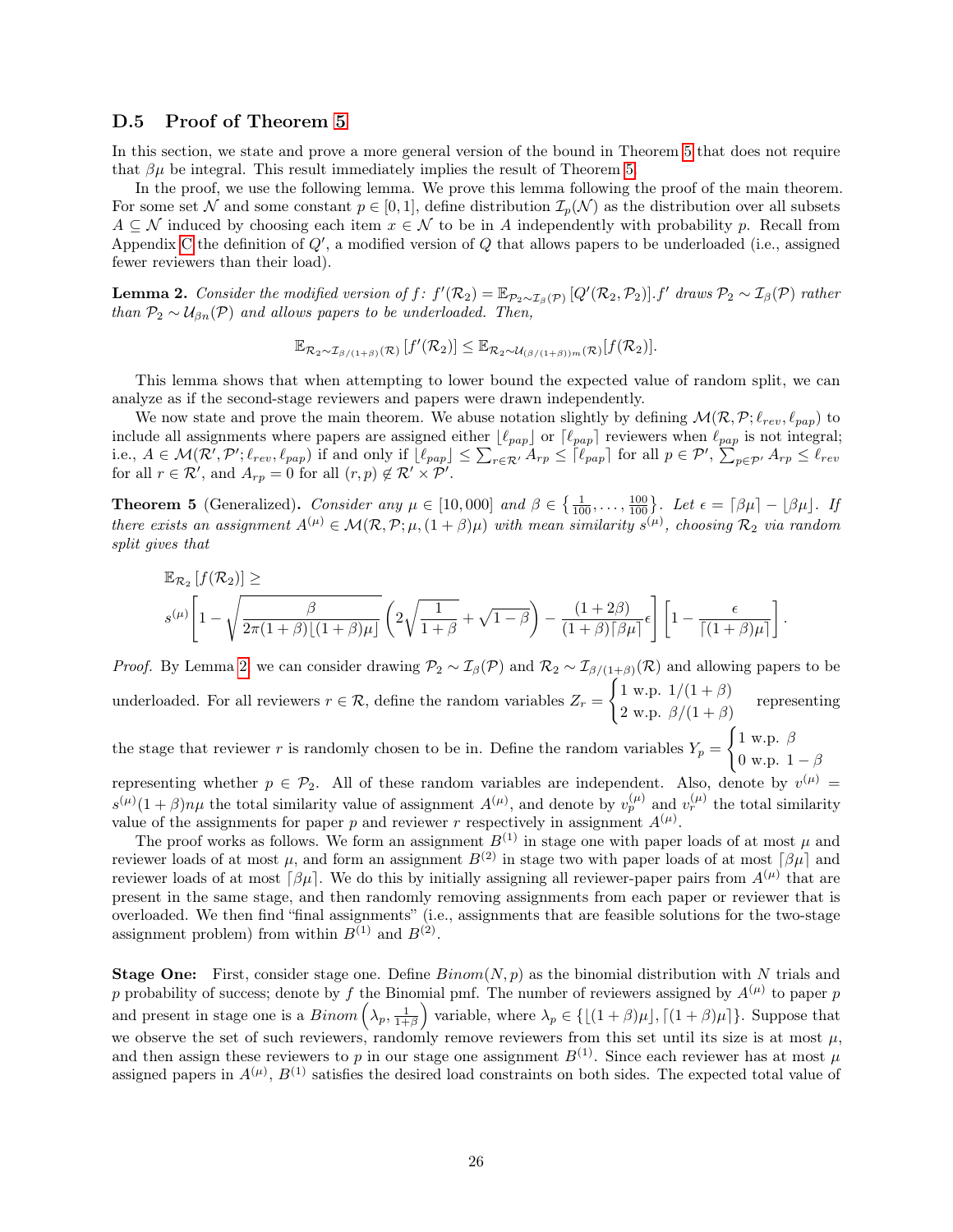### D.5 Proof of Theorem 5

In this section, we state and prove a more general version of the bound in Theorem 5 that does not require that $\beta\mu$ be integral. This result immediately implies the result of Theorem 5.

In the proof, we use the following lemma. We prove this lemma following the proof of the main theorem. For some set $\mathcal{N}$ and some constant $p \in [0, 1]$, define distribution $\mathcal{I}_p(\mathcal{N})$ as the distribution over all subsets $A \subseteq \mathcal{N}$ induced by choosing each item $x \in \mathcal{N}$ to be in $A$ independently with probability $p$. Recall from Appendix C the definition of $Q'$, a modified version of $Q$ that allows papers to be underloaded (i.e., assigned fewer reviewers than their load).

**Lemma 2.** *Consider the modified version of $f$: $f'(\mathcal{R}_2) = \mathbb{E}_{\mathcal{P}_2 \sim \mathcal{I}_\beta(\mathcal{P})}[Q'(\mathcal{R}_2, \mathcal{P}_2)]$. $f'$ draws $\mathcal{P}_2 \sim \mathcal{I}_\beta(\mathcal{P})$ rather than $\mathcal{P}_2 \sim \mathcal{U}_{\beta n}(\mathcal{P})$ and allows papers to be underloaded. Then,*

$$\mathbb{E}_{\mathcal{R}_2 \sim \mathcal{I}_{\beta/(1+\beta)}(\mathcal{R})}[f'(\mathcal{R}_2)] \leq \mathbb{E}_{\mathcal{R}_2 \sim \mathcal{U}_{(\beta/(1+\beta))m}(\mathcal{R})}[f(\mathcal{R}_2)].$$

This lemma shows that when attempting to lower bound the expected value of random split, we can analyze as if the second-stage reviewers and papers were drawn independently.

We now state and prove the main theorem. We abuse notation slightly by defining $\mathcal{M}(\mathcal{R}, \mathcal{P}; \ell_{rev}, \ell_{pap})$ to include all assignments where papers are assigned either $\lfloor \ell_{pap} \rfloor$ or $\lceil \ell_{pap} \rceil$ reviewers when $\ell_{pap}$ is not integral; i.e., $A \in \mathcal{M}(\mathcal{R}', \mathcal{P}'; \ell_{rev}, \ell_{pap})$ if and only if $\lfloor \ell_{pap} \rfloor \leq \sum_{r \in \mathcal{R}'} A_{rp} \leq \lceil \ell_{pap} \rceil$ for all $p \in \mathcal{P}'$, $\sum_{p \in \mathcal{P}'} A_{rp} \leq \ell_{rev}$ for all $r \in \mathcal{R}'$, and $A_{rp} = 0$ for all $(r, p) \notin \mathcal{R}' \times \mathcal{P}'$.

**Theorem 5** (Generalized)**.** *Consider any $\mu \in [10, 000]$ and $\beta \in \left\{\frac{1}{100}, \ldots, \frac{100}{100}\right\}$. Let $\epsilon = \lceil \beta\mu \rceil - \lfloor \beta\mu \rfloor$. If there exists an assignment $A^{(\mu)} \in \mathcal{M}(\mathcal{R}, \mathcal{P}; \mu, (1+\beta)\mu)$ with mean similarity $s^{(\mu)}$, choosing $\mathcal{R}_2$ via random split gives that*

$$\mathbb{E}_{\mathcal{R}_2}[f(\mathcal{R}_2)] \geq$$
$$s^{(\mu)}\left[1 - \sqrt{\frac{\beta}{2\pi(1+\beta)\lfloor (1+\beta)\mu \rfloor}}\left(2\sqrt{\frac{1}{1+\beta}} + \sqrt{1-\beta}\right) - \frac{(1+2\beta)}{(1+\beta)\lceil \beta\mu \rceil}\epsilon\right]\left[1 - \frac{\epsilon}{\lceil (1+\beta)\mu \rceil}\right].$$

*Proof.* By Lemma 2, we can consider drawing $\mathcal{P}_2 \sim \mathcal{I}_\beta(\mathcal{P})$ and $\mathcal{R}_2 \sim \mathcal{I}_{\beta/(1+\beta)}(\mathcal{R})$ and allowing papers to be underloaded. For all reviewers $r \in \mathcal{R}$, define the random variables $Z_r = \begin{cases} 1 \text{ w.p. } 1/(1+\beta) \\ 2 \text{ w.p. } \beta/(1+\beta) \end{cases}$ representing the stage that reviewer $r$ is randomly chosen to be in. Define the random variables $Y_p = \begin{cases} 1 \text{ w.p. } \beta \\ 0 \text{ w.p. } 1-\beta \end{cases}$ representing whether $p \in \mathcal{P}_2$. All of these random variables are independent. Also, denote by $v^{(\mu)} = s^{(\mu)}(1+\beta)n\mu$ the total similarity value of assignment $A^{(\mu)}$, and denote by $v_p^{(\mu)}$ and $v_r^{(\mu)}$ the total similarity value of the assignments for paper $p$ and reviewer $r$ respectively in assignment $A^{(\mu)}$.

The proof works as follows. We form an assignment $B^{(1)}$ in stage one with paper loads of at most $\mu$ and reviewer loads of at most $\mu$, and form an assignment $B^{(2)}$ in stage two with paper loads of at most $\lceil \beta\mu \rceil$ and reviewer loads of at most $\lceil \beta\mu \rceil$. We do this by initially assigning all reviewer-paper pairs from $A^{(\mu)}$ that are present in the same stage, and then randomly removing assignments from each paper or reviewer that is overloaded. We then find "final assignments" (i.e., assignments that are feasible solutions for the two-stage assignment problem) from within $B^{(1)}$ and $B^{(2)}$.

**Stage One:** First, consider stage one. Define $Binom(N, p)$ as the binomial distribution with $N$ trials and $p$ probability of success; denote by $f$ the Binomial pmf. The number of reviewers assigned by $A^{(\mu)}$ to paper $p$ and present in stage one is a $Binom\left(\lambda_p, \frac{1}{1+\beta}\right)$ variable, where $\lambda_p \in \{\lfloor (1+\beta)\mu \rfloor, \lceil (1+\beta)\mu \rceil\}$. Suppose that we observe the set of such reviewers, randomly remove reviewers from this set until its size is at most $\mu$, and then assign these reviewers to $p$ in our stage one assignment $B^{(1)}$. Since each reviewer has at most $\mu$ assigned papers in $A^{(\mu)}$, $B^{(1)}$ satisfies the desired load constraints on both sides. The expected total value of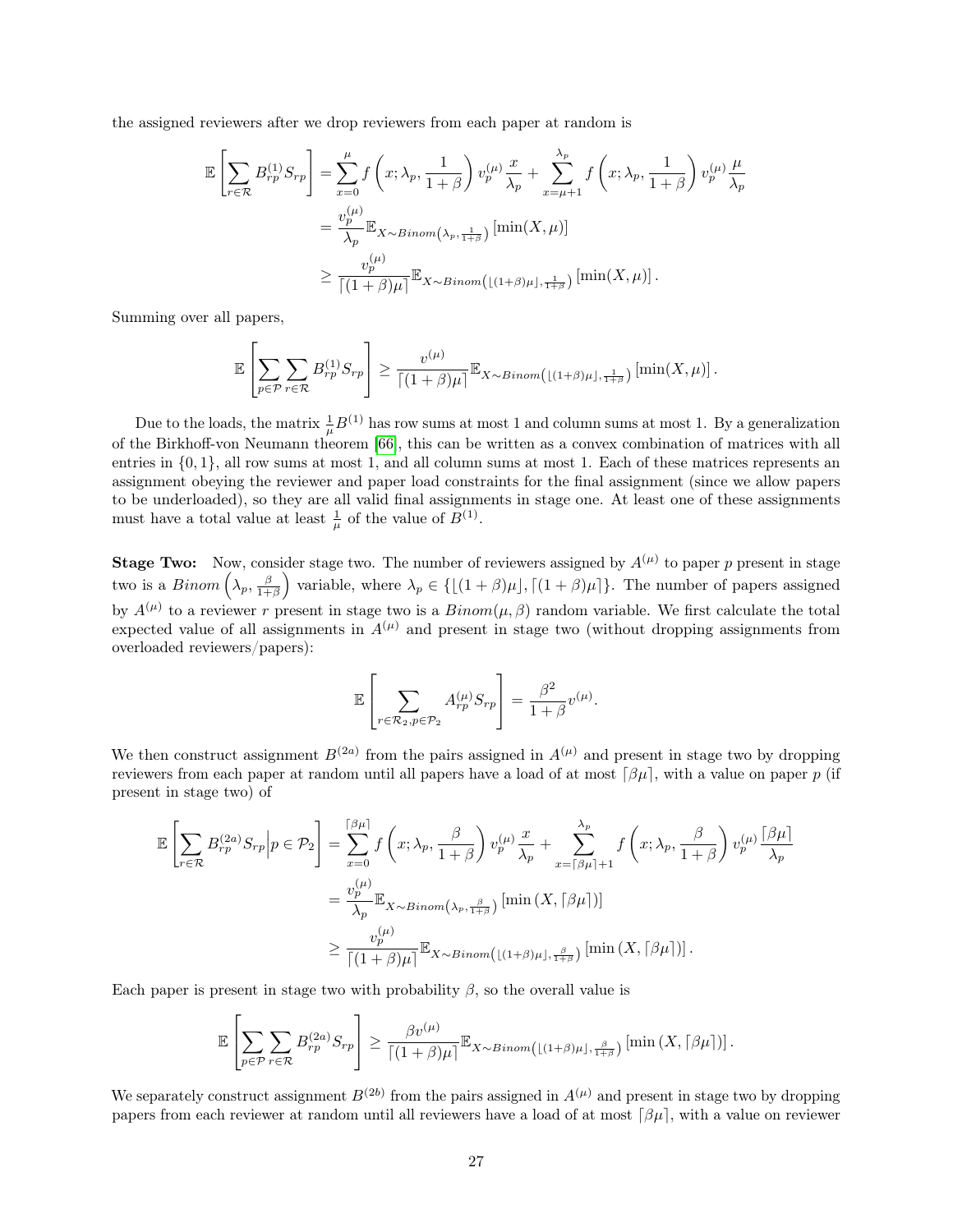the assigned reviewers after we drop reviewers from each paper at random is

$$
\begin{aligned}
\mathbb{E}\left[\sum_{r\in\mathcal{R}} B_{rp}^{(1)} S_{rp}\right] &= \sum_{x=0}^{\mu} f\left(x; \lambda_p, \frac{1}{1+\beta}\right) v_p^{(\mu)} \frac{x}{\lambda_p} + \sum_{x=\mu+1}^{\lambda_p} f\left(x; \lambda_p, \frac{1}{1+\beta}\right) v_p^{(\mu)} \frac{\mu}{\lambda_p} \\
&= \frac{v_p^{(\mu)}}{\lambda_p} \mathbb{E}_{X\sim Binom\left(\lambda_p, \frac{1}{1+\beta}\right)}\left[\min(X,\mu)\right] \\
&\geq \frac{v_p^{(\mu)}}{\lceil (1+\beta)\mu \rceil} \mathbb{E}_{X\sim Binom\left(\lfloor (1+\beta)\mu \rfloor, \frac{1}{1+\beta}\right)}\left[\min(X,\mu)\right].
\end{aligned}
$$

Summing over all papers,

$$
\mathbb{E}\left[\sum_{p\in\mathcal{P}}\sum_{r\in\mathcal{R}} B_{rp}^{(1)} S_{rp}\right] \geq \frac{v^{(\mu)}}{\lceil (1+\beta)\mu \rceil} \mathbb{E}_{X\sim Binom\left(\lfloor (1+\beta)\mu \rfloor, \frac{1}{1+\beta}\right)}\left[\min(X,\mu)\right].
$$

Due to the loads, the matrix $\frac{1}{\mu}B^{(1)}$ has row sums at most 1 and column sums at most 1. By a generalization of the Birkhoff-von Neumann theorem [66], this can be written as a convex combination of matrices with all entries in $\{0,1\}$, all row sums at most 1, and all column sums at most 1. Each of these matrices represents an assignment obeying the reviewer and paper load constraints for the final assignment (since we allow papers to be underloaded), so they are all valid final assignments in stage one. At least one of these assignments must have a total value at least $\frac{1}{\mu}$ of the value of $B^{(1)}$.

**Stage Two:** Now, consider stage two. The number of reviewers assigned by $A^{(\mu)}$ to paper $p$ present in stage two is a $Binom\left(\lambda_p, \frac{\beta}{1+\beta}\right)$ variable, where $\lambda_p \in \{\lfloor (1+\beta)\mu \rfloor, \lceil (1+\beta)\mu \rceil\}$. The number of papers assigned by $A^{(\mu)}$ to a reviewer $r$ present in stage two is a $Binom(\mu, \beta)$ random variable. We first calculate the total expected value of all assignments in $A^{(\mu)}$ and present in stage two (without dropping assignments from overloaded reviewers/papers):

$$
\mathbb{E}\left[\sum_{r\in\mathcal{R}_2, p\in\mathcal{P}_2} A_{rp}^{(\mu)} S_{rp}\right] = \frac{\beta^2}{1+\beta} v^{(\mu)}.
$$

We then construct assignment $B^{(2a)}$ from the pairs assigned in $A^{(\mu)}$ and present in stage two by dropping reviewers from each paper at random until all papers have a load of at most $\lceil \beta\mu \rceil$, with a value on paper $p$ (if present in stage two) of

$$
\begin{aligned}
\mathbb{E}\left[\sum_{r\in\mathcal{R}} B_{rp}^{(2a)} S_{rp} \middle| p\in\mathcal{P}_2\right] &= \sum_{x=0}^{\lceil \beta\mu \rceil} f\left(x; \lambda_p, \frac{\beta}{1+\beta}\right) v_p^{(\mu)} \frac{x}{\lambda_p} + \sum_{x=\lceil \beta\mu \rceil+1}^{\lambda_p} f\left(x; \lambda_p, \frac{\beta}{1+\beta}\right) v_p^{(\mu)} \frac{\lceil \beta\mu \rceil}{\lambda_p} \\
&= \frac{v_p^{(\mu)}}{\lambda_p} \mathbb{E}_{X\sim Binom\left(\lambda_p, \frac{\beta}{1+\beta}\right)}\left[\min\left(X, \lceil \beta\mu \rceil\right)\right] \\
&\geq \frac{v_p^{(\mu)}}{\lceil (1+\beta)\mu \rceil} \mathbb{E}_{X\sim Binom\left(\lfloor (1+\beta)\mu \rfloor, \frac{\beta}{1+\beta}\right)}\left[\min\left(X, \lceil \beta\mu \rceil\right)\right].
\end{aligned}
$$

Each paper is present in stage two with probability $\beta$, so the overall value is

$$
\mathbb{E}\left[\sum_{p\in\mathcal{P}}\sum_{r\in\mathcal{R}} B_{rp}^{(2a)} S_{rp}\right] \geq \frac{\beta v^{(\mu)}}{\lceil (1+\beta)\mu \rceil} \mathbb{E}_{X\sim Binom\left(\lfloor (1+\beta)\mu \rfloor, \frac{\beta}{1+\beta}\right)}\left[\min\left(X, \lceil \beta\mu \rceil\right)\right].
$$

We separately construct assignment $B^{(2b)}$ from the pairs assigned in $A^{(\mu)}$ and present in stage two by dropping papers from each reviewer at random until all reviewers have a load of at most $\lceil \beta\mu \rceil$, with a value on reviewer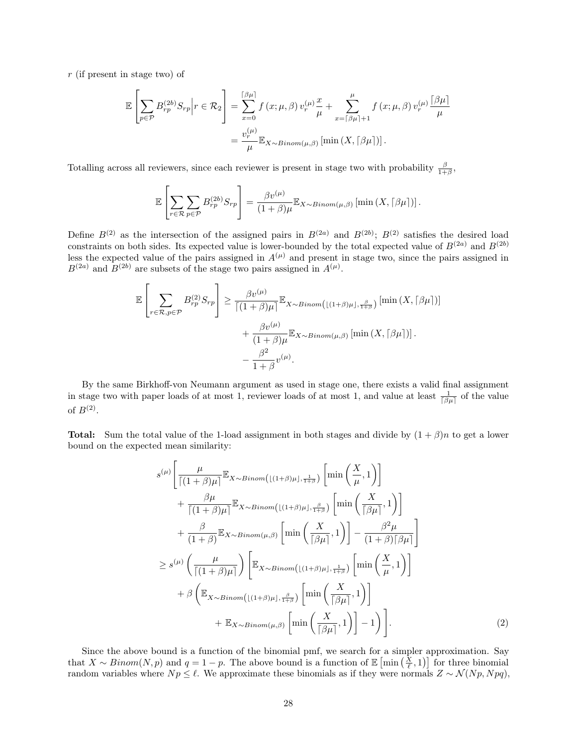$r$ (if present in stage two) of

$$\mathbb{E}\left[\sum_{p\in\mathcal{P}} B^{(2b)}_{rp} S_{rp} \Big| r \in \mathcal{R}_2\right] = \sum_{x=0}^{\lceil \beta\mu \rceil} f\left(x;\mu,\beta\right) v_r^{(\mu)} \frac{x}{\mu} + \sum_{x=\lceil \beta\mu \rceil + 1}^{\mu} f\left(x;\mu,\beta\right) v_r^{(\mu)} \frac{\lceil \beta\mu \rceil}{\mu}$$
$$= \frac{v_r^{(\mu)}}{\mu} \mathbb{E}_{X\sim Binom(\mu,\beta)}\left[\min\left(X, \lceil \beta\mu \rceil\right)\right].$$

Totalling across all reviewers, since each reviewer is present in stage two with probability $\frac{\beta}{1+\beta}$,

$$\mathbb{E}\left[\sum_{r\in\mathcal{R}}\sum_{p\in\mathcal{P}} B^{(2b)}_{rp} S_{rp}\right] = \frac{\beta v^{(\mu)}}{(1+\beta)\mu} \mathbb{E}_{X\sim Binom(\mu,\beta)}\left[\min\left(X, \lceil \beta\mu \rceil\right)\right].$$

Define $B^{(2)}$ as the intersection of the assigned pairs in $B^{(2a)}$ and $B^{(2b)}$; $B^{(2)}$ satisfies the desired load constraints on both sides. Its expected value is lower-bounded by the total expected value of $B^{(2a)}$ and $B^{(2b)}$ less the expected value of the pairs assigned in $A^{(\mu)}$ and present in stage two, since the pairs assigned in $B^{(2a)}$ and $B^{(2b)}$ are subsets of the stage two pairs assigned in $A^{(\mu)}$.

$$\mathbb{E}\left[\sum_{r\in\mathcal{R},p\in\mathcal{P}} B^{(2)}_{rp} S_{rp}\right] \geq \frac{\beta v^{(\mu)}}{\lceil (1+\beta)\mu \rceil} \mathbb{E}_{X\sim Binom\left(\lfloor (1+\beta)\mu \rfloor, \frac{\beta}{1+\beta}\right)}\left[\min\left(X, \lceil \beta\mu \rceil\right)\right]$$
$$+ \frac{\beta v^{(\mu)}}{(1+\beta)\mu} \mathbb{E}_{X\sim Binom(\mu,\beta)}\left[\min\left(X, \lceil \beta\mu \rceil\right)\right].$$
$$- \frac{\beta^2}{1+\beta} v^{(\mu)}.$$

By the same Birkhoff-von Neumann argument as used in stage one, there exists a valid final assignment in stage two with paper loads of at most 1, reviewer loads of at most 1, and value at least $\frac{1}{\lceil \beta\mu \rceil}$ of the value of $B^{(2)}$.

**Total:** Sum the total value of the 1-load assignment in both stages and divide by $(1+\beta)n$ to get a lower bound on the expected mean similarity:

$$\begin{aligned}
& s^{(\mu)}\Bigg[\frac{\mu}{\lceil (1+\beta)\mu \rceil} \mathbb{E}_{X\sim Binom\left(\lfloor (1+\beta)\mu \rfloor, \frac{1}{1+\beta}\right)}\left[\min\left(\frac{X}{\mu}, 1\right)\right] \\
& \quad + \frac{\beta\mu}{\lceil (1+\beta)\mu \rceil} \mathbb{E}_{X\sim Binom\left(\lfloor (1+\beta)\mu \rfloor, \frac{\beta}{1+\beta}\right)}\left[\min\left(\frac{X}{\lceil \beta\mu \rceil}, 1\right)\right] \\
& \quad + \frac{\beta}{(1+\beta)} \mathbb{E}_{X\sim Binom(\mu,\beta)}\left[\min\left(\frac{X}{\lceil \beta\mu \rceil}, 1\right)\right] - \frac{\beta^2\mu}{(1+\beta)\lceil \beta\mu \rceil}\Bigg] \\
& \geq s^{(\mu)}\left(\frac{\mu}{\lceil (1+\beta)\mu \rceil}\right)\Bigg[\mathbb{E}_{X\sim Binom\left(\lfloor (1+\beta)\mu \rfloor, \frac{1}{1+\beta}\right)}\left[\min\left(\frac{X}{\mu}, 1\right)\right] \\
& \quad + \beta\Bigg(\mathbb{E}_{X\sim Binom\left(\lfloor (1+\beta)\mu \rfloor, \frac{\beta}{1+\beta}\right)}\left[\min\left(\frac{X}{\lceil \beta\mu \rceil}, 1\right)\right] \\
& \qquad + \mathbb{E}_{X\sim Binom(\mu,\beta)}\left[\min\left(\frac{X}{\lceil \beta\mu \rceil}, 1\right)\right] - 1\Bigg)\Bigg]. \qquad (2)
\end{aligned}$$

Since the above bound is a function of the binomial pmf, we search for a simpler approximation. Say that $X \sim Binom(N,p)$ and $q = 1-p$. The above bound is a function of $\mathbb{E}\left[\min\left(\frac{X}{\ell}, 1\right)\right]$ for three binomial random variables where $Np \leq \ell$. We approximate these binomials as if they were normals $Z \sim \mathcal{N}(Np, Npq)$,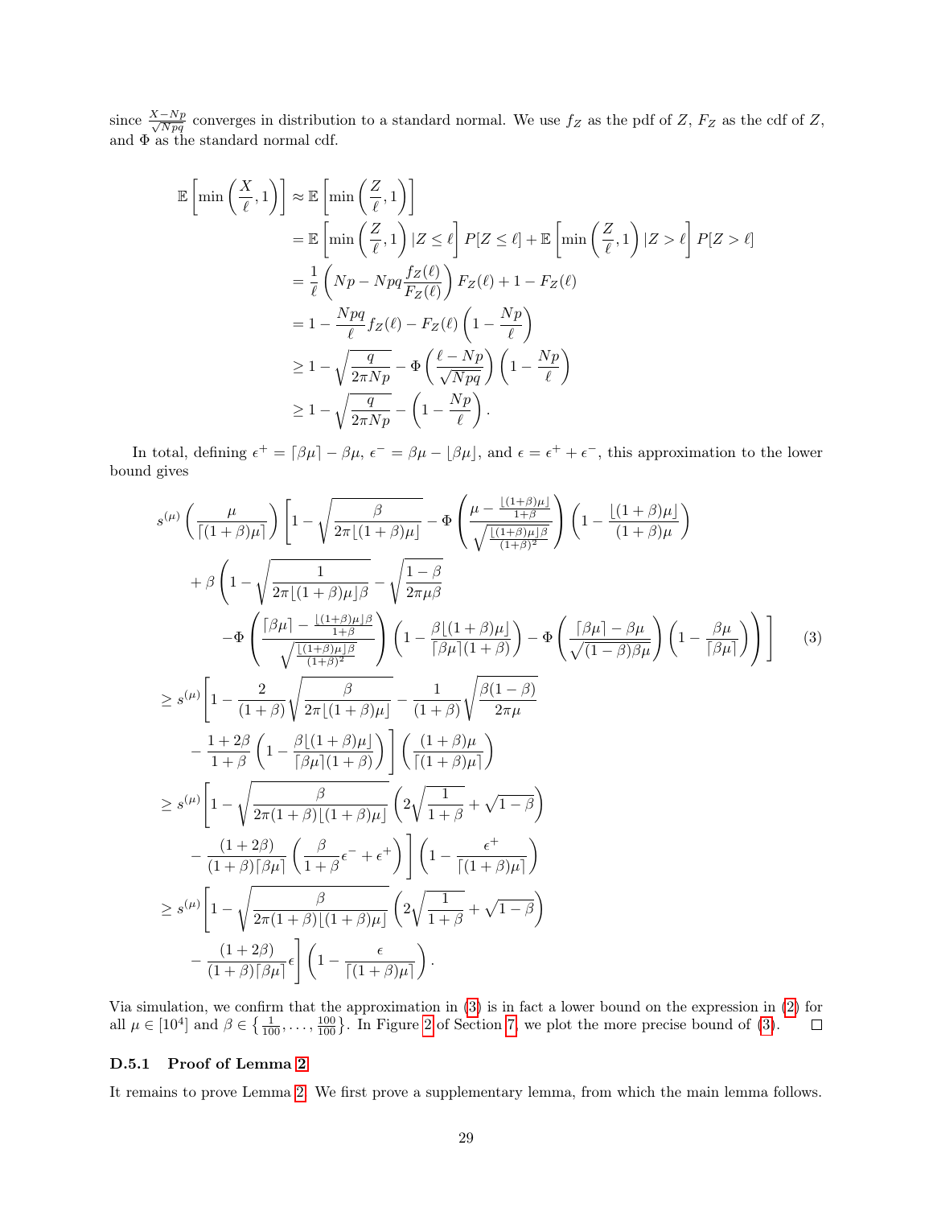since $\frac{X-Np}{\sqrt{Npq}}$ converges in distribution to a standard normal. We use $f_Z$ as the pdf of $Z$, $F_Z$ as the cdf of $Z$, and $\Phi$ as the standard normal cdf.

$$
\begin{aligned}
\mathbb{E}\left[\min\left(\frac{X}{\ell},1\right)\right] &\approx \mathbb{E}\left[\min\left(\frac{Z}{\ell},1\right)\right] \\
&= \mathbb{E}\left[\min\left(\frac{Z}{\ell},1\right)|Z\leq \ell\right]P[Z\leq \ell] + \mathbb{E}\left[\min\left(\frac{Z}{\ell},1\right)|Z>\ell\right]P[Z>\ell] \\
&= \frac{1}{\ell}\left(Np - Npq\frac{f_Z(\ell)}{F_Z(\ell)}\right)F_Z(\ell) + 1 - F_Z(\ell) \\
&= 1 - \frac{Npq}{\ell}f_Z(\ell) - F_Z(\ell)\left(1-\frac{Np}{\ell}\right) \\
&\geq 1 - \sqrt{\frac{q}{2\pi Np}} - \Phi\left(\frac{\ell - Np}{\sqrt{Npq}}\right)\left(1-\frac{Np}{\ell}\right) \\
&\geq 1 - \sqrt{\frac{q}{2\pi Np}} - \left(1-\frac{Np}{\ell}\right).
\end{aligned}
$$

In total, defining $\epsilon^+ = \lceil \beta\mu\rceil - \beta\mu$, $\epsilon^- = \beta\mu - \lfloor\beta\mu\rfloor$, and $\epsilon = \epsilon^+ + \epsilon^-$, this approximation to the lower bound gives

$$
\begin{aligned}
& s^{(\mu)}\left(\frac{\mu}{\lceil(1+\beta)\mu\rceil}\right)\Bigg[1 - \sqrt{\frac{\beta}{2\pi\lfloor(1+\beta)\mu\rfloor}} - \Phi\left(\frac{\mu - \frac{\lfloor(1+\beta)\mu\rfloor}{1+\beta}}{\sqrt{\frac{\lfloor(1+\beta)\mu\rfloor\beta}{(1+\beta)^2}}}\right)\left(1 - \frac{\lfloor(1+\beta)\mu\rfloor}{(1+\beta)\mu}\right) \\
&\quad + \beta\Bigg(1 - \sqrt{\frac{1}{2\pi\lfloor(1+\beta)\mu\rfloor\beta}} - \sqrt{\frac{1-\beta}{2\pi\mu\beta}} \\
&\quad -\Phi\left(\frac{\lceil\beta\mu\rceil - \frac{\lfloor(1+\beta)\mu\rfloor\beta}{1+\beta}}{\sqrt{\frac{\lfloor(1+\beta)\mu\rfloor\beta}{(1+\beta)^2}}}\right)\left(1 - \frac{\beta\lfloor(1+\beta)\mu\rfloor}{\lceil\beta\mu\rceil(1+\beta)}\right) - \Phi\left(\frac{\lceil\beta\mu\rceil - \beta\mu}{\sqrt{(1-\beta)\beta\mu}}\right)\left(1 - \frac{\beta\mu}{\lceil\beta\mu\rceil}\right)\Bigg)\Bigg] \qquad (3) \\
&\geq s^{(\mu)}\Bigg[1 - \frac{2}{(1+\beta)}\sqrt{\frac{\beta}{2\pi\lfloor(1+\beta)\mu\rfloor}} - \frac{1}{(1+\beta)}\sqrt{\frac{\beta(1-\beta)}{2\pi\mu}} \\
&\quad - \frac{1+2\beta}{1+\beta}\left(1 - \frac{\beta\lfloor(1+\beta)\mu\rfloor}{\lceil\beta\mu\rceil(1+\beta)}\right)\Bigg]\left(\frac{(1+\beta)\mu}{\lceil(1+\beta)\mu\rceil}\right) \\
&\geq s^{(\mu)}\Bigg[1 - \sqrt{\frac{\beta}{2\pi(1+\beta)\lfloor(1+\beta)\mu\rfloor}}\left(2\sqrt{\frac{1}{1+\beta}} + \sqrt{1-\beta}\right) \\
&\quad - \frac{(1+2\beta)}{(1+\beta)\lceil\beta\mu\rceil}\left(\frac{\beta}{1+\beta}\epsilon^- + \epsilon^+\right)\Bigg]\left(1 - \frac{\epsilon^+}{\lceil(1+\beta)\mu\rceil}\right) \\
&\geq s^{(\mu)}\Bigg[1 - \sqrt{\frac{\beta}{2\pi(1+\beta)\lfloor(1+\beta)\mu\rfloor}}\left(2\sqrt{\frac{1}{1+\beta}} + \sqrt{1-\beta}\right) \\
&\quad - \frac{(1+2\beta)}{(1+\beta)\lceil\beta\mu\rceil}\epsilon\Bigg]\left(1 - \frac{\epsilon}{\lceil(1+\beta)\mu\rceil}\right).
\end{aligned}
$$

Via simulation, we confirm that the approximation in (3) is in fact a lower bound on the expression in (2) for all $\mu \in [10^4]$ and $\beta \in \left\{\frac{1}{100},\ldots,\frac{100}{100}\right\}$. In Figure 2 of Section 7, we plot the more precise bound of (3). ◻

### D.5.1 Proof of Lemma 2

It remains to prove Lemma 2. We first prove a supplementary lemma, from which the main lemma follows.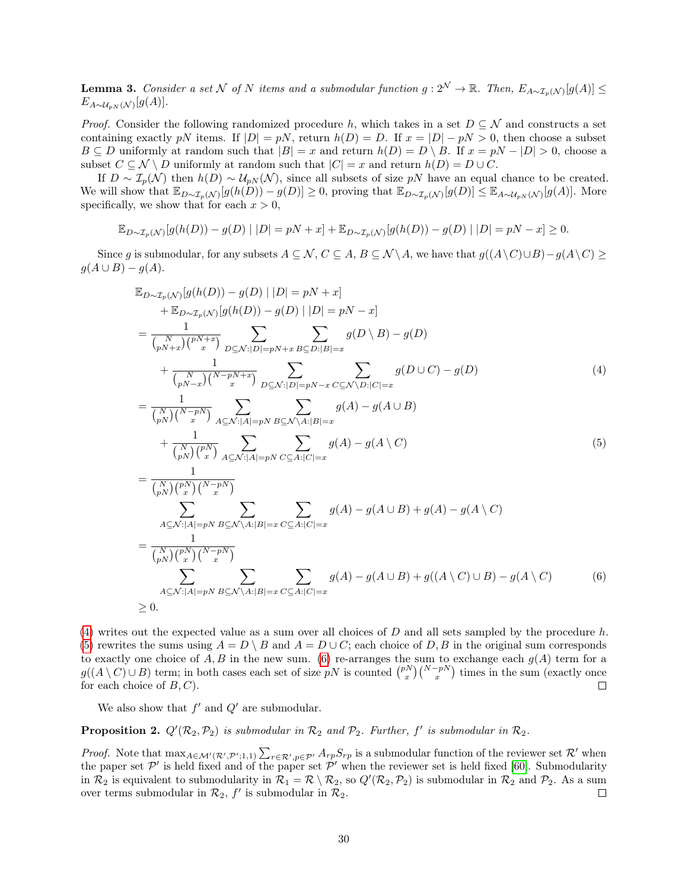**Lemma 3.** *Consider a set $\mathcal{N}$ of $N$ items and a submodular function $g : 2^{\mathcal{N}} \to \mathbb{R}$. Then, $E_{A\sim\mathcal{I}_p(\mathcal{N})}[g(A)] \leq E_{A\sim\mathcal{U}_{pN}(\mathcal{N})}[g(A)]$.*

*Proof.* Consider the following randomized procedure $h$, which takes in a set $D \subseteq \mathcal{N}$ and constructs a set containing exactly $pN$ items. If $|D| = pN$, return $h(D) = D$. If $x = |D| - pN > 0$, then choose a subset $B \subseteq D$ uniformly at random such that $|B| = x$ and return $h(D) = D \setminus B$. If $x = pN - |D| > 0$, choose a subset $C \subseteq \mathcal{N} \setminus D$ uniformly at random such that $|C| = x$ and return $h(D) = D \cup C$.

If $D \sim \mathcal{I}_p(\mathcal{N})$ then $h(D) \sim \mathcal{U}_{pN}(\mathcal{N})$, since all subsets of size $pN$ have an equal chance to be created. We will show that $\mathbb{E}_{D\sim\mathcal{I}_p(\mathcal{N})}[g(h(D)) - g(D)] \geq 0$, proving that $\mathbb{E}_{D\sim\mathcal{I}_p(\mathcal{N})}[g(D)] \leq \mathbb{E}_{A\sim\mathcal{U}_{pN}(\mathcal{N})}[g(A)]$. More specifically, we show that for each $x > 0$,

$$\mathbb{E}_{D\sim\mathcal{I}_p(\mathcal{N})}[g(h(D)) - g(D) \mid |D| = pN + x] + \mathbb{E}_{D\sim\mathcal{I}_p(\mathcal{N})}[g(h(D)) - g(D) \mid |D| = pN - x] \geq 0.$$

Since $g$ is submodular, for any subsets $A \subseteq \mathcal{N}$, $C \subseteq A$, $B \subseteq \mathcal{N}\setminus A$, we have that $g((A\setminus C)\cup B) - g(A\setminus C) \geq g(A \cup B) - g(A)$.

$$\begin{aligned}
&\mathbb{E}_{D\sim\mathcal{I}_p(\mathcal{N})}[g(h(D)) - g(D) \mid |D| = pN + x] \\
&\quad + \mathbb{E}_{D\sim\mathcal{I}_p(\mathcal{N})}[g(h(D)) - g(D) \mid |D| = pN - x] \\
&= \frac{1}{\binom{N}{pN+x}\binom{pN+x}{x}} \sum_{D\subseteq\mathcal{N}:|D|=pN+x} \sum_{B\subseteq D:|B|=x} g(D\setminus B) - g(D) \\
&\quad + \frac{1}{\binom{N}{pN-x}\binom{N-pN+x}{x}} \sum_{D\subseteq\mathcal{N}:|D|=pN-x} \sum_{C\subseteq\mathcal{N}\setminus D:|C|=x} g(D\cup C) - g(D) &\quad (4) \\
&= \frac{1}{\binom{N}{pN}\binom{N-pN}{x}} \sum_{A\subseteq\mathcal{N}:|A|=pN} \sum_{B\subseteq\mathcal{N}\setminus A:|B|=x} g(A) - g(A\cup B) \\
&\quad + \frac{1}{\binom{N}{pN}\binom{pN}{x}} \sum_{A\subseteq\mathcal{N}:|A|=pN} \sum_{C\subseteq A:|C|=x} g(A) - g(A\setminus C) &\quad (5) \\
&= \frac{1}{\binom{N}{pN}\binom{pN}{x}\binom{N-pN}{x}} \\
&\quad \sum_{A\subseteq\mathcal{N}:|A|=pN} \sum_{B\subseteq\mathcal{N}\setminus A:|B|=x} \sum_{C\subseteq A:|C|=x} g(A) - g(A\cup B) + g(A) - g(A\setminus C) \\
&= \frac{1}{\binom{N}{pN}\binom{pN}{x}\binom{N-pN}{x}} \\
&\quad \sum_{A\subseteq\mathcal{N}:|A|=pN} \sum_{B\subseteq\mathcal{N}\setminus A:|B|=x} \sum_{C\subseteq A:|C|=x} g(A) - g(A\cup B) + g((A\setminus C)\cup B) - g(A\setminus C) &\quad (6) \\
&\geq 0.
\end{aligned}$$

(4) writes out the expected value as a sum over all choices of $D$ and all sets sampled by the procedure $h$. (5) rewrites the sums using $A = D\setminus B$ and $A = D \cup C$; each choice of $D, B$ in the original sum corresponds to exactly one choice of $A, B$ in the new sum. (6) re-arranges the sum to exchange each $g(A)$ term for a $g((A \setminus C) \cup B)$ term; in both cases each set of size $pN$ is counted $\binom{pN}{x}\binom{N-pN}{x}$ times in the sum (exactly once for each choice of $B, C$). $\square$

We also show that $f'$ and $Q'$ are submodular.

**Proposition 2.** *$Q'(\mathcal{R}_2, \mathcal{P}_2)$ is submodular in $\mathcal{R}_2$ and $\mathcal{P}_2$. Further, $f'$ is submodular in $\mathcal{R}_2$.*

*Proof.* Note that $\max_{A\in\mathcal{M}'(\mathcal{R}',\mathcal{P}';1,1)} \sum_{r\in\mathcal{R}',p\in\mathcal{P}'} A_{rp}S_{rp}$ is a submodular function of the reviewer set $\mathcal{R}'$ when the paper set $\mathcal{P}'$ is held fixed and of the paper set $\mathcal{P}'$ when the reviewer set is held fixed [60]. Submodularity in $\mathcal{R}_2$ is equivalent to submodularity in $\mathcal{R}_1 = \mathcal{R}\setminus\mathcal{R}_2$, so $Q'(\mathcal{R}_2, \mathcal{P}_2)$ is submodular in $\mathcal{R}_2$ and $\mathcal{P}_2$. As a sum over terms submodular in $\mathcal{R}_2$, $f'$ is submodular in $\mathcal{R}_2$. $\square$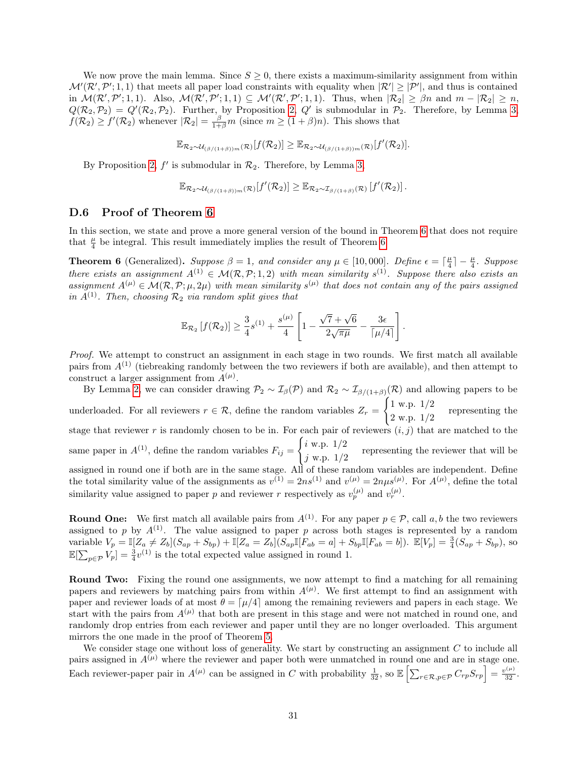We now prove the main lemma. Since $S \geq 0$, there exists a maximum-similarity assignment from within $\mathcal{M}'(\mathcal{R}', \mathcal{P}'; 1, 1)$ that meets all paper load constraints with equality when $|\mathcal{R}'| \geq |\mathcal{P}'|$, and thus is contained in $\mathcal{M}(\mathcal{R}', \mathcal{P}'; 1, 1)$. Also, $\mathcal{M}(\mathcal{R}', \mathcal{P}'; 1, 1) \subseteq \mathcal{M}'(\mathcal{R}', \mathcal{P}'; 1, 1)$. Thus, when $|\mathcal{R}_2| \geq \beta n$ and $m - |\mathcal{R}_2| \geq n$, $Q(\mathcal{R}_2, \mathcal{P}_2) = Q'(\mathcal{R}_2, \mathcal{P}_2)$. Further, by Proposition 2, $Q'$ is submodular in $\mathcal{P}_2$. Therefore, by Lemma 3, $f(\mathcal{R}_2) \geq f'(\mathcal{R}_2)$ whenever $|\mathcal{R}_2| = \frac{\beta}{1+\beta} m$ (since $m \geq (1+\beta)n$). This shows that

$$\mathbb{E}_{\mathcal{R}_2 \sim \mathcal{U}_{(\beta/(1+\beta))m}(\mathcal{R})}[f(\mathcal{R}_2)] \geq \mathbb{E}_{\mathcal{R}_2 \sim \mathcal{U}_{(\beta/(1+\beta))m}(\mathcal{R})}[f'(\mathcal{R}_2)].$$

By Proposition 2, $f'$ is submodular in $\mathcal{R}_2$. Therefore, by Lemma 3,

$$\mathbb{E}_{\mathcal{R}_2 \sim \mathcal{U}_{(\beta/(1+\beta))m}(\mathcal{R})}[f'(\mathcal{R}_2)] \geq \mathbb{E}_{\mathcal{R}_2 \sim \mathcal{I}_{\beta/(1+\beta)}(\mathcal{R})}\left[f'(\mathcal{R}_2)\right].$$

## D.6 Proof of Theorem 6

In this section, we state and prove a more general version of the bound in Theorem 6 that does not require that $\frac{\mu}{4}$ be integral. This result immediately implies the result of Theorem 6.

**Theorem 6** (Generalized)**.** *Suppose $\beta = 1$, and consider any $\mu \in [10, 000]$. Define $\epsilon = \lceil \frac{\mu}{4} \rceil - \frac{\mu}{4}$. Suppose there exists an assignment $A^{(1)} \in \mathcal{M}(\mathcal{R}, \mathcal{P}; 1, 2)$ with mean similarity $s^{(1)}$. Suppose there also exists an assignment $A^{(\mu)} \in \mathcal{M}(\mathcal{R}, \mathcal{P}; \mu, 2\mu)$ with mean similarity $s^{(\mu)}$ that does not contain any of the pairs assigned in $A^{(1)}$. Then, choosing $\mathcal{R}_2$ via random split gives that*

$$\mathbb{E}_{\mathcal{R}_2}\left[f(\mathcal{R}_2)\right] \geq \frac{3}{4}s^{(1)} + \frac{s^{(\mu)}}{4}\left[1 - \frac{\sqrt{7}+\sqrt{6}}{2\sqrt{\pi\mu}} - \frac{3\epsilon}{\lceil \mu/4 \rceil}\right].$$

*Proof.* We attempt to construct an assignment in each stage in two rounds. We first match all available pairs from $A^{(1)}$ (tiebreaking randomly between the two reviewers if both are available), and then attempt to construct a larger assignment from $A^{(\mu)}$.

By Lemma 2, we can consider drawing $\mathcal{P}_2 \sim \mathcal{I}_\beta(\mathcal{P})$ and $\mathcal{R}_2 \sim \mathcal{I}_{\beta/(1+\beta)}(\mathcal{R})$ and allowing papers to be underloaded. For all reviewers $r \in \mathcal{R}$, define the random variables $Z_r = \begin{cases} 1 \text{ w.p. } 1/2 \\ 2 \text{ w.p. } 1/2 \end{cases}$ representing the stage that reviewer $r$ is randomly chosen to be in. For each pair of reviewers $(i,j)$ that are matched to the same paper in $A^{(1)}$, define the random variables $F_{ij} = \begin{cases} i \text{ w.p. } 1/2 \\ j \text{ w.p. } 1/2 \end{cases}$ representing the reviewer that will be assigned in round one if both are in the same stage. All of these random variables are independent. Define the total similarity value of the assignments as $v^{(1)} = 2ns^{(1)}$ and $v^{(\mu)} = 2n\mu s^{(\mu)}$. For $A^{(\mu)}$, define the total similarity value assigned to paper $p$ and reviewer $r$ respectively as $v_p^{(\mu)}$ and $v_r^{(\mu)}$.

**Round One:** We first match all available pairs from $A^{(1)}$. For any paper $p \in \mathcal{P}$, call $a, b$ the two reviewers assigned to $p$ by $A^{(1)}$. The value assigned to paper $p$ across both stages is represented by a random variable $V_p = \mathbb{I}[Z_a \neq Z_b](S_{ap} + S_{bp}) + \mathbb{I}[Z_a = Z_b](S_{ap}\mathbb{I}[F_{ab} = a] + S_{bp}\mathbb{I}[F_{ab} = b])$. $\mathbb{E}[V_p] = \frac{3}{4}(S_{ap} + S_{bp})$, so $\mathbb{E}[\sum_{p \in \mathcal{P}} V_p] = \frac{3}{4}v^{(1)}$ is the total expected value assigned in round 1.

**Round Two:** Fixing the round one assignments, we now attempt to find a matching for all remaining papers and reviewers by matching pairs from within $A^{(\mu)}$. We first attempt to find an assignment with paper and reviewer loads of at most $\theta = \lceil \mu/4 \rceil$ among the remaining reviewers and papers in each stage. We start with the pairs from $A^{(\mu)}$ that both are present in this stage and were not matched in round one, and randomly drop entries from each reviewer and paper until they are no longer overloaded. This argument mirrors the one made in the proof of Theorem 5.

We consider stage one without loss of generality. We start by constructing an assignment $C$ to include all pairs assigned in $A^{(\mu)}$ where the reviewer and paper both were unmatched in round one and are in stage one. Each reviewer-paper pair in $A^{(\mu)}$ can be assigned in $C$ with probability $\frac{1}{32}$, so $\mathbb{E}\left[\sum_{r \in \mathcal{R}, p \in \mathcal{P}} C_{rp} S_{rp}\right] = \frac{v^{(\mu)}}{32}$.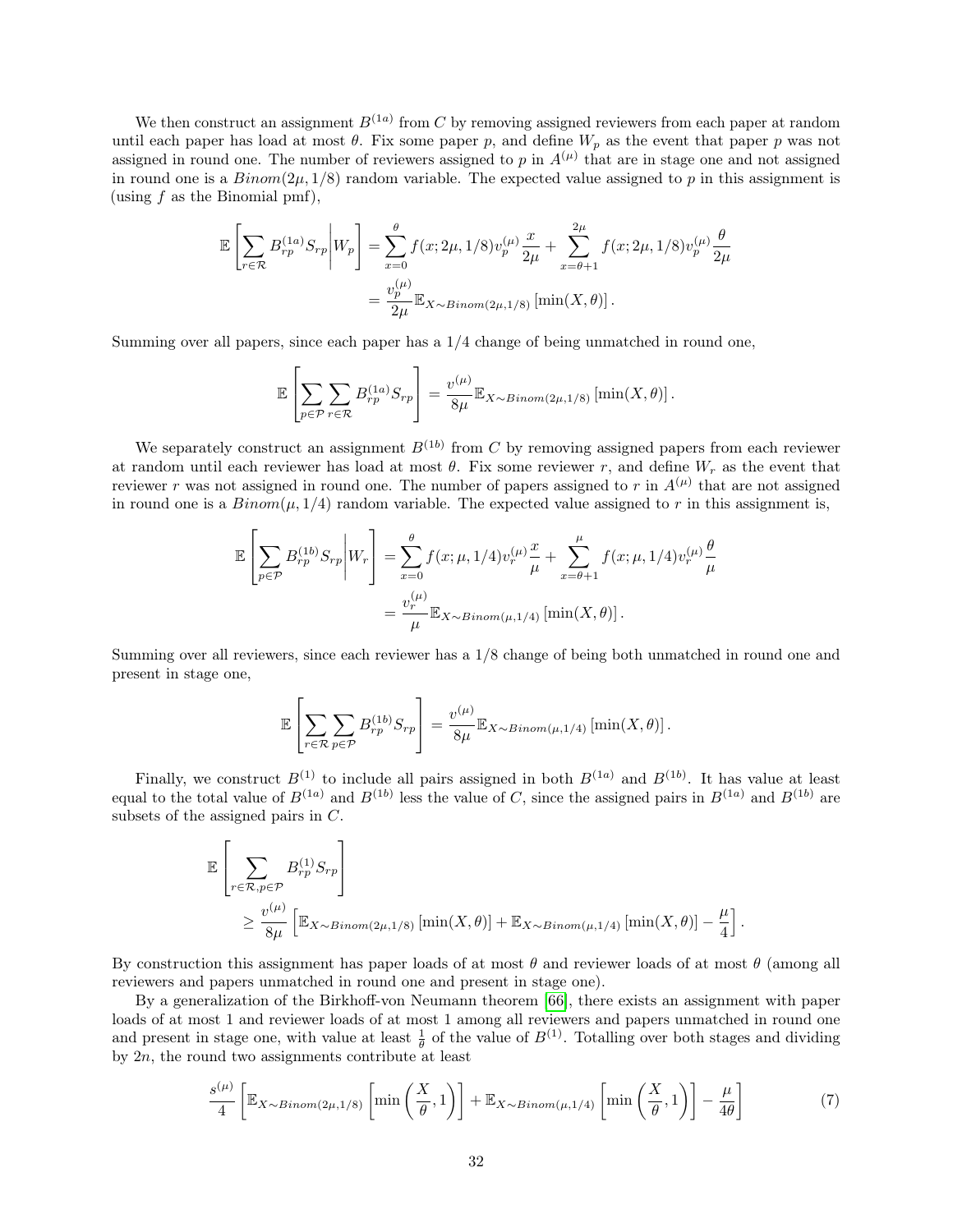We then construct an assignment $B^{(1a)}$ from $C$ by removing assigned reviewers from each paper at random until each paper has load at most $\theta$. Fix some paper $p$, and define $W_p$ as the event that paper $p$ was not assigned in round one. The number of reviewers assigned to $p$ in $A^{(\mu)}$ that are in stage one and not assigned in round one is a $Binom(2\mu, 1/8)$ random variable. The expected value assigned to $p$ in this assignment is (using $f$ as the Binomial pmf),

$$\begin{aligned}
\mathbb{E}\left[\sum_{r\in\mathcal{R}} B^{(1a)}_{rp} S_{rp} \middle| W_p\right] &= \sum_{x=0}^{\theta} f(x; 2\mu, 1/8) v_p^{(\mu)} \frac{x}{2\mu} + \sum_{x=\theta+1}^{2\mu} f(x; 2\mu, 1/8) v_p^{(\mu)} \frac{\theta}{2\mu} \\
&= \frac{v_p^{(\mu)}}{2\mu} \mathbb{E}_{X\sim Binom(2\mu,1/8)}\left[\min(X, \theta)\right].
\end{aligned}$$

Summing over all papers, since each paper has a 1/4 change of being unmatched in round one,

$$\mathbb{E}\left[\sum_{p\in\mathcal{P}}\sum_{r\in\mathcal{R}} B^{(1a)}_{rp} S_{rp}\right] = \frac{v^{(\mu)}}{8\mu} \mathbb{E}_{X\sim Binom(2\mu,1/8)}\left[\min(X, \theta)\right].$$

We separately construct an assignment $B^{(1b)}$ from $C$ by removing assigned papers from each reviewer at random until each reviewer has load at most $\theta$. Fix some reviewer $r$, and define $W_r$ as the event that reviewer $r$ was not assigned in round one. The number of papers assigned to $r$ in $A^{(\mu)}$ that are not assigned in round one is a $Binom(\mu, 1/4)$ random variable. The expected value assigned to $r$ in this assignment is,

$$\begin{aligned}
\mathbb{E}\left[\sum_{p\in\mathcal{P}} B^{(1b)}_{rp} S_{rp} \middle| W_r\right] &= \sum_{x=0}^{\theta} f(x; \mu, 1/4) v_r^{(\mu)} \frac{x}{\mu} + \sum_{x=\theta+1}^{\mu} f(x; \mu, 1/4) v_r^{(\mu)} \frac{\theta}{\mu} \\
&= \frac{v_r^{(\mu)}}{\mu} \mathbb{E}_{X\sim Binom(\mu,1/4)}\left[\min(X, \theta)\right].
\end{aligned}$$

Summing over all reviewers, since each reviewer has a 1/8 change of being both unmatched in round one and present in stage one,

$$\mathbb{E}\left[\sum_{r\in\mathcal{R}}\sum_{p\in\mathcal{P}} B^{(1b)}_{rp} S_{rp}\right] = \frac{v^{(\mu)}}{8\mu} \mathbb{E}_{X\sim Binom(\mu,1/4)}\left[\min(X, \theta)\right].$$

Finally, we construct $B^{(1)}$ to include all pairs assigned in both $B^{(1a)}$ and $B^{(1b)}$. It has value at least equal to the total value of $B^{(1a)}$ and $B^{(1b)}$ less the value of $C$, since the assigned pairs in $B^{(1a)}$ and $B^{(1b)}$ are subsets of the assigned pairs in $C$.

$$\begin{aligned}
&\mathbb{E}\left[\sum_{r\in\mathcal{R}, p\in\mathcal{P}} B^{(1)}_{rp} S_{rp}\right] \\
&\quad \geq \frac{v^{(\mu)}}{8\mu}\left[\mathbb{E}_{X\sim Binom(2\mu,1/8)}\left[\min(X, \theta)\right] + \mathbb{E}_{X\sim Binom(\mu,1/4)}\left[\min(X, \theta)\right] - \frac{\mu}{4}\right].
\end{aligned}$$

By construction this assignment has paper loads of at most $\theta$ and reviewer loads of at most $\theta$ (among all reviewers and papers unmatched in round one and present in stage one).

By a generalization of the Birkhoff-von Neumann theorem [66], there exists an assignment with paper loads of at most 1 and reviewer loads of at most 1 among all reviewers and papers unmatched in round one and present in stage one, with value at least $\frac{1}{\theta}$ of the value of $B^{(1)}$. Totalling over both stages and dividing by $2n$, the round two assignments contribute at least

$$\frac{s^{(\mu)}}{4}\left[\mathbb{E}_{X\sim Binom(2\mu,1/8)}\left[\min\left(\frac{X}{\theta}, 1\right)\right] + \mathbb{E}_{X\sim Binom(\mu,1/4)}\left[\min\left(\frac{X}{\theta}, 1\right)\right] - \frac{\mu}{4\theta}\right] \tag{7}$$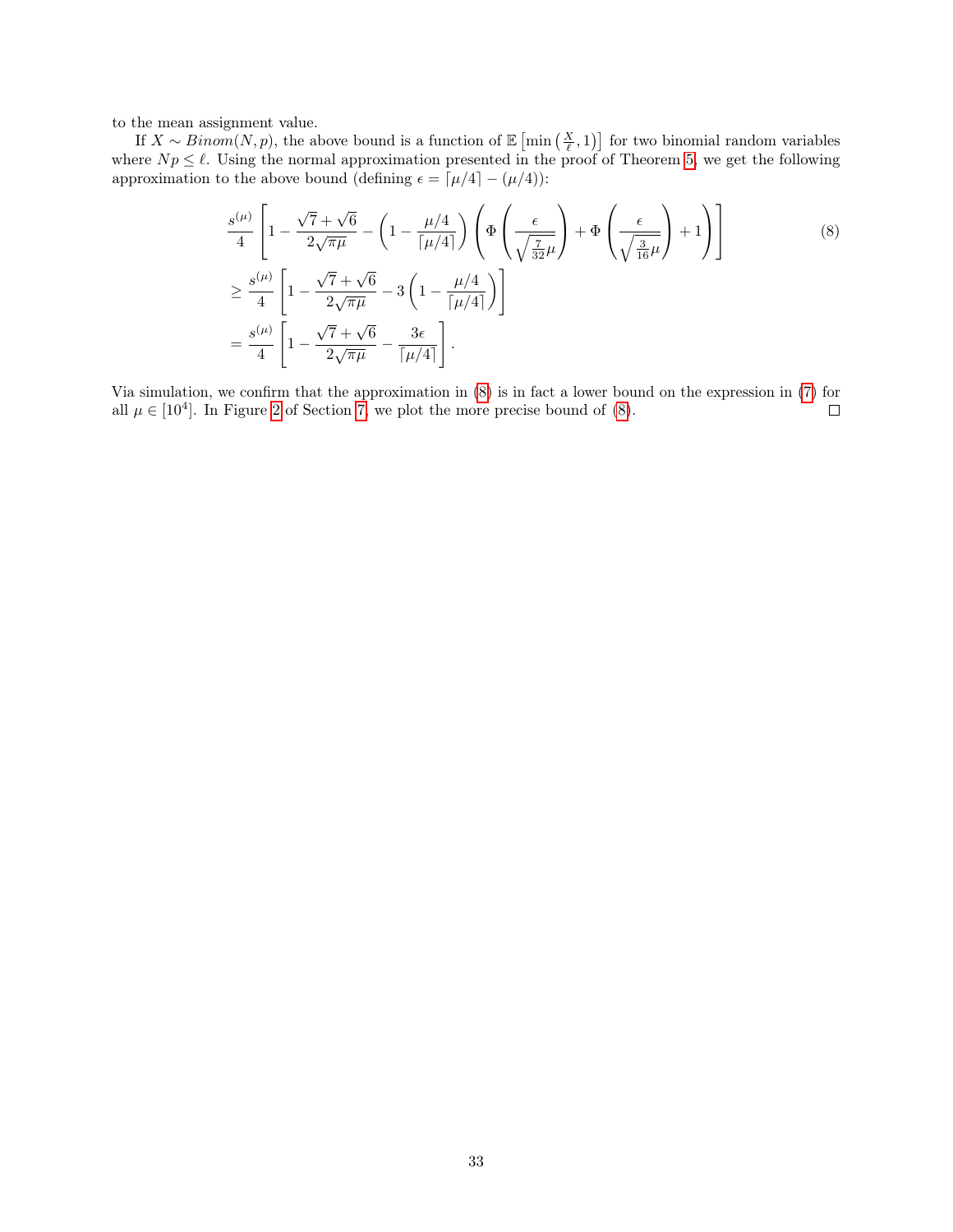to the mean assignment value.

If $X \sim Binom(N, p)$, the above bound is a function of $\mathbb{E}\left[\min\left(\frac{X}{\ell}, 1\right)\right]$ for two binomial random variables where $Np \leq \ell$. Using the normal approximation presented in the proof of Theorem 5, we get the following approximation to the above bound (defining $\epsilon = \lceil \mu/4 \rceil - (\mu/4)$):

$$
\begin{aligned}
&\frac{s^{(\mu)}}{4}\left[1 - \frac{\sqrt{7}+\sqrt{6}}{2\sqrt{\pi\mu}} - \left(1 - \frac{\mu/4}{\lceil \mu/4 \rceil}\right)\left(\Phi\left(\frac{\epsilon}{\sqrt{\frac{7}{32}\mu}}\right) + \Phi\left(\frac{\epsilon}{\sqrt{\frac{3}{16}\mu}}\right) + 1\right)\right] \qquad (8)\\
&\geq \frac{s^{(\mu)}}{4}\left[1 - \frac{\sqrt{7}+\sqrt{6}}{2\sqrt{\pi\mu}} - 3\left(1 - \frac{\mu/4}{\lceil \mu/4 \rceil}\right)\right]\\
&= \frac{s^{(\mu)}}{4}\left[1 - \frac{\sqrt{7}+\sqrt{6}}{2\sqrt{\pi\mu}} - \frac{3\epsilon}{\lceil \mu/4 \rceil}\right].
\end{aligned}
$$

Via simulation, we confirm that the approximation in (8) is in fact a lower bound on the expression in (7) for all $\mu \in [10^4]$. In Figure 2 of Section 7, we plot the more precise bound of (8). $\square$